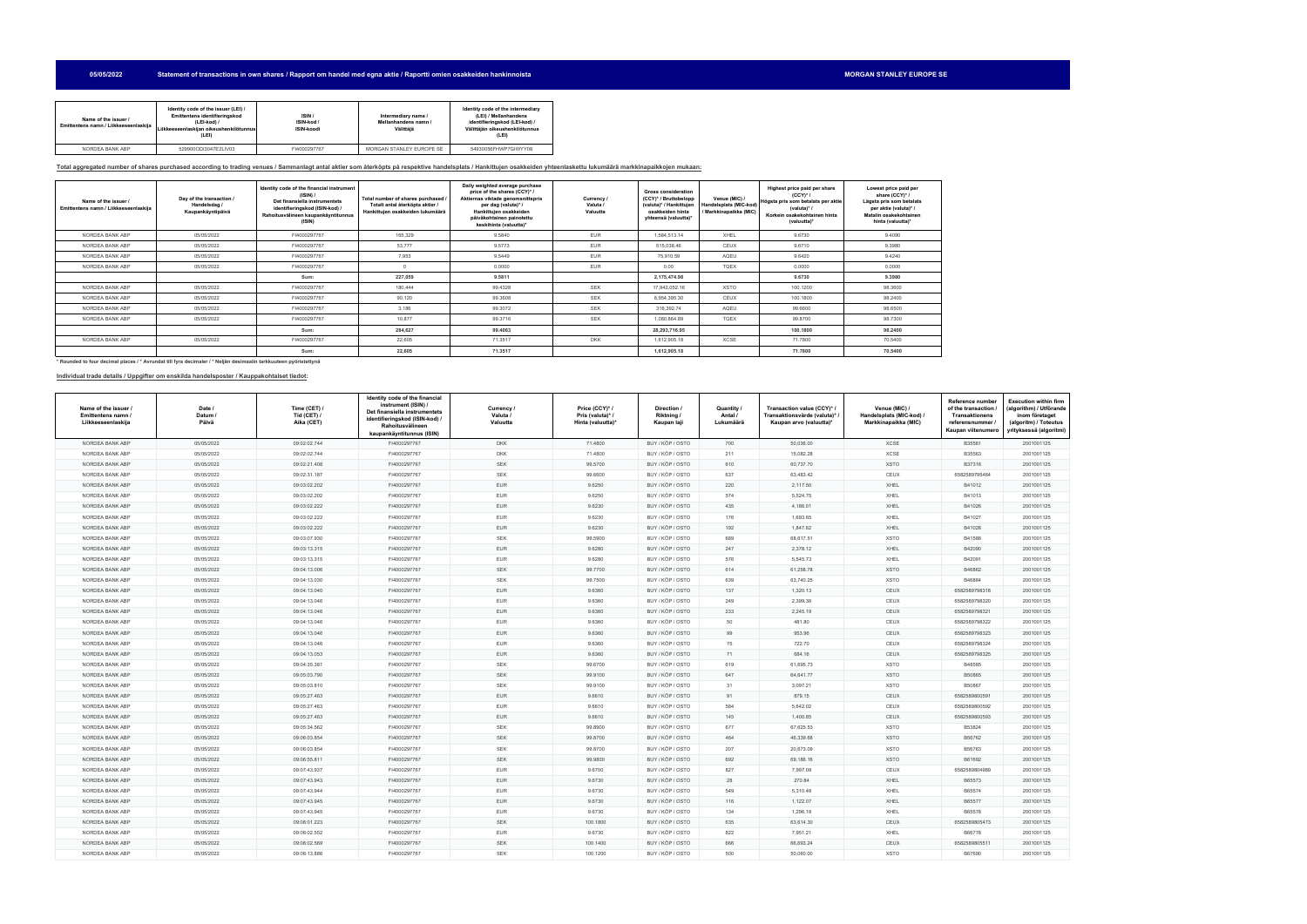**05/05/2022** **Statement of transactions in own shares / Rapport om handel med egna aktie / Raportti omien osakkeiden hankinnoista** **MORGAN STANLEY EUROPE SE**

| Name of the issuer / Emittentens namn / Liikkeeseenlaskija | Identity code of the issuer (LEI) / Emittentens identifieringskod (LEI-kod) / Liikkeeseenlaskijan oikeushenkilötunnus (LEI) | ISIN / ISIN-kod / ISIN-koodi | Intermediary name / Mellanhandens namn / Välittäjä | Identity code of the intermediary (LEI) / Mellanhandens identifieringskod (LEI-kod) / Välittäjän oikeushenkilötunnus (LEI) |
|---|---|---|---|---|
| NORDEA BANK ABP | 529900ODI3047E2LIV03 | FI4000297767 | MORGAN STANLEY EUROPE SE | 54930056FHWP7GIWYY08 |

**Total aggregated number of shares purchased according to trading venues / Sammanlagt antal aktier som återköpts på respektive handelsplats / Hankittujen osakkeiden yhteenlaskettu lukumäärä markkinapaikkojen mukaan:**

| Name of the issuer / Emittentens namn / Liikkeeseenlaskija | Day of the transaction / Handelsdag / Kaupankäyntipäivä | Identity code of the financial instrument (ISIN) / Det finansiella instrumentets identifieringskod (ISIN-kod) / Rahoitusvälineen kaupankäyntitunnus (ISIN) | Total number of shares purchased / Totalt antal återköpta aktier / Hankittujen osakkeiden lukumäärä | Daily weighted average purchase price of the shares (CCY)* / Aktiernas viktade genomsnittspris per dag (valuta)* / Hankittujen osakkeiden päiväkohtainen painotettu keskihinta (valuutta)* | Currency / Valuta / Valuutta | Gross consideration (CCY)* / Bruttobelopp (valuta)* / Hankittujen osakkeiden hinta yhteensä (valuutta)* | Venue (MIC) / Handelsplats (MIC-kod) / Markkinapaikka (MIC) | Highest price paid per share (CCY)* / Högsta pris som betalats per aktie (valuta)* / Korkein osakekohtainen hinta (valuutta)* | Lowest price paid per share (CCY)* / Lägsta pris som betalats per aktie (valuta)* / Matalin osakekohtainen hinta (valuutta)* |
|---|---|---|---|---|---|---|---|---|---|
| NORDEA BANK ABP | 05/05/2022 | FI4000297767 | 165,329 | 9.5840 | EUR | 1,584,513.14 | XHEL | 9.6730 | 9.4090 |
| NORDEA BANK ABP | 05/05/2022 | FI4000297767 | 53,777 | 9.5773 | EUR | 515,038.46 | CEUX | 9.6710 | 9.3980 |
| NORDEA BANK ABP | 05/05/2022 | FI4000297767 | 7,953 | 9.5449 | EUR | 75,910.59 | AQEU | 9.6420 | 9.4240 |
| NORDEA BANK ABP | 05/05/2022 | FI4000297767 | 0 | 0.0000 | EUR | 0.00 | TQEX | 0.0000 | 0.0000 |
| | | Sum: | 227,059 | 9.5811 | | 2,175,474.98 | | 9.6730 | 9.3980 |
| NORDEA BANK ABP | 05/05/2022 | FI4000297767 | 180,444 | 99.4328 | SEK | 17,942,052.16 | XSTO | 100.1200 | 98.3600 |
| NORDEA BANK ABP | 05/05/2022 | FI4000297767 | 90,120 | 99.3608 | SEK | 8,954,395.30 | CEUX | 100.1800 | 98.2400 |
| NORDEA BANK ABP | 05/05/2022 | FI4000297767 | 3,186 | 99.3072 | SEK | 316,392.74 | AQEU | 99.6600 | 98.6500 |
| NORDEA BANK ABP | 05/05/2022 | FI4000297767 | 10,877 | 99.3716 | SEK | 1,080,864.89 | TQEX | 99.8700 | 98.7300 |
| | | Sum: | 284,627 | 99.4063 | | 28,293,716.95 | | 100.1800 | 98.2400 |
| NORDEA BANK ABP | 05/05/2022 | FI4000297767 | 22,605 | 71.3517 | DKK | 1,612,905.18 | XCSE | 71.7800 | 70.5400 |
| | | Sum: | 22,605 | 71.3517 | | 1,612,905.18 | | 71.7800 | 70.5400 |

\* Rounded to four decimal places / * Avrundat till fyra decimaler / * Neljän desimaalin tarkkuuteen pyöristettynä

**Individual trade details / Uppgifter om enskilda handelsposter / Kauppakohtaiset tiedot:**

| Name of the issuer / Emittentens namn / Liikkeeseenlaskija | Date / Datum / Päivä | Time (CET) / Tid (CET) / Aika (CET) | Identity code of the financial instrument (ISIN) / Det finansiella instrumentets identifieringskod (ISIN-kod) / Rahoitusvälineen kaupankäyntitunnus (ISIN) | Currency / Valuta / Valuutta | Price (CCY)* / Pris (valuta)* / Hinta (valuutta)* | Direction / Riktning / Kaupan laji | Quantity / Antal / Lukumäärä | Transaction value (CCY)* / Transaktionsvärde (valuta)* / Kaupan arvo (valuutta)* | Venue (MIC) / Handelsplats (MIC-kod) / Markkinapaikka (MIC) | Reference number of the transaction / Transaktionens referensnummer / Kaupan viitenumero | Execution within firm (algorithm) / Utförande inom företaget (algoritm) / Toteutus yrityksessä (algoritmi) |
|---|---|---|---|---|---|---|---|---|---|---|---|
| NORDEA BANK ABP | 05/05/2022 | 09:02:02.744 | FI4000297767 | DKK | 71.4800 | BUY / KÖP / OSTO | 700 | 50,036.00 | XCSE | B35561 | 2001001125 |
| NORDEA BANK ABP | 05/05/2022 | 09:02:02.744 | FI4000297767 | DKK | 71.4800 | BUY / KÖP / OSTO | 211 | 15,082.28 | XCSE | B35563 | 2001001125 |
| NORDEA BANK ABP | 05/05/2022 | 09:02:21.408 | FI4000297767 | SEK | 99.5700 | BUY / KÖP / OSTO | 610 | 60,737.70 | XSTO | B37316 | 2001001125 |
| NORDEA BANK ABP | 05/05/2022 | 09:02:31.187 | FI4000297767 | SEK | 99.6600 | BUY / KÖP / OSTO | 637 | 63,483.42 | CEUX | 6582589795464 | 2001001125 |
| NORDEA BANK ABP | 05/05/2022 | 09:03:02.202 | FI4000297767 | EUR | 9.6250 | BUY / KÖP / OSTO | 220 | 2,117.50 | XHEL | B41012 | 2001001125 |
| NORDEA BANK ABP | 05/05/2022 | 09:03:02.202 | FI4000297767 | EUR | 9.6250 | BUY / KÖP / OSTO | 574 | 5,524.75 | XHEL | B41013 | 2001001125 |
| NORDEA BANK ABP | 05/05/2022 | 09:03:02.222 | FI4000297767 | EUR | 9.6230 | BUY / KÖP / OSTO | 435 | 4,186.01 | XHEL | B41026 | 2001001125 |
| NORDEA BANK ABP | 05/05/2022 | 09:03:02.222 | FI4000297767 | EUR | 9.6230 | BUY / KÖP / OSTO | 176 | 1,693.65 | XHEL | B41027 | 2001001125 |
| NORDEA BANK ABP | 05/05/2022 | 09:03:02.222 | FI4000297767 | EUR | 9.6230 | BUY / KÖP / OSTO | 192 | 1,847.62 | XHEL | B41028 | 2001001125 |
| NORDEA BANK ABP | 05/05/2022 | 09:03:07.930 | FI4000297767 | SEK | 99.5900 | BUY / KÖP / OSTO | 689 | 68,617.51 | XSTO | B41586 | 2001001125 |
| NORDEA BANK ABP | 05/05/2022 | 09:03:13.315 | FI4000297767 | EUR | 9.6280 | BUY / KÖP / OSTO | 247 | 2,378.12 | XHEL | B42090 | 2001001125 |
| NORDEA BANK ABP | 05/05/2022 | 09:03:13.315 | FI4000297767 | EUR | 9.6280 | BUY / KÖP / OSTO | 576 | 5,545.73 | XHEL | B42091 | 2001001125 |
| NORDEA BANK ABP | 05/05/2022 | 09:04:13.006 | FI4000297767 | SEK | 99.7700 | BUY / KÖP / OSTO | 614 | 61,258.78 | XSTO | B46862 | 2001001125 |
| NORDEA BANK ABP | 05/05/2022 | 09:04:13.030 | FI4000297767 | SEK | 99.7500 | BUY / KÖP / OSTO | 639 | 63,740.25 | XSTO | B46884 | 2001001125 |
| NORDEA BANK ABP | 05/05/2022 | 09:04:13.040 | FI4000297767 | EUR | 9.6360 | BUY / KÖP / OSTO | 137 | 1,320.13 | CEUX | 6582589798318 | 2001001125 |
| NORDEA BANK ABP | 05/05/2022 | 09:04:13.046 | FI4000297767 | EUR | 9.6360 | BUY / KÖP / OSTO | 249 | 2,399.36 | CEUX | 6582589798320 | 2001001125 |
| NORDEA BANK ABP | 05/05/2022 | 09:04:13.046 | FI4000297767 | EUR | 9.6360 | BUY / KÖP / OSTO | 233 | 2,245.19 | CEUX | 6582589798321 | 2001001125 |
| NORDEA BANK ABP | 05/05/2022 | 09:04:13.046 | FI4000297767 | EUR | 9.6360 | BUY / KÖP / OSTO | 50 | 481.80 | CEUX | 6582589798322 | 2001001125 |
| NORDEA BANK ABP | 05/05/2022 | 09:04:13.046 | FI4000297767 | EUR | 9.6360 | BUY / KÖP / OSTO | 99 | 953.96 | CEUX | 6582589798323 | 2001001125 |
| NORDEA BANK ABP | 05/05/2022 | 09:04:13.046 | FI4000297767 | EUR | 9.6360 | BUY / KÖP / OSTO | 75 | 722.70 | CEUX | 6582589798324 | 2001001125 |
| NORDEA BANK ABP | 05/05/2022 | 09:04:13.053 | FI4000297767 | EUR | 9.6360 | BUY / KÖP / OSTO | 71 | 684.16 | CEUX | 6582589798325 | 2001001125 |
| NORDEA BANK ABP | 05/05/2022 | 09:04:35.381 | FI4000297767 | SEK | 99.6700 | BUY / KÖP / OSTO | 619 | 61,695.73 | XSTO | B48585 | 2001001125 |
| NORDEA BANK ABP | 05/05/2022 | 09:05:03.790 | FI4000297767 | SEK | 99.9100 | BUY / KÖP / OSTO | 647 | 64,641.77 | XSTO | B50865 | 2001001125 |
| NORDEA BANK ABP | 05/05/2022 | 09:05:03.810 | FI4000297767 | SEK | 99.9100 | BUY / KÖP / OSTO | 31 | 3,097.21 | XSTO | B50867 | 2001001125 |
| NORDEA BANK ABP | 05/05/2022 | 09:05:27.463 | FI4000297767 | EUR | 9.6610 | BUY / KÖP / OSTO | 91 | 879.15 | CEUX | 6582589800591 | 2001001125 |
| NORDEA BANK ABP | 05/05/2022 | 09:05:27.463 | FI4000297767 | EUR | 9.6610 | BUY / KÖP / OSTO | 584 | 5,642.02 | CEUX | 6582589800592 | 2001001125 |
| NORDEA BANK ABP | 05/05/2022 | 09:05:27.463 | FI4000297767 | EUR | 9.6610 | BUY / KÖP / OSTO | 145 | 1,400.85 | CEUX | 6582589800593 | 2001001125 |
| NORDEA BANK ABP | 05/05/2022 | 09:05:34.562 | FI4000297767 | SEK | 99.8900 | BUY / KÖP / OSTO | 677 | 67,625.53 | XSTO | B53824 | 2001001125 |
| NORDEA BANK ABP | 05/05/2022 | 09:06:03.854 | FI4000297767 | SEK | 99.8700 | BUY / KÖP / OSTO | 464 | 46,339.68 | XSTO | B56762 | 2001001125 |
| NORDEA BANK ABP | 05/05/2022 | 09:06:03.854 | FI4000297767 | SEK | 99.8700 | BUY / KÖP / OSTO | 207 | 20,673.09 | XSTO | B56763 | 2001001125 |
| NORDEA BANK ABP | 05/05/2022 | 09:06:55.811 | FI4000297767 | SEK | 99.9800 | BUY / KÖP / OSTO | 692 | 69,186.16 | XSTO | B61692 | 2001001125 |
| NORDEA BANK ABP | 05/05/2022 | 09:07:43.937 | FI4000297767 | EUR | 9.6700 | BUY / KÖP / OSTO | 827 | 7,997.09 | CEUX | 6582589804989 | 2001001125 |
| NORDEA BANK ABP | 05/05/2022 | 09:07:43.943 | FI4000297767 | EUR | 9.6730 | BUY / KÖP / OSTO | 28 | 270.84 | XHEL | B65573 | 2001001125 |
| NORDEA BANK ABP | 05/05/2022 | 09:07:43.944 | FI4000297767 | EUR | 9.6730 | BUY / KÖP / OSTO | 549 | 5,310.48 | XHEL | B65574 | 2001001125 |
| NORDEA BANK ABP | 05/05/2022 | 09:07:43.945 | FI4000297767 | EUR | 9.6730 | BUY / KÖP / OSTO | 116 | 1,122.07 | XHEL | B65577 | 2001001125 |
| NORDEA BANK ABP | 05/05/2022 | 09:07:43.945 | FI4000297767 | EUR | 9.6730 | BUY / KÖP / OSTO | 134 | 1,296.18 | XHEL | B65578 | 2001001125 |
| NORDEA BANK ABP | 05/05/2022 | 09:08:01.223 | FI4000297767 | SEK | 100.1800 | BUY / KÖP / OSTO | 635 | 63,614.30 | CEUX | 6582589805473 | 2001001125 |
| NORDEA BANK ABP | 05/05/2022 | 09:08:02.552 | FI4000297767 | EUR | 9.6730 | BUY / KÖP / OSTO | 822 | 7,951.21 | XHEL | B66778 | 2001001125 |
| NORDEA BANK ABP | 05/05/2022 | 09:08:02.569 | FI4000297767 | SEK | 100.1400 | BUY / KÖP / OSTO | 666 | 66,693.24 | CEUX | 6582589805511 | 2001001125 |
| NORDEA BANK ABP | 05/05/2022 | 09:08:13.886 | FI4000297767 | SEK | 100.1200 | BUY / KÖP / OSTO | 500 | 50,060.00 | XSTO | B67690 | 2001001125 |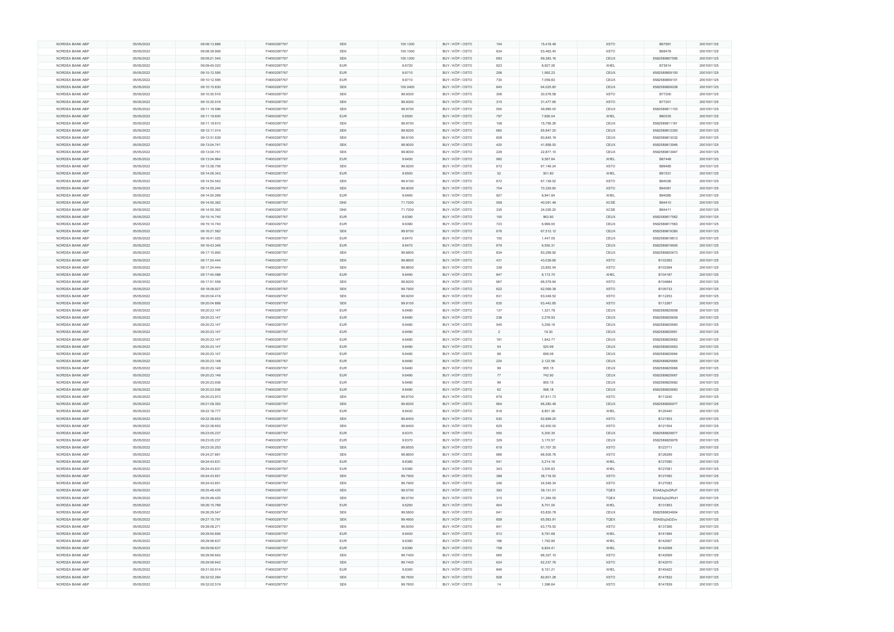| NORDEA BANK ABP | 05/05/2022 | 09:08:13.886 | FI4000297767 | SEK | 100.1200 | BUY / KÖP / OSTO | 154 | 15,418.48 | XSTO | B67691 | 20010011125 |
|---|---|---|---|---|---|---|---|---|---|---|---|
| NORDEA BANK ABP | 05/05/2022 | 09:08:39.906 | FI4000297767 | SEK | 100.1000 | BUY / KÖP / OSTO | 634 | 63,463.40 | XSTO | B69478 | 20010011125 |
| NORDEA BANK ABP | 05/05/2022 | 09:09:21.545 | FI4000297767 | SEK | 100.1200 | BUY / KÖP / OSTO | 693 | 69,383.16 | CEUX | 6582589807595 | 20010011125 |
| NORDEA BANK ABP | 05/05/2022 | 09:09:45.023 | FI4000297767 | EUR | 9.6720 | BUY / KÖP / OSTO | 923 | 8,927.26 | XHEL | B73614 | 20010011125 |
| NORDEA BANK ABP | 05/05/2022 | 09:10:12.595 | FI4000297767 | EUR | 9.6710 | BUY / KÖP / OSTO | 206 | 1,992.23 | CEUX | 6582589809100 | 20010011125 |
| NORDEA BANK ABP | 05/05/2022 | 09:10:12.595 | FI4000297767 | EUR | 9.6710 | BUY / KÖP / OSTO | 730 | 7,059.83 | CEUX | 6582589809101 | 20010011125 |
| NORDEA BANK ABP | 05/05/2022 | 09:10:15.830 | FI4000297767 | SEK | 100.0400 | BUY / KÖP / OSTO | 640 | 64,025.60 | CEUX | 6582589809208 | 20010011125 |
| NORDEA BANK ABP | 05/05/2022 | 09:10:30.516 | FI4000297767 | SEK | 99.9300 | BUY / KÖP / OSTO | 306 | 30,578.58 | XSTO | B77200 | 20010011125 |
| NORDEA BANK ABP | 05/05/2022 | 09:10:30.516 | FI4000297767 | SEK | 99.9300 | BUY / KÖP / OSTO | 315 | 31,477.95 | XSTO | B77201 | 20010011125 |
| NORDEA BANK ABP | 05/05/2022 | 09:11:19.596 | FI4000297767 | SEK | 99.9700 | BUY / KÖP / OSTO | 500 | 49,985.00 | CEUX | 6582589811153 | 20010011125 |
| NORDEA BANK ABP | 05/05/2022 | 09:11:19.600 | FI4000297767 | EUR | 9.6550 | BUY / KÖP / OSTO | 797 | 7,695.04 | XHEL | B80535 | 20010011125 |
| NORDEA BANK ABP | 05/05/2022 | 09:11:19.610 | FI4000297767 | SEK | 99.9700 | BUY / KÖP / OSTO | 158 | 15,795.26 | CEUX | 6582589811161 | 20010011125 |
| NORDEA BANK ABP | 05/05/2022 | 09:12:11.014 | FI4000297767 | SEK | 99.9200 | BUY / KÖP / OSTO | 660 | 65,947.20 | CEUX | 6582589812393 | 20010011125 |
| NORDEA BANK ABP | 05/05/2022 | 09:12:31.639 | FI4000297767 | SEK | 99.9100 | BUY / KÖP / OSTO | 609 | 60,845.19 | CEUX | 6582589813032 | 20010011125 |
| NORDEA BANK ABP | 05/05/2022 | 09:13:04.741 | FI4000297767 | SEK | 99.9000 | BUY / KÖP / OSTO | 420 | 41,958.00 | CEUX | 6582589813946 | 20010011125 |
| NORDEA BANK ABP | 05/05/2022 | 09:13:04.741 | FI4000297767 | SEK | 99.9000 | BUY / KÖP / OSTO | 229 | 22,877.10 | CEUX | 6582589813947 | 20010011125 |
| NORDEA BANK ABP | 05/05/2022 | 09:13:04.964 | FI4000297767 | EUR | 9.6450 | BUY / KÖP / OSTO | 992 | 9,567.84 | XHEL | B87448 | 20010011125 |
| NORDEA BANK ABP | 05/05/2022 | 09:13:38.706 | FI4000297767 | SEK | 99.9200 | BUY / KÖP / OSTO | 672 | 67,146.24 | XSTO | B89485 | 20010011125 |
| NORDEA BANK ABP | 05/05/2022 | 09:14:06.343 | FI4000297767 | EUR | 9.6500 | BUY / KÖP / OSTO | 52 | 501.80 | XHEL | B91531 | 20010011125 |
| NORDEA BANK ABP | 05/05/2022 | 09:14:54.542 | FI4000297767 | SEK | 99.9100 | BUY / KÖP / OSTO | 672 | 67,139.52 | XSTO | B94026 | 20010011125 |
| NORDEA BANK ABP | 05/05/2022 | 09:14:55.240 | FI4000297767 | SEK | 99.9000 | BUY / KÖP / OSTO | 704 | 70,329.60 | XSTO | B94081 | 20010011125 |
| NORDEA BANK ABP | 05/05/2022 | 09:14:55.269 | FI4000297767 | EUR | 9.6460 | BUY / KÖP / OSTO | 927 | 8,941.84 | XHEL | B94085 | 20010011125 |
| NORDEA BANK ABP | 05/05/2022 | 09:14:55.362 | FI4000297767 | DKK | 71.7200 | BUY / KÖP / OSTO | 559 | 40,091.48 | XCSE | B94410 | 20010011125 |
| NORDEA BANK ABP | 05/05/2022 | 09:14:55.362 | FI4000297767 | DKK | 71.7200 | BUY / KÖP / OSTO | 335 | 24,026.20 | XCSE | B94411 | 20010011125 |
| NORDEA BANK ABP | 05/05/2022 | 09:15:14.740 | FI4000297767 | EUR | 9.6390 | BUY / KÖP / OSTO | 100 | 963.90 | CEUX | 6582589817562 | 20010011125 |
| NORDEA BANK ABP | 05/05/2022 | 09:15:14.740 | FI4000297767 | EUR | 9.6390 | BUY / KÖP / OSTO | 723 | 6,969.00 | CEUX | 6582589817563 | 20010011125 |
| NORDEA BANK ABP | 05/05/2022 | 09:16:21.562 | FI4000297767 | SEK | 99.8700 | BUY / KÖP / OSTO | 676 | 67,512.12 | CEUX | 6582589819380 | 20010011125 |
| NORDEA BANK ABP | 05/05/2022 | 09:16:41.025 | FI4000297767 | EUR | 9.6470 | BUY / KÖP / OSTO | 150 | 1,447.05 | CEUX | 6582589819813 | 20010011125 |
| NORDEA BANK ABP | 05/05/2022 | 09:16:43.346 | FI4000297767 | EUR | 9.6470 | BUY / KÖP / OSTO | 679 | 6,550.31 | CEUX | 6582589819905 | 20010011125 |
| NORDEA BANK ABP | 05/05/2022 | 09:17:15.950 | FI4000297767 | SEK | 99.8800 | BUY / KÖP / OSTO | 834 | 83,299.92 | CEUX | 6582589820673 | 20010011125 |
| NORDEA BANK ABP | 05/05/2022 | 09:17:24.444 | FI4000297767 | SEK | 99.8600 | BUY / KÖP / OSTO | 431 | 43,039.66 | XSTO | B103393 | 20010011125 |
| NORDEA BANK ABP | 05/05/2022 | 09:17:24.444 | FI4000297767 | SEK | 99.8600 | BUY / KÖP / OSTO | 339 | 33,852.54 | XSTO | B103394 | 20010011125 |
| NORDEA BANK ABP | 05/05/2022 | 09:17:40.088 | FI4000297767 | EUR | 9.6490 | BUY / KÖP / OSTO | 847 | 8,172.70 | XHEL | B104187 | 20010011125 |
| NORDEA BANK ABP | 05/05/2022 | 09:17:51.558 | FI4000297767 | SEK | 99.8200 | BUY / KÖP / OSTO | 667 | 66,579.94 | XSTO | B104684 | 20010011125 |
| NORDEA BANK ABP | 05/05/2022 | 09:18:06.927 | FI4000297767 | SEK | 99.7900 | BUY / KÖP / OSTO | 622 | 62,069.38 | XSTO | B105733 | 20010011125 |
| NORDEA BANK ABP | 05/05/2022 | 09:20:04.416 | FI4000297767 | SEK | 99.9200 | BUY / KÖP / OSTO | 631 | 63,049.52 | XSTO | B112253 | 20010011125 |
| NORDEA BANK ABP | 05/05/2022 | 09:20:04.888 | FI4000297767 | SEK | 99.9100 | BUY / KÖP / OSTO | 635 | 63,442.85 | XSTO | B112267 | 20010011125 |
| NORDEA BANK ABP | 05/05/2022 | 09:20:23.147 | FI4000297767 | EUR | 9.6480 | BUY / KÖP / OSTO | 137 | 1,321.78 | CEUX | 6582589825658 | 20010011125 |
| NORDEA BANK ABP | 05/05/2022 | 09:20:23.147 | FI4000297767 | EUR | 9.6480 | BUY / KÖP / OSTO | 236 | 2,276.93 | CEUX | 6582589825659 | 20010011125 |
| NORDEA BANK ABP | 05/05/2022 | 09:20:23.147 | FI4000297767 | EUR | 9.6480 | BUY / KÖP / OSTO | 545 | 5,258.16 | CEUX | 6582589825660 | 20010011125 |
| NORDEA BANK ABP | 05/05/2022 | 09:20:23.147 | FI4000297767 | EUR | 9.6480 | BUY / KÖP / OSTO | 2 | 19.30 | CEUX | 6582589825661 | 20010011125 |
| NORDEA BANK ABP | 05/05/2022 | 09:20:23.147 | FI4000297767 | EUR | 9.6480 | BUY / KÖP / OSTO | 191 | 1,842.77 | CEUX | 6582589825662 | 20010011125 |
| NORDEA BANK ABP | 05/05/2022 | 09:20:23.147 | FI4000297767 | EUR | 9.6480 | BUY / KÖP / OSTO | 54 | 520.99 | CEUX | 6582589825663 | 20010011125 |
| NORDEA BANK ABP | 05/05/2022 | 09:20:23.147 | FI4000297767 | EUR | 9.6480 | BUY / KÖP / OSTO | 68 | 656.06 | CEUX | 6582589825664 | 20010011125 |
| NORDEA BANK ABP | 05/05/2022 | 09:20:23.148 | FI4000297767 | EUR | 9.6480 | BUY / KÖP / OSTO | 220 | 2,122.56 | CEUX | 6582589825665 | 20010011125 |
| NORDEA BANK ABP | 05/05/2022 | 09:20:23.148 | FI4000297767 | EUR | 9.6480 | BUY / KÖP / OSTO | 99 | 955.15 | CEUX | 6582589825666 | 20010011125 |
| NORDEA BANK ABP | 05/05/2022 | 09:20:23.148 | FI4000297767 | EUR | 9.6480 | BUY / KÖP / OSTO | 77 | 742.90 | CEUX | 6582589825667 | 20010011125 |
| NORDEA BANK ABP | 05/05/2022 | 09:20:23.936 | FI4000297767 | EUR | 9.6480 | BUY / KÖP / OSTO | 99 | 955.15 | CEUX | 6582589825682 | 20010011125 |
| NORDEA BANK ABP | 05/05/2022 | 09:20:23.936 | FI4000297767 | EUR | 9.6480 | BUY / KÖP / OSTO | 62 | 598.18 | CEUX | 6582589825683 | 20010011125 |
| NORDEA BANK ABP | 05/05/2022 | 09:20:23.972 | FI4000297767 | SEK | 99.8700 | BUY / KÖP / OSTO | 679 | 67,811.73 | XSTO | B113240 | 20010011125 |
| NORDEA BANK ABP | 05/05/2022 | 09:21:09.393 | FI4000297767 | SEK | 99.8200 | BUY / KÖP / OSTO | 664 | 66,280.48 | CEUX | 6582589826977 | 20010011125 |
| NORDEA BANK ABP | 05/05/2022 | 09:22:18.777 | FI4000297767 | EUR | 9.6420 | BUY / KÖP / OSTO | 918 | 8,851.36 | XHEL | B120440 | 20010011125 |
| NORDEA BANK ABP | 05/05/2022 | 09:22:38.653 | FI4000297767 | SEK | 99.8400 | BUY / KÖP / OSTO | 630 | 62,899.20 | XSTO | B121503 | 20010011125 |
| NORDEA BANK ABP | 05/05/2022 | 09:22:38.653 | FI4000297767 | SEK | 99.8400 | BUY / KÖP / OSTO | 625 | 62,400.00 | XSTO | B121504 | 20010011125 |
| NORDEA BANK ABP | 05/05/2022 | 09:23:05.237 | FI4000297767 | EUR | 9.6370 | BUY / KÖP / OSTO | 550 | 5,300.35 | CEUX | 6582589829977 | 20010011125 |
| NORDEA BANK ABP | 05/05/2022 | 09:23:05.237 | FI4000297767 | EUR | 9.6370 | BUY / KÖP / OSTO | 329 | 3,170.57 | CEUX | 6582589829978 | 20010011125 |
| NORDEA BANK ABP | 05/05/2022 | 09:23:30.253 | FI4000297767 | SEK | 99.8500 | BUY / KÖP / OSTO | 618 | 61,707.30 | XSTO | B123711 | 20010011125 |
| NORDEA BANK ABP | 05/05/2022 | 09:24:27.661 | FI4000297767 | SEK | 99.8600 | BUY / KÖP / OSTO | 666 | 66,506.76 | XSTO | B126299 | 20010011125 |
| NORDEA BANK ABP | 05/05/2022 | 09:24:43.631 | FI4000297767 | EUR | 9.6380 | BUY / KÖP / OSTO | 541 | 5,214.16 | XHEL | B127080 | 20010011125 |
| NORDEA BANK ABP | 05/05/2022 | 09:24:43.631 | FI4000297767 | EUR | 9.6380 | BUY / KÖP / OSTO | 343 | 3,305.83 | XHEL | B127081 | 20010011125 |
| NORDEA BANK ABP | 05/05/2022 | 09:24:43.651 | FI4000297767 | SEK | 99.7900 | BUY / KÖP / OSTO | 388 | 38,718.52 | XSTO | B127082 | 20010011125 |
| NORDEA BANK ABP | 05/05/2022 | 09:24:43.651 | FI4000297767 | SEK | 99.7900 | BUY / KÖP / OSTO | 246 | 24,548.34 | XSTO | B127083 | 20010011125 |
| NORDEA BANK ABP | 05/05/2022 | 09:25:48.425 | FI4000297767 | SEK | 99.5700 | BUY / KÖP / OSTO | 393 | 39,131.01 | TQEX | E0A83q2sDRcF | 20010011125 |
| NORDEA BANK ABP | 05/05/2022 | 09:25:48.425 | FI4000297767 | SEK | 99.5700 | BUY / KÖP / OSTO | 315 | 31,364.55 | TQEX | E0A83q2sDRcH | 20010011125 |
| NORDEA BANK ABP | 05/05/2022 | 09:26:15.789 | FI4000297767 | EUR | 9.6250 | BUY / KÖP / OSTO | 904 | 8,701.00 | XHEL | B131853 | 20010011125 |
| NORDEA BANK ABP | 05/05/2022 | 09:26:29.547 | FI4000297767 | SEK | 99.5800 | BUY / KÖP / OSTO | 641 | 63,830.78 | CEUX | 6582589834904 | 20010011125 |
| NORDEA BANK ABP | 05/05/2022 | 09:27:15.791 | FI4000297767 | SEK | 99.4900 | BUY / KÖP / OSTO | 659 | 65,563.91 | TQEX | E0A83q2sDZvv | 20010011125 |
| NORDEA BANK ABP | 05/05/2022 | 09:28:06.271 | FI4000297767 | SEK | 99.5000 | BUY / KÖP / OSTO | 641 | 63,779.50 | XSTO | B137266 | 20010011125 |
| NORDEA BANK ABP | 05/05/2022 | 09:29:55.856 | FI4000297767 | EUR | 9.6400 | BUY / KÖP / OSTO | 912 | 8,791.68 | XHEL | B141994 | 20010011125 |
| NORDEA BANK ABP | 05/05/2022 | 09:29:56.637 | FI4000297767 | EUR | 9.6390 | BUY / KÖP / OSTO | 186 | 1,792.85 | XHEL | B142067 | 20010011125 |
| NORDEA BANK ABP | 05/05/2022 | 09:29:56.637 | FI4000297767 | EUR | 9.6390 | BUY / KÖP / OSTO | 708 | 6,824.41 | XHEL | B142068 | 20010011125 |
| NORDEA BANK ABP | 05/05/2022 | 09:29:56.642 | FI4000297767 | SEK | 99.7400 | BUY / KÖP / OSTO | 665 | 66,327.10 | XSTO | B142069 | 20010011125 |
| NORDEA BANK ABP | 05/05/2022 | 09:29:56.642 | FI4000297767 | SEK | 99.7400 | BUY / KÖP / OSTO | 624 | 62,237.76 | XSTO | B142070 | 20010011125 |
| NORDEA BANK ABP | 05/05/2022 | 09:31:00.514 | FI4000297767 | EUR | 9.6350 | BUY / KÖP / OSTO | 846 | 8,151.21 | XHEL | B145422 | 20010011125 |
| NORDEA BANK ABP | 05/05/2022 | 09:32:02.284 | FI4000297767 | SEK | 99.7600 | BUY / KÖP / OSTO | 828 | 82,601.28 | XSTO | B147832 | 20010011125 |
| NORDEA BANK ABP | 05/05/2022 | 09:32:02.519 | FI4000297767 | SEK | 99.7600 | BUY / KÖP / OSTO | 14 | 1,396.64 | XSTO | B147839 | 20010011125 |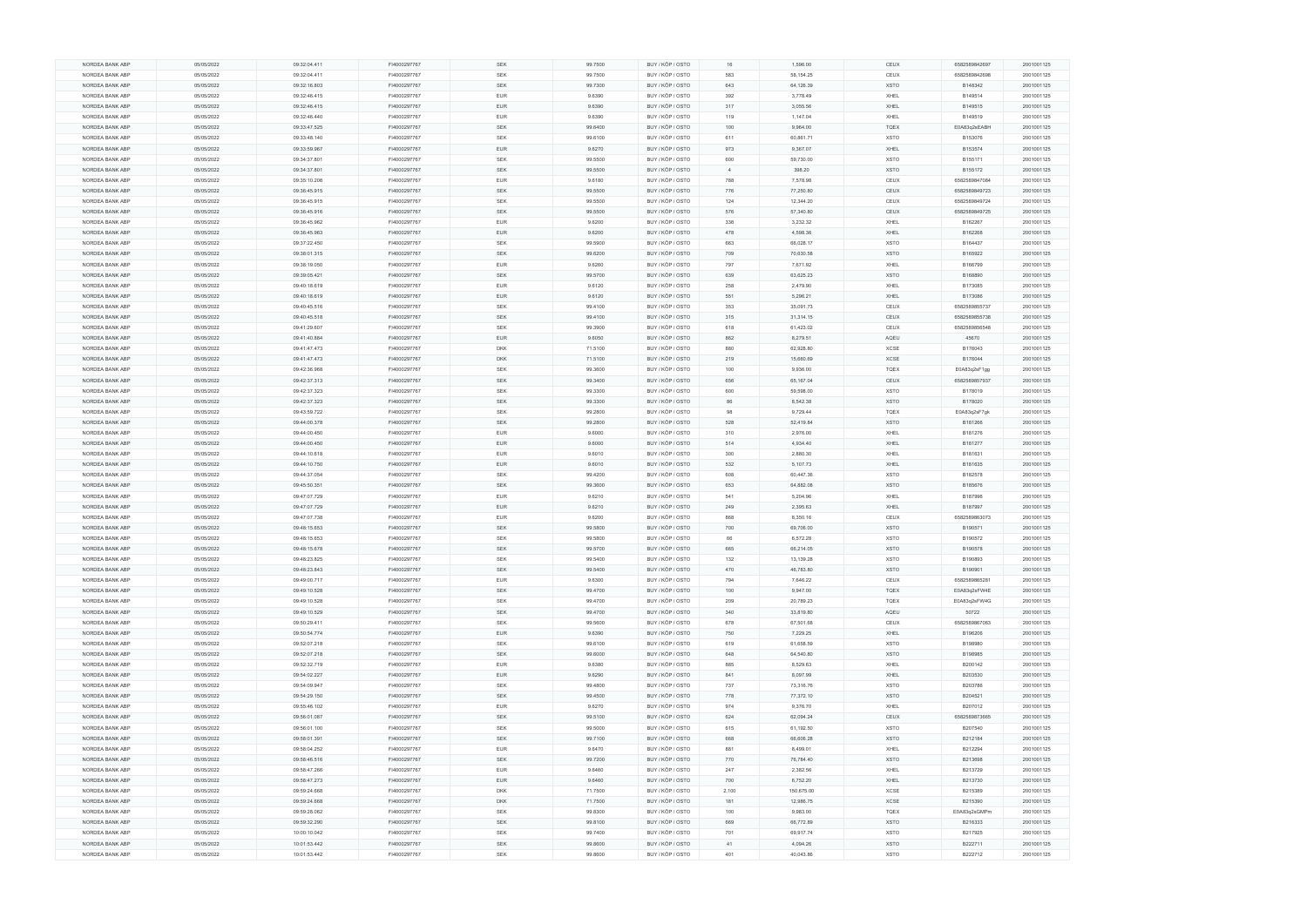| NORDEA BANK ABP | 05/05/2022 | 09:32:04.411 | FI4000297767 | SEK | 99.7500 | BUY / KÖP / OSTO | 16 | 1,596.00 | CEUX | 6582589842697 | 20010011125 |
|---|---|---|---|---|---|---|---|---|---|---|---|
| NORDEA BANK ABP | 05/05/2022 | 09:32:04.411 | FI4000297767 | SEK | 99.7500 | BUY / KÖP / OSTO | 583 | 58,154.25 | CEUX | 6582589842698 | 20010011125 |
| NORDEA BANK ABP | 05/05/2022 | 09:32:16.803 | FI4000297767 | SEK | 99.7300 | BUY / KÖP / OSTO | 643 | 64,126.39 | XSTO | B148342 | 20010011125 |
| NORDEA BANK ABP | 05/05/2022 | 09:32:46.415 | FI4000297767 | EUR | 9.6390 | BUY / KÖP / OSTO | 392 | 3,778.49 | XHEL | B149514 | 20010011125 |
| NORDEA BANK ABP | 05/05/2022 | 09:32:46.415 | FI4000297767 | EUR | 9.6390 | BUY / KÖP / OSTO | 317 | 3,055.56 | XHEL | B149515 | 20010011125 |
| NORDEA BANK ABP | 05/05/2022 | 09:32:46.440 | FI4000297767 | EUR | 9.6390 | BUY / KÖP / OSTO | 119 | 1,147.04 | XHEL | B149519 | 20010011125 |
| NORDEA BANK ABP | 05/05/2022 | 09:33:47.525 | FI4000297767 | SEK | 99.6400 | BUY / KÖP / OSTO | 100 | 9,964.00 | TQEX | E0A83q2sEABH | 20010011125 |
| NORDEA BANK ABP | 05/05/2022 | 09:33:48.140 | FI4000297767 | SEK | 99.6100 | BUY / KÖP / OSTO | 611 | 60,861.71 | XSTO | B153076 | 20010011125 |
| NORDEA BANK ABP | 05/05/2022 | 09:33:59.967 | FI4000297767 | EUR | 9.6270 | BUY / KÖP / OSTO | 973 | 9,367.07 | XHEL | B153574 | 20010011125 |
| NORDEA BANK ABP | 05/05/2022 | 09:34:37.801 | FI4000297767 | SEK | 99.5500 | BUY / KÖP / OSTO | 600 | 59,730.00 | XSTO | B155171 | 20010011125 |
| NORDEA BANK ABP | 05/05/2022 | 09:34:37.801 | FI4000297767 | SEK | 99.5500 | BUY / KÖP / OSTO | 4 | 398.20 | XSTO | B155172 | 20010011125 |
| NORDEA BANK ABP | 05/05/2022 | 09:35:10.206 | FI4000297767 | EUR | 9.6180 | BUY / KÖP / OSTO | 788 | 7,578.98 | CEUX | 6582589847084 | 20010011125 |
| NORDEA BANK ABP | 05/05/2022 | 09:36:45.915 | FI4000297767 | SEK | 99.5500 | BUY / KÖP / OSTO | 776 | 77,250.80 | CEUX | 6582589849723 | 20010011125 |
| NORDEA BANK ABP | 05/05/2022 | 09:36:45.915 | FI4000297767 | SEK | 99.5500 | BUY / KÖP / OSTO | 124 | 12,344.20 | CEUX | 6582589849724 | 20010011125 |
| NORDEA BANK ABP | 05/05/2022 | 09:36:45.916 | FI4000297767 | SEK | 99.5500 | BUY / KÖP / OSTO | 576 | 57,340.80 | CEUX | 6582589849725 | 20010011125 |
| NORDEA BANK ABP | 05/05/2022 | 09:36:45.962 | FI4000297767 | EUR | 9.6200 | BUY / KÖP / OSTO | 336 | 3,232.32 | XHEL | B162267 | 20010011125 |
| NORDEA BANK ABP | 05/05/2022 | 09:36:45.963 | FI4000297767 | EUR | 9.6200 | BUY / KÖP / OSTO | 478 | 4,598.36 | XHEL | B162268 | 20010011125 |
| NORDEA BANK ABP | 05/05/2022 | 09:37:22.450 | FI4000297767 | SEK | 99.5900 | BUY / KÖP / OSTO | 663 | 66,028.17 | XSTO | B164437 | 20010011125 |
| NORDEA BANK ABP | 05/05/2022 | 09:38:01.315 | FI4000297767 | SEK | 99.6200 | BUY / KÖP / OSTO | 709 | 70,630.58 | XSTO | B165922 | 20010011125 |
| NORDEA BANK ABP | 05/05/2022 | 09:38:19.050 | FI4000297767 | EUR | 9.6260 | BUY / KÖP / OSTO | 797 | 7,671.92 | XHEL | B166799 | 20010011125 |
| NORDEA BANK ABP | 05/05/2022 | 09:39:05.421 | FI4000297767 | SEK | 99.5700 | BUY / KÖP / OSTO | 639 | 63,625.23 | XSTO | B168890 | 20010011125 |
| NORDEA BANK ABP | 05/05/2022 | 09:40:18.619 | FI4000297767 | EUR | 9.6120 | BUY / KÖP / OSTO | 258 | 2,479.90 | XHEL | B173085 | 20010011125 |
| NORDEA BANK ABP | 05/05/2022 | 09:40:18.619 | FI4000297767 | EUR | 9.6120 | BUY / KÖP / OSTO | 551 | 5,296.21 | XHEL | B173086 | 20010011125 |
| NORDEA BANK ABP | 05/05/2022 | 09:40:45.516 | FI4000297767 | SEK | 99.4100 | BUY / KÖP / OSTO | 353 | 35,091.73 | CEUX | 6582589855737 | 20010011125 |
| NORDEA BANK ABP | 05/05/2022 | 09:40:45.518 | FI4000297767 | SEK | 99.4100 | BUY / KÖP / OSTO | 315 | 31,314.15 | CEUX | 6582589855738 | 20010011125 |
| NORDEA BANK ABP | 05/05/2022 | 09:41:29.607 | FI4000297767 | SEK | 99.3900 | BUY / KÖP / OSTO | 618 | 61,423.02 | CEUX | 6582589856548 | 20010011125 |
| NORDEA BANK ABP | 05/05/2022 | 09:41:40.884 | FI4000297767 | EUR | 9.6050 | BUY / KÖP / OSTO | 862 | 8,279.51 | AQEU | 45670 | 20010011125 |
| NORDEA BANK ABP | 05/05/2022 | 09:41:47.473 | FI4000297767 | DKK | 71.5100 | BUY / KÖP / OSTO | 880 | 62,928.80 | XCSE | B176043 | 20010011125 |
| NORDEA BANK ABP | 05/05/2022 | 09:41:47.473 | FI4000297767 | DKK | 71.5100 | BUY / KÖP / OSTO | 219 | 15,660.69 | XCSE | B176044 | 20010011125 |
| NORDEA BANK ABP | 05/05/2022 | 09:42:36.968 | FI4000297767 | SEK | 99.3600 | BUY / KÖP / OSTO | 100 | 9,936.00 | TQEX | E0A83q2sF1gg | 20010011125 |
| NORDEA BANK ABP | 05/05/2022 | 09:42:37.313 | FI4000297767 | SEK | 99.3400 | BUY / KÖP / OSTO | 656 | 65,167.04 | CEUX | 6582589857937 | 20010011125 |
| NORDEA BANK ABP | 05/05/2022 | 09:42:37.323 | FI4000297767 | SEK | 99.3300 | BUY / KÖP / OSTO | 600 | 59,598.00 | XSTO | B178019 | 20010011125 |
| NORDEA BANK ABP | 05/05/2022 | 09:42:37.323 | FI4000297767 | SEK | 99.3300 | BUY / KÖP / OSTO | 86 | 8,542.38 | XSTO | B178020 | 20010011125 |
| NORDEA BANK ABP | 05/05/2022 | 09:43:59.722 | FI4000297767 | SEK | 99.2800 | BUY / KÖP / OSTO | 98 | 9,729.44 | TQEX | E0A83q2sF7gk | 20010011125 |
| NORDEA BANK ABP | 05/05/2022 | 09:44:00.378 | FI4000297767 | SEK | 99.2800 | BUY / KÖP / OSTO | 528 | 52,419.84 | XSTO | B181266 | 20010011125 |
| NORDEA BANK ABP | 05/05/2022 | 09:44:00.450 | FI4000297767 | EUR | 9.6000 | BUY / KÖP / OSTO | 310 | 2,976.00 | XHEL | B181276 | 20010011125 |
| NORDEA BANK ABP | 05/05/2022 | 09:44:00.450 | FI4000297767 | EUR | 9.6000 | BUY / KÖP / OSTO | 514 | 4,934.40 | XHEL | B181277 | 20010011125 |
| NORDEA BANK ABP | 05/05/2022 | 09:44:10.618 | FI4000297767 | EUR | 9.6010 | BUY / KÖP / OSTO | 300 | 2,880.30 | XHEL | B181631 | 20010011125 |
| NORDEA BANK ABP | 05/05/2022 | 09:44:10.750 | FI4000297767 | EUR | 9.6010 | BUY / KÖP / OSTO | 532 | 5,107.73 | XHEL | B181635 | 20010011125 |
| NORDEA BANK ABP | 05/05/2022 | 09:44:37.054 | FI4000297767 | SEK | 99.4200 | BUY / KÖP / OSTO | 608 | 60,447.36 | XSTO | B182578 | 20010011125 |
| NORDEA BANK ABP | 05/05/2022 | 09:45:50.351 | FI4000297767 | SEK | 99.3600 | BUY / KÖP / OSTO | 653 | 64,882.08 | XSTO | B185676 | 20010011125 |
| NORDEA BANK ABP | 05/05/2022 | 09:47:07.729 | FI4000297767 | EUR | 9.6210 | BUY / KÖP / OSTO | 541 | 5,204.96 | XHEL | B187996 | 20010011125 |
| NORDEA BANK ABP | 05/05/2022 | 09:47:07.729 | FI4000297767 | EUR | 9.6210 | BUY / KÖP / OSTO | 249 | 2,395.63 | XHEL | B187997 | 20010011125 |
| NORDEA BANK ABP | 05/05/2022 | 09:47:07.738 | FI4000297767 | EUR | 9.6200 | BUY / KÖP / OSTO | 868 | 8,350.16 | CEUX | 6582589863073 | 20010011125 |
| NORDEA BANK ABP | 05/05/2022 | 09:48:15.653 | FI4000297767 | SEK | 99.5800 | BUY / KÖP / OSTO | 700 | 69,706.00 | XSTO | B190571 | 20010011125 |
| NORDEA BANK ABP | 05/05/2022 | 09:48:15.653 | FI4000297767 | SEK | 99.5800 | BUY / KÖP / OSTO | 66 | 6,572.28 | XSTO | B190572 | 20010011125 |
| NORDEA BANK ABP | 05/05/2022 | 09:48:15.678 | FI4000297767 | SEK | 99.5700 | BUY / KÖP / OSTO | 665 | 66,214.05 | XSTO | B190578 | 20010011125 |
| NORDEA BANK ABP | 05/05/2022 | 09:48:23.825 | FI4000297767 | SEK | 99.5400 | BUY / KÖP / OSTO | 132 | 13,139.28 | XSTO | B190893 | 20010011125 |
| NORDEA BANK ABP | 05/05/2022 | 09:48:23.843 | FI4000297767 | SEK | 99.5400 | BUY / KÖP / OSTO | 470 | 46,783.80 | XSTO | B190901 | 20010011125 |
| NORDEA BANK ABP | 05/05/2022 | 09:49:00.717 | FI4000297767 | EUR | 9.6300 | BUY / KÖP / OSTO | 794 | 7,646.22 | CEUX | 6582589865281 | 20010011125 |
| NORDEA BANK ABP | 05/05/2022 | 09:49:10.528 | FI4000297767 | SEK | 99.4700 | BUY / KÖP / OSTO | 100 | 9,947.00 | TQEX | E0A83q2sFW4E | 20010011125 |
| NORDEA BANK ABP | 05/05/2022 | 09:49:10.528 | FI4000297767 | SEK | 99.4700 | BUY / KÖP / OSTO | 209 | 20,789.23 | TQEX | E0A83q2sFW4G | 20010011125 |
| NORDEA BANK ABP | 05/05/2022 | 09:49:10.529 | FI4000297767 | SEK | 99.4700 | BUY / KÖP / OSTO | 340 | 33,819.80 | AQEU | 50722 | 20010011125 |
| NORDEA BANK ABP | 05/05/2022 | 09:50:29.411 | FI4000297767 | SEK | 99.5600 | BUY / KÖP / OSTO | 678 | 67,501.68 | CEUX | 6582589867063 | 20010011125 |
| NORDEA BANK ABP | 05/05/2022 | 09:50:54.774 | FI4000297767 | EUR | 9.6390 | BUY / KÖP / OSTO | 750 | 7,229.25 | XHEL | B196208 | 20010011125 |
| NORDEA BANK ABP | 05/05/2022 | 09:52:07.218 | FI4000297767 | SEK | 99.6100 | BUY / KÖP / OSTO | 619 | 61,658.59 | XSTO | B198980 | 20010011125 |
| NORDEA BANK ABP | 05/05/2022 | 09:52:07.218 | FI4000297767 | SEK | 99.6000 | BUY / KÖP / OSTO | 648 | 64,540.80 | XSTO | B198985 | 20010011125 |
| NORDEA BANK ABP | 05/05/2022 | 09:52:32.719 | FI4000297767 | EUR | 9.6380 | BUY / KÖP / OSTO | 885 | 8,529.63 | XHEL | B200142 | 20010011125 |
| NORDEA BANK ABP | 05/05/2022 | 09:54:02.227 | FI4000297767 | EUR | 9.6290 | BUY / KÖP / OSTO | 841 | 8,097.99 | XHEL | B203530 | 20010011125 |
| NORDEA BANK ABP | 05/05/2022 | 09:54:09.947 | FI4000297767 | SEK | 99.4800 | BUY / KÖP / OSTO | 737 | 73,316.76 | XSTO | B203786 | 20010011125 |
| NORDEA BANK ABP | 05/05/2022 | 09:54:29.150 | FI4000297767 | SEK | 99.4500 | BUY / KÖP / OSTO | 778 | 77,372.10 | XSTO | B204521 | 20010011125 |
| NORDEA BANK ABP | 05/05/2022 | 09:55:46.102 | FI4000297767 | EUR | 9.6270 | BUY / KÖP / OSTO | 974 | 9,376.70 | XHEL | B207012 | 20010011125 |
| NORDEA BANK ABP | 05/05/2022 | 09:56:01.087 | FI4000297767 | SEK | 99.5100 | BUY / KÖP / OSTO | 624 | 62,094.24 | CEUX | 6582589873665 | 20010011125 |
| NORDEA BANK ABP | 05/05/2022 | 09:56:01.100 | FI4000297767 | SEK | 99.5000 | BUY / KÖP / OSTO | 615 | 61,192.50 | XSTO | B207540 | 20010011125 |
| NORDEA BANK ABP | 05/05/2022 | 09:58:01.391 | FI4000297767 | SEK | 99.7100 | BUY / KÖP / OSTO | 668 | 66,606.28 | XSTO | B212184 | 20010011125 |
| NORDEA BANK ABP | 05/05/2022 | 09:58:04.252 | FI4000297767 | EUR | 9.6470 | BUY / KÖP / OSTO | 881 | 8,499.01 | XHEL | B212294 | 20010011125 |
| NORDEA BANK ABP | 05/05/2022 | 09:58:46.516 | FI4000297767 | SEK | 99.7200 | BUY / KÖP / OSTO | 770 | 76,784.40 | XSTO | B213698 | 20010011125 |
| NORDEA BANK ABP | 05/05/2022 | 09:58:47.266 | FI4000297767 | EUR | 9.6460 | BUY / KÖP / OSTO | 247 | 2,382.56 | XHEL | B213729 | 20010011125 |
| NORDEA BANK ABP | 05/05/2022 | 09:58:47.273 | FI4000297767 | EUR | 9.6460 | BUY / KÖP / OSTO | 700 | 6,752.20 | XHEL | B213730 | 20010011125 |
| NORDEA BANK ABP | 05/05/2022 | 09:59:24.668 | FI4000297767 | DKK | 71.7500 | BUY / KÖP / OSTO | 2,100 | 150,675.00 | XCSE | B215389 | 20010011125 |
| NORDEA BANK ABP | 05/05/2022 | 09:59:24.668 | FI4000297767 | DKK | 71.7500 | BUY / KÖP / OSTO | 181 | 12,986.75 | XCSE | B215390 | 20010011125 |
| NORDEA BANK ABP | 05/05/2022 | 09:59:28.062 | FI4000297767 | SEK | 99.8300 | BUY / KÖP / OSTO | 100 | 9,983.00 | TQEX | E0A83q2sGMPm | 20010011125 |
| NORDEA BANK ABP | 05/05/2022 | 09:59:32.290 | FI4000297767 | SEK | 99.8100 | BUY / KÖP / OSTO | 669 | 66,772.89 | XSTO | B216333 | 20010011125 |
| NORDEA BANK ABP | 05/05/2022 | 10:00:10.042 | FI4000297767 | SEK | 99.7400 | BUY / KÖP / OSTO | 701 | 69,917.74 | XSTO | B217925 | 20010011125 |
| NORDEA BANK ABP | 05/05/2022 | 10:01:53.442 | FI4000297767 | SEK | 99.8600 | BUY / KÖP / OSTO | 41 | 4,094.26 | XSTO | B222711 | 20010011125 |
| NORDEA BANK ABP | 05/05/2022 | 10:01:53.442 | FI4000297767 | SEK | 99.8600 | BUY / KÖP / OSTO | 401 | 40,043.86 | XSTO | B222712 | 20010011125 |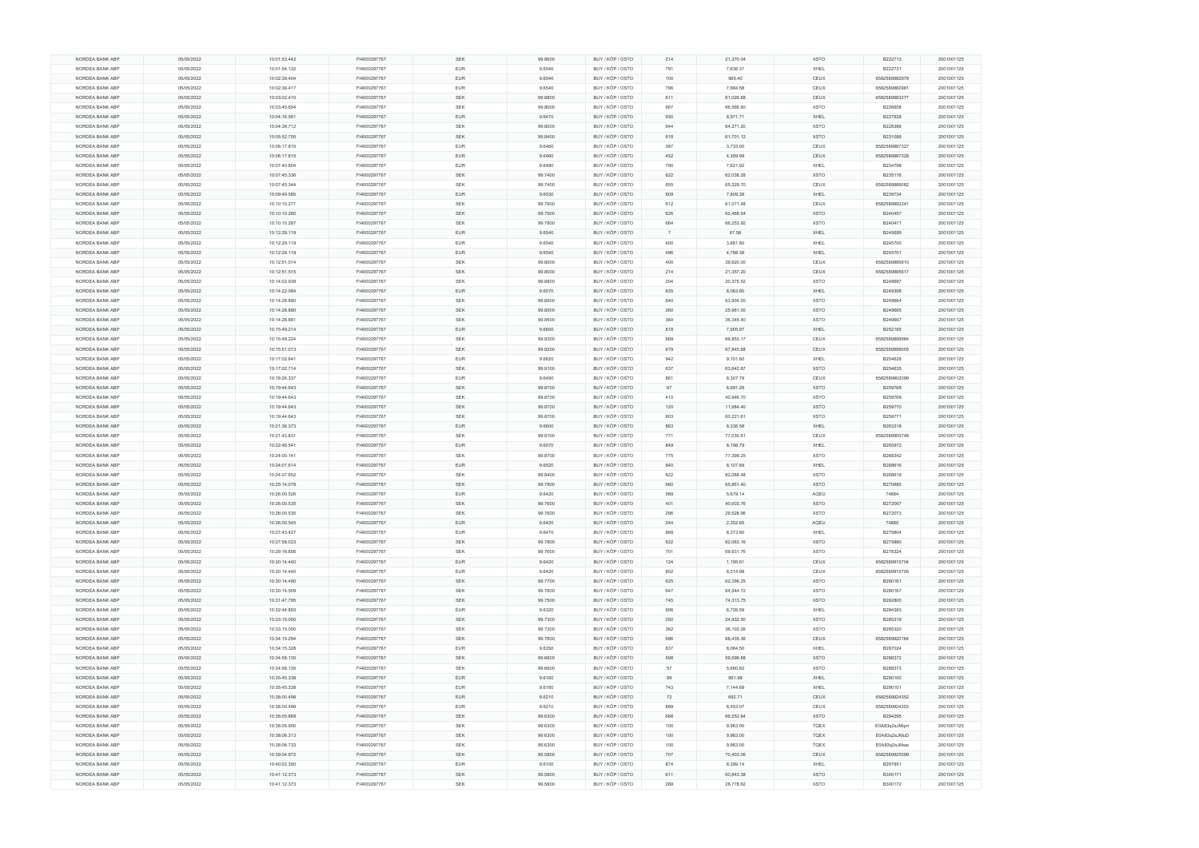| NORDEA BANK ABP | 05/05/2022 | 10:01:53.442 | FI4000297767 | SEK | 99.8600 | BUY / KÖP / OSTO | 214 | 21,370.04 | XSTO | B222713 | 20010011125 |
|---|---|---|---|---|---|---|---|---|---|---|---|
| NORDEA BANK ABP | 05/05/2022 | 10:01:54.132 | FI4000297767 | EUR | 9.6540 | BUY / KÖP / OSTO | 791 | 7,636.31 | XHEL | B222731 | 20010011125 |
| NORDEA BANK ABP | 05/05/2022 | 10:02:39.404 | FI4000297767 | EUR | 9.6540 | BUY / KÖP / OSTO | 100 | 965.40 | CEUX | 6582589882979 | 20010011125 |
| NORDEA BANK ABP | 05/05/2022 | 10:02:39.417 | FI4000297767 | EUR | 9.6540 | BUY / KÖP / OSTO | 796 | 7,684.58 | CEUX | 6582589882981 | 20010011125 |
| NORDEA BANK ABP | 05/05/2022 | 10:03:02.410 | FI4000297767 | SEK | 99.8800 | BUY / KÖP / OSTO | 611 | 61,026.68 | CEUX | 6582589883277 | 20010011125 |
| NORDEA BANK ABP | 05/05/2022 | 10:03:45.654 | FI4000297767 | SEK | 99.8000 | BUY / KÖP / OSTO | 667 | 66,566.60 | XSTO | B226658 | 20010011125 |
| NORDEA BANK ABP | 05/05/2022 | 10:04:16.561 | FI4000297767 | EUR | 9.6470 | BUY / KÖP / OSTO | 930 | 8,971.71 | XHEL | B227628 | 20010011125 |
| NORDEA BANK ABP | 05/05/2022 | 10:04:39.712 | FI4000297767 | SEK | 99.8000 | BUY / KÖP / OSTO | 644 | 64,271.20 | XSTO | B228386 | 20010011125 |
| NORDEA BANK ABP | 05/05/2022 | 10:05:52.755 | FI4000297767 | SEK | 99.8400 | BUY / KÖP / OSTO | 618 | 61,701.12 | XSTO | B231088 | 20010011125 |
| NORDEA BANK ABP | 05/05/2022 | 10:06:17.815 | FI4000297767 | EUR | 9.6460 | BUY / KÖP / OSTO | 387 | 3,733.00 | CEUX | 6582589887327 | 20010011125 |
| NORDEA BANK ABP | 05/05/2022 | 10:06:17.815 | FI4000297767 | EUR | 9.6460 | BUY / KÖP / OSTO | 452 | 4,359.99 | CEUX | 6582589887328 | 20010011125 |
| NORDEA BANK ABP | 05/05/2022 | 10:07:40.804 | FI4000297767 | EUR | 9.6480 | BUY / KÖP / OSTO | 790 | 7,621.92 | XHEL | B234798 | 20010011125 |
| NORDEA BANK ABP | 05/05/2022 | 10:07:45.336 | FI4000297767 | SEK | 99.7400 | BUY / KÖP / OSTO | 622 | 62,038.28 | XSTO | B235116 | 20010011125 |
| NORDEA BANK ABP | 05/05/2022 | 10:07:45.344 | FI4000297767 | SEK | 99.7400 | BUY / KÖP / OSTO | 655 | 65,329.70 | CEUX | 6582589889082 | 20010011125 |
| NORDEA BANK ABP | 05/05/2022 | 10:09:49.585 | FI4000297767 | EUR | 9.6530 | BUY / KÖP / OSTO | 809 | 7,809.28 | XHEL | B239734 | 20010011125 |
| NORDEA BANK ABP | 05/05/2022 | 10:10:10.271 | FI4000297767 | SEK | 99.7900 | BUY / KÖP / OSTO | 612 | 61,071.48 | CEUX | 6582589892241 | 20010011125 |
| NORDEA BANK ABP | 05/05/2022 | 10:10:10.280 | FI4000297767 | SEK | 99.7900 | BUY / KÖP / OSTO | 626 | 62,468.54 | XSTO | B240457 | 20010011125 |
| NORDEA BANK ABP | 05/05/2022 | 10:10:10.287 | FI4000297767 | SEK | 99.7800 | BUY / KÖP / OSTO | 664 | 66,253.92 | XSTO | B240471 | 20010011125 |
| NORDEA BANK ABP | 05/05/2022 | 10:12:29.119 | FI4000297767 | EUR | 9.6540 | BUY / KÖP / OSTO | 7 | 67.58 | XHEL | B245699 | 20010011125 |
| NORDEA BANK ABP | 05/05/2022 | 10:12:29.119 | FI4000297767 | EUR | 9.6540 | BUY / KÖP / OSTO | 400 | 3,861.60 | XHEL | B245700 | 20010011125 |
| NORDEA BANK ABP | 05/05/2022 | 10:12:29.119 | FI4000297767 | EUR | 9.6540 | BUY / KÖP / OSTO | 496 | 4,788.38 | XHEL | B245701 | 20010011125 |
| NORDEA BANK ABP | 05/05/2022 | 10:12:51.014 | FI4000297767 | SEK | 99.8000 | BUY / KÖP / OSTO | 400 | 39,920.00 | CEUX | 6582589895610 | 20010011125 |
| NORDEA BANK ABP | 05/05/2022 | 10:12:51.515 | FI4000297767 | SEK | 99.8000 | BUY / KÖP / OSTO | 214 | 21,357.20 | CEUX | 6582589895617 | 20010011125 |
| NORDEA BANK ABP | 05/05/2022 | 10:14:02.939 | FI4000297767 | SEK | 99.8800 | BUY / KÖP / OSTO | 204 | 20,375.52 | XSTO | B248697 | 20010011125 |
| NORDEA BANK ABP | 05/05/2022 | 10:14:22.084 | FI4000297767 | EUR | 9.6570 | BUY / KÖP / OSTO | 835 | 8,063.60 | XHEL | B249398 | 20010011125 |
| NORDEA BANK ABP | 05/05/2022 | 10:14:28.880 | FI4000297767 | SEK | 99.8500 | BUY / KÖP / OSTO | 640 | 63,904.00 | XSTO | B249664 | 20010011125 |
| NORDEA BANK ABP | 05/05/2022 | 10:14:28.880 | FI4000297767 | SEK | 99.8500 | BUY / KÖP / OSTO | 260 | 25,961.00 | XSTO | B249665 | 20010011125 |
| NORDEA BANK ABP | 05/05/2022 | 10:14:28.881 | FI4000297767 | SEK | 99.8500 | BUY / KÖP / OSTO | 364 | 36,345.40 | XSTO | B249667 | 20010011125 |
| NORDEA BANK ABP | 05/05/2022 | 10:15:49.214 | FI4000297767 | EUR | 9.6650 | BUY / KÖP / OSTO | 818 | 7,905.97 | XHEL | B252185 | 20010011125 |
| NORDEA BANK ABP | 05/05/2022 | 10:15:49.224 | FI4000297767 | SEK | 99.9300 | BUY / KÖP / OSTO | 669 | 66,853.17 | CEUX | 6582589898984 | 20010011125 |
| NORDEA BANK ABP | 05/05/2022 | 10:15:51.013 | FI4000297767 | SEK | 99.9200 | BUY / KÖP / OSTO | 679 | 67,845.68 | CEUX | 6582589899005 | 20010011125 |
| NORDEA BANK ABP | 05/05/2022 | 10:17:02.641 | FI4000297767 | EUR | 9.6620 | BUY / KÖP / OSTO | 942 | 9,101.60 | XHEL | B254626 | 20010011125 |
| NORDEA BANK ABP | 05/05/2022 | 10:17:02.714 | FI4000297767 | SEK | 99.9100 | BUY / KÖP / OSTO | 637 | 63,642.67 | XSTO | B254635 | 20010011125 |
| NORDEA BANK ABP | 05/05/2022 | 10:18:26.337 | FI4000297767 | EUR | 9.6490 | BUY / KÖP / OSTO | 861 | 8,307.79 | CEUX | 6582589902099 | 20010011125 |
| NORDEA BANK ABP | 05/05/2022 | 10:19:44.643 | FI4000297767 | SEK | 99.8700 | BUY / KÖP / OSTO | 67 | 6,691.29 | XSTO | B259768 | 20010011125 |
| NORDEA BANK ABP | 05/05/2022 | 10:19:44.643 | FI4000297767 | SEK | 99.8700 | BUY / KÖP / OSTO | 410 | 40,946.70 | XSTO | B259769 | 20010011125 |
| NORDEA BANK ABP | 05/05/2022 | 10:19:44.643 | FI4000297767 | SEK | 99.8700 | BUY / KÖP / OSTO | 120 | 11,984.40 | XSTO | B259770 | 20010011125 |
| NORDEA BANK ABP | 05/05/2022 | 10:19:44.643 | FI4000297767 | SEK | 99.8700 | BUY / KÖP / OSTO | 603 | 60,221.61 | XSTO | B259771 | 20010011125 |
| NORDEA BANK ABP | 05/05/2022 | 10:21:36.373 | FI4000297767 | EUR | 9.6600 | BUY / KÖP / OSTO | 863 | 8,336.58 | XHEL | B263318 | 20010011125 |
| NORDEA BANK ABP | 05/05/2022 | 10:21:43.831 | FI4000297767 | SEK | 99.9100 | BUY / KÖP / OSTO | 771 | 77,030.61 | CEUX | 6582589905748 | 20010011125 |
| NORDEA BANK ABP | 05/05/2022 | 10:22:46.541 | FI4000297767 | EUR | 9.6570 | BUY / KÖP / OSTO | 849 | 8,198.79 | XHEL | B265972 | 20010011125 |
| NORDEA BANK ABP | 05/05/2022 | 10:24:00.141 | FI4000297767 | SEK | 99.8700 | BUY / KÖP / OSTO | 775 | 77,399.25 | XSTO | B268342 | 20010011125 |
| NORDEA BANK ABP | 05/05/2022 | 10:24:07.614 | FI4000297767 | EUR | 9.6520 | BUY / KÖP / OSTO | 840 | 8,107.68 | XHEL | B268616 | 20010011125 |
| NORDEA BANK ABP | 05/05/2022 | 10:24:07.652 | FI4000297767 | SEK | 99.8400 | BUY / KÖP / OSTO | 822 | 82,068.48 | XSTO | B268619 | 20010011125 |
| NORDEA BANK ABP | 05/05/2022 | 10:25:14.078 | FI4000297767 | SEK | 99.7900 | BUY / KÖP / OSTO | 660 | 65,861.40 | XSTO | B270685 | 20010011125 |
| NORDEA BANK ABP | 05/05/2022 | 10:26:00.526 | FI4000297767 | EUR | 9.6420 | BUY / KÖP / OSTO | 589 | 5,679.14 | AQEU | 74884 | 20010011125 |
| NORDEA BANK ABP | 05/05/2022 | 10:26:00.535 | FI4000297767 | SEK | 99.7600 | BUY / KÖP / OSTO | 401 | 40,003.76 | XSTO | B272067 | 20010011125 |
| NORDEA BANK ABP | 05/05/2022 | 10:26:00.535 | FI4000297767 | SEK | 99.7600 | BUY / KÖP / OSTO | 296 | 29,528.96 | XSTO | B272073 | 20010011125 |
| NORDEA BANK ABP | 05/05/2022 | 10:26:00.545 | FI4000297767 | EUR | 9.6420 | BUY / KÖP / OSTO | 244 | 2,352.65 | AQEU | 74885 | 20010011125 |
| NORDEA BANK ABP | 05/05/2022 | 10:27:43.427 | FI4000297767 | EUR | 9.6470 | BUY / KÖP / OSTO | 868 | 8,373.60 | XHEL | B275604 | 20010011125 |
| NORDEA BANK ABP | 05/05/2022 | 10:27:58.023 | FI4000297767 | SEK | 99.7800 | BUY / KÖP / OSTO | 622 | 62,063.16 | XSTO | B275880 | 20010011125 |
| NORDEA BANK ABP | 05/05/2022 | 10:29:16.856 | FI4000297767 | SEK | 99.7600 | BUY / KÖP / OSTO | 701 | 69,931.76 | XSTO | B278324 | 20010011125 |
| NORDEA BANK ABP | 05/05/2022 | 10:30:14.440 | FI4000297767 | EUR | 9.6420 | BUY / KÖP / OSTO | 124 | 1,195.61 | CEUX | 6582589915704 | 20010011125 |
| NORDEA BANK ABP | 05/05/2022 | 10:30:14.440 | FI4000297767 | EUR | 9.6420 | BUY / KÖP / OSTO | 852 | 8,214.98 | CEUX | 6582589915705 | 20010011125 |
| NORDEA BANK ABP | 05/05/2022 | 10:30:14.490 | FI4000297767 | SEK | 99.7700 | BUY / KÖP / OSTO | 625 | 62,356.25 | XSTO | B280161 | 20010011125 |
| NORDEA BANK ABP | 05/05/2022 | 10:30:14.509 | FI4000297767 | SEK | 99.7600 | BUY / KÖP / OSTO | 647 | 64,544.72 | XSTO | B280167 | 20010011125 |
| NORDEA BANK ABP | 05/05/2022 | 10:31:47.795 | FI4000297767 | SEK | 99.7500 | BUY / KÖP / OSTO | 745 | 74,313.75 | XSTO | B282800 | 20010011125 |
| NORDEA BANK ABP | 05/05/2022 | 10:32:44.893 | FI4000297767 | EUR | 9.6320 | BUY / KÖP / OSTO | 906 | 8,726.59 | XHEL | B284383 | 20010011125 |
| NORDEA BANK ABP | 05/05/2022 | 10:33:15.050 | FI4000297767 | SEK | 99.7300 | BUY / KÖP / OSTO | 250 | 24,932.50 | XSTO | B285319 | 20010011125 |
| NORDEA BANK ABP | 05/05/2022 | 10:33:15.050 | FI4000297767 | SEK | 99.7300 | BUY / KÖP / OSTO | 362 | 36,102.26 | XSTO | B285320 | 20010011125 |
| NORDEA BANK ABP | 05/05/2022 | 10:34:15.294 | FI4000297767 | SEK | 99.7600 | BUY / KÖP / OSTO | 686 | 68,435.36 | CEUX | 6582589920164 | 20010011125 |
| NORDEA BANK ABP | 05/05/2022 | 10:34:15.328 | FI4000297767 | EUR | 9.6350 | BUY / KÖP / OSTO | 837 | 8,064.50 | XHEL | B287024 | 20010011125 |
| NORDEA BANK ABP | 05/05/2022 | 10:34:58.135 | FI4000297767 | SEK | 99.6600 | BUY / KÖP / OSTO | 598 | 59,596.68 | XSTO | B288372 | 20010011125 |
| NORDEA BANK ABP | 05/05/2022 | 10:34:58.135 | FI4000297767 | SEK | 99.6600 | BUY / KÖP / OSTO | 57 | 5,680.62 | XSTO | B288373 | 20010011125 |
| NORDEA BANK ABP | 05/05/2022 | 10:35:45.338 | FI4000297767 | EUR | 9.6160 | BUY / KÖP / OSTO | 99 | 951.98 | XHEL | B290100 | 20010011125 |
| NORDEA BANK ABP | 05/05/2022 | 10:35:45.338 | FI4000297767 | EUR | 9.6160 | BUY / KÖP / OSTO | 743 | 7,144.69 | XHEL | B290101 | 20010011125 |
| NORDEA BANK ABP | 05/05/2022 | 10:38:00.498 | FI4000297767 | EUR | 9.6210 | BUY / KÖP / OSTO | 72 | 692.71 | CEUX | 6582589924352 | 20010011125 |
| NORDEA BANK ABP | 05/05/2022 | 10:38:00.499 | FI4000297767 | EUR | 9.6210 | BUY / KÖP / OSTO | 889 | 8,553.07 | CEUX | 6582589924353 | 20010011125 |
| NORDEA BANK ABP | 05/05/2022 | 10:38:05.869 | FI4000297767 | SEK | 99.6300 | BUY / KÖP / OSTO | 668 | 66,552.84 | XSTO | B294295 | 20010011125 |
| NORDEA BANK ABP | 05/05/2022 | 10:38:05.900 | FI4000297767 | SEK | 99.6300 | BUY / KÖP / OSTO | 100 | 9,963.00 | TQEX | E0A83q2aJMqm | 20010011125 |
| NORDEA BANK ABP | 05/05/2022 | 10:38:06.313 | FI4000297767 | SEK | 99.6300 | BUY / KÖP / OSTO | 100 | 9,963.00 | TQEX | E0A83q2aJMuD | 20010011125 |
| NORDEA BANK ABP | 05/05/2022 | 10:38:06.733 | FI4000297767 | SEK | 99.6300 | BUY / KÖP / OSTO | 100 | 9,963.00 | TQEX | E0A83q2aJMwp | 20010011125 |
| NORDEA BANK ABP | 05/05/2022 | 10:39:04.972 | FI4000297767 | SEK | 99.5800 | BUY / KÖP / OSTO | 707 | 70,403.06 | CEUX | 6582589925599 | 20010011125 |
| NORDEA BANK ABP | 05/05/2022 | 10:40:02.350 | FI4000297767 | EUR | 9.6100 | BUY / KÖP / OSTO | 874 | 8,399.14 | XHEL | B297851 | 20010011125 |
| NORDEA BANK ABP | 05/05/2022 | 10:41:12.373 | FI4000297767 | SEK | 99.5800 | BUY / KÖP / OSTO | 611 | 60,843.38 | XSTO | B300171 | 20010011125 |
| NORDEA BANK ABP | 05/05/2022 | 10:41:12.373 | FI4000297767 | SEK | 99.5800 | BUY / KÖP / OSTO | 289 | 28,778.62 | XSTO | B300172 | 20010011125 |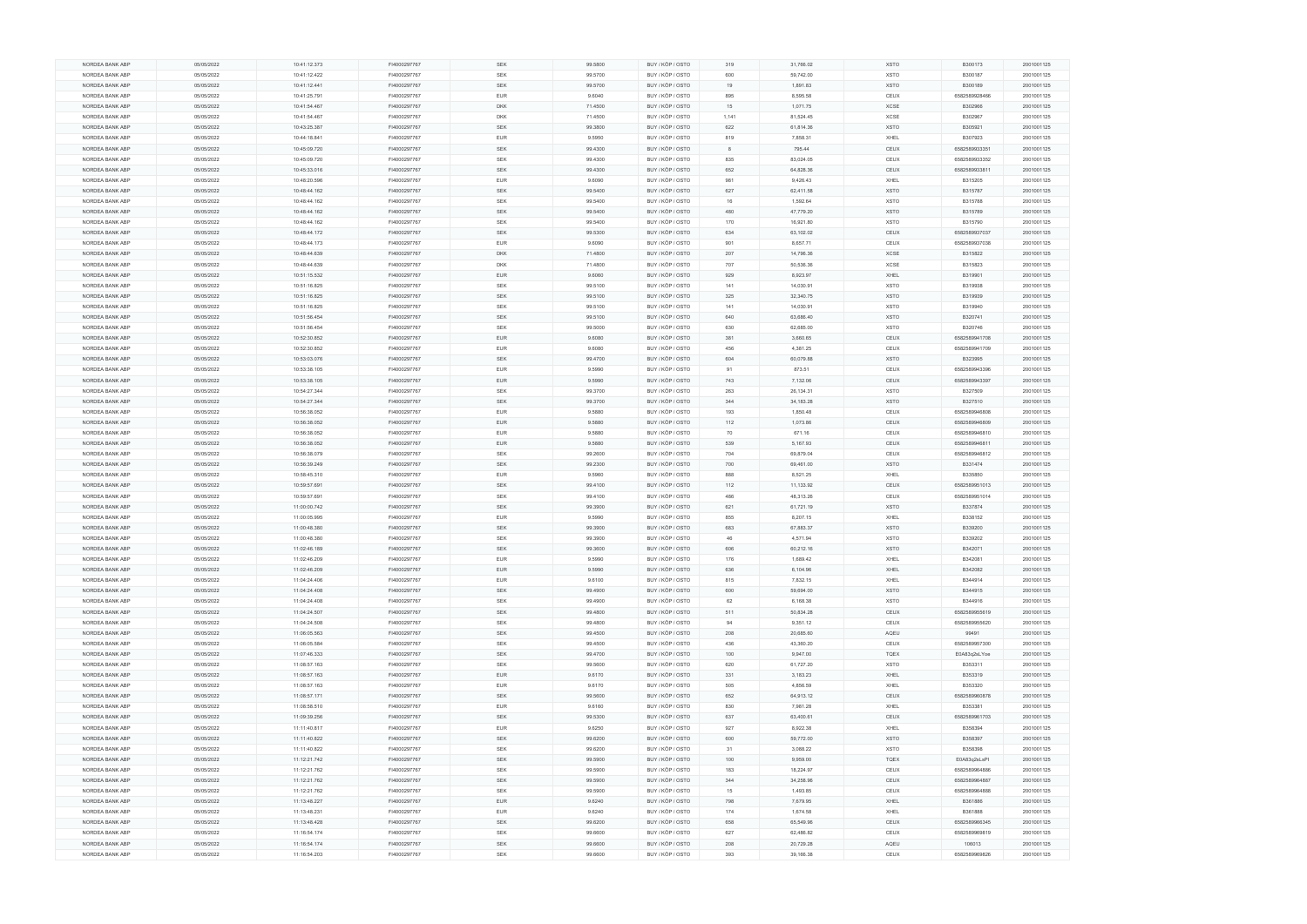| NORDEA BANK ABP | 05/05/2022 | 10:41:12.373 | FI4000297767 | SEK | 99.5800 | BUY / KÖP / OSTO | 319 | 31,766.02 | XSTO | B300173 | 20010011125 |
|---|---|---|---|---|---|---|---|---|---|---|---|
| NORDEA BANK ABP | 05/05/2022 | 10:41:12.422 | FI4000297767 | SEK | 99.5700 | BUY / KÖP / OSTO | 600 | 59,742.00 | XSTO | B300187 | 20010011125 |
| NORDEA BANK ABP | 05/05/2022 | 10:41:12.441 | FI4000297767 | SEK | 99.5700 | BUY / KÖP / OSTO | 19 | 1,891.83 | XSTO | B300189 | 20010011125 |
| NORDEA BANK ABP | 05/05/2022 | 10:41:25.791 | FI4000297767 | EUR | 9.6040 | BUY / KÖP / OSTO | 895 | 8,595.58 | CEUX | 6582589928466 | 20010011125 |
| NORDEA BANK ABP | 05/05/2022 | 10:41:54.467 | FI4000297767 | DKK | 71.4500 | BUY / KÖP / OSTO | 15 | 1,071.75 | XCSE | B302966 | 20010011125 |
| NORDEA BANK ABP | 05/05/2022 | 10:41:54.467 | FI4000297767 | DKK | 71.4500 | BUY / KÖP / OSTO | 1,141 | 81,524.45 | XCSE | B302967 | 20010011125 |
| NORDEA BANK ABP | 05/05/2022 | 10:43:25.387 | FI4000297767 | SEK | 99.3800 | BUY / KÖP / OSTO | 622 | 61,814.36 | XSTO | B305921 | 20010011125 |
| NORDEA BANK ABP | 05/05/2022 | 10:44:18.841 | FI4000297767 | EUR | 9.5950 | BUY / KÖP / OSTO | 819 | 7,858.31 | XHEL | B307923 | 20010011125 |
| NORDEA BANK ABP | 05/05/2022 | 10:45:09.720 | FI4000297767 | SEK | 99.4300 | BUY / KÖP / OSTO | 8 | 795.44 | CEUX | 6582589933351 | 20010011125 |
| NORDEA BANK ABP | 05/05/2022 | 10:45:09.720 | FI4000297767 | SEK | 99.4300 | BUY / KÖP / OSTO | 835 | 83,024.05 | CEUX | 6582589933352 | 20010011125 |
| NORDEA BANK ABP | 05/05/2022 | 10:45:33.016 | FI4000297767 | SEK | 99.4300 | BUY / KÖP / OSTO | 652 | 64,828.36 | CEUX | 6582589933811 | 20010011125 |
| NORDEA BANK ABP | 05/05/2022 | 10:48:20.596 | FI4000297767 | EUR | 9.6090 | BUY / KÖP / OSTO | 981 | 9,426.43 | XHEL | B315205 | 20010011125 |
| NORDEA BANK ABP | 05/05/2022 | 10:48:44.162 | FI4000297767 | SEK | 99.5400 | BUY / KÖP / OSTO | 627 | 62,411.58 | XSTO | B315787 | 20010011125 |
| NORDEA BANK ABP | 05/05/2022 | 10:48:44.162 | FI4000297767 | SEK | 99.5400 | BUY / KÖP / OSTO | 16 | 1,592.64 | XSTO | B315788 | 20010011125 |
| NORDEA BANK ABP | 05/05/2022 | 10:48:44.162 | FI4000297767 | SEK | 99.5400 | BUY / KÖP / OSTO | 480 | 47,779.20 | XSTO | B315789 | 20010011125 |
| NORDEA BANK ABP | 05/05/2022 | 10:48:44.162 | FI4000297767 | SEK | 99.5400 | BUY / KÖP / OSTO | 170 | 16,921.80 | XSTO | B315790 | 20010011125 |
| NORDEA BANK ABP | 05/05/2022 | 10:48:44.172 | FI4000297767 | SEK | 99.5300 | BUY / KÖP / OSTO | 634 | 63,102.02 | CEUX | 6582589937037 | 20010011125 |
| NORDEA BANK ABP | 05/05/2022 | 10:48:44.173 | FI4000297767 | EUR | 9.6090 | BUY / KÖP / OSTO | 901 | 8,657.71 | CEUX | 6582589937038 | 20010011125 |
| NORDEA BANK ABP | 05/05/2022 | 10:48:44.639 | FI4000297767 | DKK | 71.4800 | BUY / KÖP / OSTO | 207 | 14,796.36 | XCSE | B315822 | 20010011125 |
| NORDEA BANK ABP | 05/05/2022 | 10:48:44.639 | FI4000297767 | DKK | 71.4800 | BUY / KÖP / OSTO | 707 | 50,536.36 | XCSE | B315823 | 20010011125 |
| NORDEA BANK ABP | 05/05/2022 | 10:51:15.532 | FI4000297767 | EUR | 9.6060 | BUY / KÖP / OSTO | 929 | 8,923.97 | XHEL | B319901 | 20010011125 |
| NORDEA BANK ABP | 05/05/2022 | 10:51:16.825 | FI4000297767 | SEK | 99.5100 | BUY / KÖP / OSTO | 141 | 14,030.91 | XSTO | B319938 | 20010011125 |
| NORDEA BANK ABP | 05/05/2022 | 10:51:16.825 | FI4000297767 | SEK | 99.5100 | BUY / KÖP / OSTO | 325 | 32,340.75 | XSTO | B319939 | 20010011125 |
| NORDEA BANK ABP | 05/05/2022 | 10:51:16.825 | FI4000297767 | SEK | 99.5100 | BUY / KÖP / OSTO | 141 | 14,030.91 | XSTO | B319940 | 20010011125 |
| NORDEA BANK ABP | 05/05/2022 | 10:51:56.454 | FI4000297767 | SEK | 99.5100 | BUY / KÖP / OSTO | 640 | 63,686.40 | XSTO | B320741 | 20010011125 |
| NORDEA BANK ABP | 05/05/2022 | 10:51:56.454 | FI4000297767 | SEK | 99.5000 | BUY / KÖP / OSTO | 630 | 62,685.00 | XSTO | B320746 | 20010011125 |
| NORDEA BANK ABP | 05/05/2022 | 10:52:30.852 | FI4000297767 | EUR | 9.6080 | BUY / KÖP / OSTO | 381 | 3,660.65 | CEUX | 6582589941708 | 20010011125 |
| NORDEA BANK ABP | 05/05/2022 | 10:52:30.852 | FI4000297767 | EUR | 9.6080 | BUY / KÖP / OSTO | 456 | 4,381.25 | CEUX | 6582589941709 | 20010011125 |
| NORDEA BANK ABP | 05/05/2022 | 10:53:03.076 | FI4000297767 | SEK | 99.4700 | BUY / KÖP / OSTO | 604 | 60,079.88 | XSTO | B323995 | 20010011125 |
| NORDEA BANK ABP | 05/05/2022 | 10:53:38.105 | FI4000297767 | EUR | 9.5990 | BUY / KÖP / OSTO | 91 | 873.51 | CEUX | 6582589943396 | 20010011125 |
| NORDEA BANK ABP | 05/05/2022 | 10:53:38.105 | FI4000297767 | EUR | 9.5990 | BUY / KÖP / OSTO | 743 | 7,132.06 | CEUX | 6582589943397 | 20010011125 |
| NORDEA BANK ABP | 05/05/2022 | 10:54:27.344 | FI4000297767 | SEK | 99.3700 | BUY / KÖP / OSTO | 263 | 26,134.31 | XSTO | B327509 | 20010011125 |
| NORDEA BANK ABP | 05/05/2022 | 10:54:27.344 | FI4000297767 | SEK | 99.3700 | BUY / KÖP / OSTO | 344 | 34,183.28 | XSTO | B327510 | 20010011125 |
| NORDEA BANK ABP | 05/05/2022 | 10:56:38.052 | FI4000297767 | EUR | 9.5880 | BUY / KÖP / OSTO | 193 | 1,850.48 | CEUX | 6582589946808 | 20010011125 |
| NORDEA BANK ABP | 05/05/2022 | 10:56:38.052 | FI4000297767 | EUR | 9.5880 | BUY / KÖP / OSTO | 112 | 1,073.86 | CEUX | 6582589946809 | 20010011125 |
| NORDEA BANK ABP | 05/05/2022 | 10:56:38.052 | FI4000297767 | EUR | 9.5880 | BUY / KÖP / OSTO | 70 | 671.16 | CEUX | 6582589946810 | 20010011125 |
| NORDEA BANK ABP | 05/05/2022 | 10:56:38.052 | FI4000297767 | EUR | 9.5880 | BUY / KÖP / OSTO | 539 | 5,167.93 | CEUX | 6582589946811 | 20010011125 |
| NORDEA BANK ABP | 05/05/2022 | 10:56:38.079 | FI4000297767 | SEK | 99.2600 | BUY / KÖP / OSTO | 704 | 69,879.04 | CEUX | 6582589946812 | 20010011125 |
| NORDEA BANK ABP | 05/05/2022 | 10:56:39.249 | FI4000297767 | SEK | 99.2300 | BUY / KÖP / OSTO | 700 | 69,461.00 | XSTO | B331474 | 20010011125 |
| NORDEA BANK ABP | 05/05/2022 | 10:58:45.310 | FI4000297767 | EUR | 9.5960 | BUY / KÖP / OSTO | 888 | 8,521.25 | XHEL | B335850 | 20010011125 |
| NORDEA BANK ABP | 05/05/2022 | 10:59:57.691 | FI4000297767 | SEK | 99.4100 | BUY / KÖP / OSTO | 112 | 11,133.92 | CEUX | 6582589951013 | 20010011125 |
| NORDEA BANK ABP | 05/05/2022 | 10:59:57.691 | FI4000297767 | SEK | 99.4100 | BUY / KÖP / OSTO | 486 | 48,313.26 | CEUX | 6582589951014 | 20010011125 |
| NORDEA BANK ABP | 05/05/2022 | 11:00:00.742 | FI4000297767 | SEK | 99.3900 | BUY / KÖP / OSTO | 621 | 61,721.19 | XSTO | B337874 | 20010011125 |
| NORDEA BANK ABP | 05/05/2022 | 11:00:05.995 | FI4000297767 | EUR | 9.5990 | BUY / KÖP / OSTO | 855 | 8,207.15 | XHEL | B338152 | 20010011125 |
| NORDEA BANK ABP | 05/05/2022 | 11:00:48.380 | FI4000297767 | SEK | 99.3900 | BUY / KÖP / OSTO | 683 | 67,883.37 | XSTO | B339200 | 20010011125 |
| NORDEA BANK ABP | 05/05/2022 | 11:00:48.380 | FI4000297767 | SEK | 99.3900 | BUY / KÖP / OSTO | 46 | 4,571.94 | XSTO | B339202 | 20010011125 |
| NORDEA BANK ABP | 05/05/2022 | 11:02:46.189 | FI4000297767 | SEK | 99.3600 | BUY / KÖP / OSTO | 606 | 60,212.16 | XSTO | B342071 | 20010011125 |
| NORDEA BANK ABP | 05/05/2022 | 11:02:46.209 | FI4000297767 | EUR | 9.5990 | BUY / KÖP / OSTO | 176 | 1,689.42 | XHEL | B342081 | 20010011125 |
| NORDEA BANK ABP | 05/05/2022 | 11:02:46.209 | FI4000297767 | EUR | 9.5990 | BUY / KÖP / OSTO | 636 | 6,104.96 | XHEL | B342082 | 20010011125 |
| NORDEA BANK ABP | 05/05/2022 | 11:04:24.406 | FI4000297767 | EUR | 9.6100 | BUY / KÖP / OSTO | 815 | 7,832.15 | XHEL | B344914 | 20010011125 |
| NORDEA BANK ABP | 05/05/2022 | 11:04:24.408 | FI4000297767 | SEK | 99.4900 | BUY / KÖP / OSTO | 600 | 59,694.00 | XSTO | B344915 | 20010011125 |
| NORDEA BANK ABP | 05/05/2022 | 11:04:24.408 | FI4000297767 | SEK | 99.4900 | BUY / KÖP / OSTO | 62 | 6,168.38 | XSTO | B344916 | 20010011125 |
| NORDEA BANK ABP | 05/05/2022 | 11:04:24.507 | FI4000297767 | SEK | 99.4800 | BUY / KÖP / OSTO | 511 | 50,834.28 | CEUX | 6582589955619 | 20010011125 |
| NORDEA BANK ABP | 05/05/2022 | 11:04:24.508 | FI4000297767 | SEK | 99.4800 | BUY / KÖP / OSTO | 94 | 9,351.12 | CEUX | 6582589955620 | 20010011125 |
| NORDEA BANK ABP | 05/05/2022 | 11:06:05.563 | FI4000297767 | SEK | 99.4500 | BUY / KÖP / OSTO | 208 | 20,685.60 | AQEU | 99491 | 20010011125 |
| NORDEA BANK ABP | 05/05/2022 | 11:06:05.564 | FI4000297767 | SEK | 99.4500 | BUY / KÖP / OSTO | 436 | 43,360.20 | CEUX | 6582589957300 | 20010011125 |
| NORDEA BANK ABP | 05/05/2022 | 11:07:46.333 | FI4000297767 | SEK | 99.4700 | BUY / KÖP / OSTO | 100 | 9,947.00 | TQEX | E0A83q2sLYoe | 20010011125 |
| NORDEA BANK ABP | 05/05/2022 | 11:08:57.163 | FI4000297767 | SEK | 99.5600 | BUY / KÖP / OSTO | 620 | 61,727.20 | XSTO | B353311 | 20010011125 |
| NORDEA BANK ABP | 05/05/2022 | 11:08:57.163 | FI4000297767 | EUR | 9.6170 | BUY / KÖP / OSTO | 331 | 3,183.23 | XHEL | B353319 | 20010011125 |
| NORDEA BANK ABP | 05/05/2022 | 11:08:57.163 | FI4000297767 | EUR | 9.6170 | BUY / KÖP / OSTO | 505 | 4,856.59 | XHEL | B353320 | 20010011125 |
| NORDEA BANK ABP | 05/05/2022 | 11:08:57.171 | FI4000297767 | SEK | 99.5600 | BUY / KÖP / OSTO | 652 | 64,913.12 | CEUX | 6582589960878 | 20010011125 |
| NORDEA BANK ABP | 05/05/2022 | 11:08:58.510 | FI4000297767 | EUR | 9.6160 | BUY / KÖP / OSTO | 830 | 7,981.28 | XHEL | B353381 | 20010011125 |
| NORDEA BANK ABP | 05/05/2022 | 11:09:39.256 | FI4000297767 | SEK | 99.5300 | BUY / KÖP / OSTO | 637 | 63,400.61 | CEUX | 6582589961703 | 20010011125 |
| NORDEA BANK ABP | 05/05/2022 | 11:11:40.817 | FI4000297767 | EUR | 9.6250 | BUY / KÖP / OSTO | 927 | 8,922.38 | XHEL | B358394 | 20010011125 |
| NORDEA BANK ABP | 05/05/2022 | 11:11:40.822 | FI4000297767 | SEK | 99.6200 | BUY / KÖP / OSTO | 600 | 59,772.00 | XSTO | B358397 | 20010011125 |
| NORDEA BANK ABP | 05/05/2022 | 11:11:40.822 | FI4000297767 | SEK | 99.6200 | BUY / KÖP / OSTO | 31 | 3,088.22 | XSTO | B358398 | 20010011125 |
| NORDEA BANK ABP | 05/05/2022 | 11:12:21.742 | FI4000297767 | SEK | 99.5900 | BUY / KÖP / OSTO | 100 | 9,959.00 | TQEX | E0A83q2sLsPl | 20010011125 |
| NORDEA BANK ABP | 05/05/2022 | 11:12:21.762 | FI4000297767 | SEK | 99.5900 | BUY / KÖP / OSTO | 183 | 18,224.97 | CEUX | 6582589964886 | 20010011125 |
| NORDEA BANK ABP | 05/05/2022 | 11:12:21.762 | FI4000297767 | SEK | 99.5900 | BUY / KÖP / OSTO | 344 | 34,258.96 | CEUX | 6582589964887 | 20010011125 |
| NORDEA BANK ABP | 05/05/2022 | 11:12:21.762 | FI4000297767 | SEK | 99.5900 | BUY / KÖP / OSTO | 15 | 1,493.85 | CEUX | 6582589964888 | 20010011125 |
| NORDEA BANK ABP | 05/05/2022 | 11:13:48.227 | FI4000297767 | EUR | 9.6240 | BUY / KÖP / OSTO | 798 | 7,679.95 | XHEL | B361886 | 20010011125 |
| NORDEA BANK ABP | 05/05/2022 | 11:13:48.231 | FI4000297767 | EUR | 9.6240 | BUY / KÖP / OSTO | 174 | 1,674.58 | XHEL | B361888 | 20010011125 |
| NORDEA BANK ABP | 05/05/2022 | 11:13:48.428 | FI4000297767 | SEK | 99.6200 | BUY / KÖP / OSTO | 658 | 65,549.96 | CEUX | 6582589966345 | 20010011125 |
| NORDEA BANK ABP | 05/05/2022 | 11:16:54.174 | FI4000297767 | SEK | 99.6600 | BUY / KÖP / OSTO | 627 | 62,486.82 | CEUX | 6582589969819 | 20010011125 |
| NORDEA BANK ABP | 05/05/2022 | 11:16:54.174 | FI4000297767 | SEK | 99.6600 | BUY / KÖP / OSTO | 208 | 20,729.28 | AQEU | 106013 | 20010011125 |
| NORDEA BANK ABP | 05/05/2022 | 11:16:54.203 | FI4000297767 | SEK | 99.6600 | BUY / KÖP / OSTO | 393 | 39,166.38 | CEUX | 6582589969826 | 20010011125 |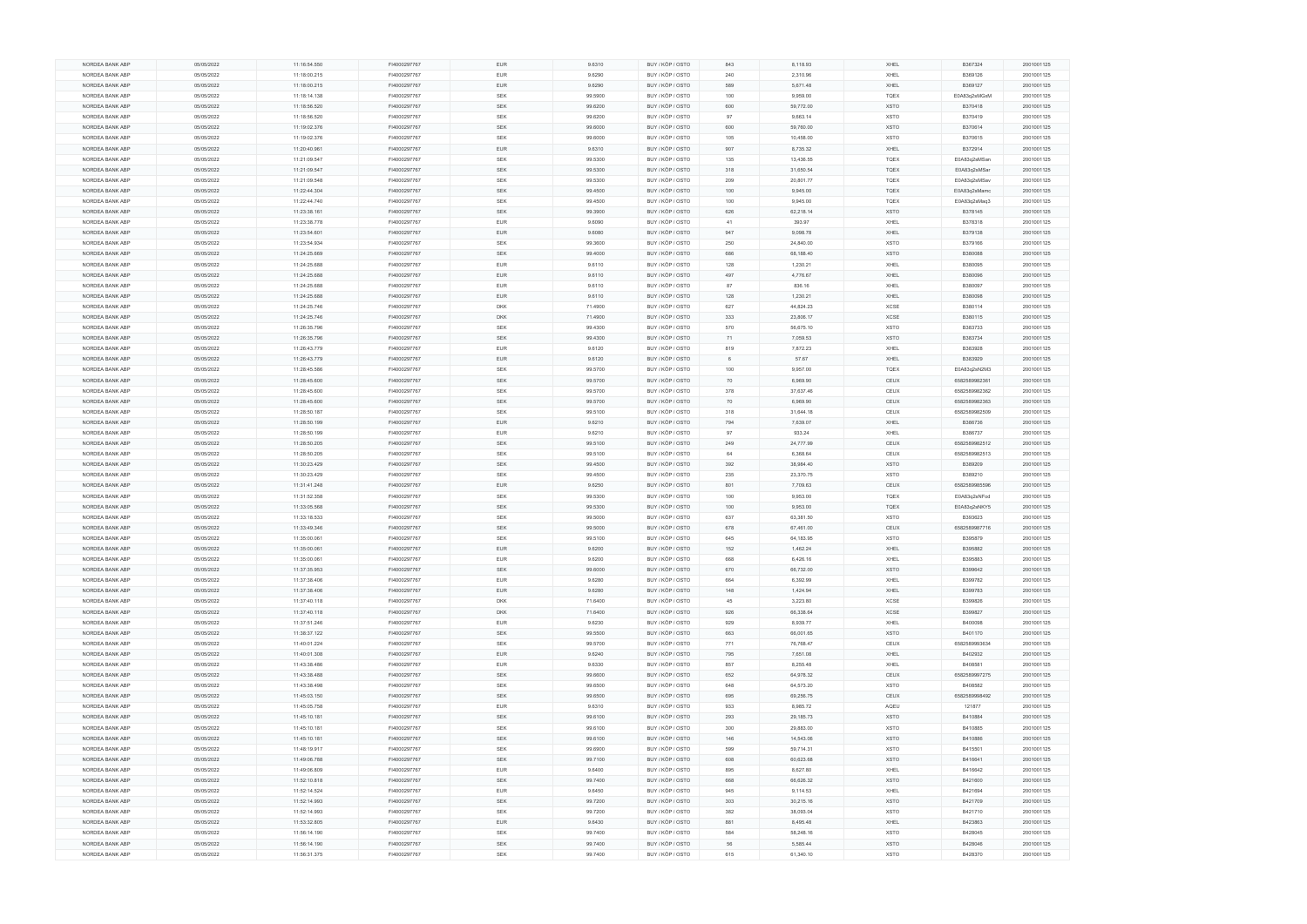| NORDEA BANK ABP | 05/05/2022 | 11:16:54.550 | FI4000297767 | EUR | 9.6310 | BUY / KÖP / OSTO | 843 | 8,118.93 | XHEL | B367324 | 20010011125 |
|---|---|---|---|---|---|---|---|---|---|---|---|
| NORDEA BANK ABP | 05/05/2022 | 11:18:00.215 | FI4000297767 | EUR | 9.6290 | BUY / KÖP / OSTO | 240 | 2,310.96 | XHEL | B369126 | 20010011125 |
| NORDEA BANK ABP | 05/05/2022 | 11:18:00.215 | FI4000297767 | EUR | 9.6290 | BUY / KÖP / OSTO | 589 | 5,671.48 | XHEL | B369127 | 20010011125 |
| NORDEA BANK ABP | 05/05/2022 | 11:18:14.138 | FI4000297767 | SEK | 99.5900 | BUY / KÖP / OSTO | 100 | 9,959.00 | TQEX | E0A83q2eMGsM | 20010011125 |
| NORDEA BANK ABP | 05/05/2022 | 11:18:56.520 | FI4000297767 | SEK | 99.6200 | BUY / KÖP / OSTO | 600 | 59,772.00 | XSTO | B370418 | 20010011125 |
| NORDEA BANK ABP | 05/05/2022 | 11:18:56.520 | FI4000297767 | SEK | 99.6200 | BUY / KÖP / OSTO | 97 | 9,663.14 | XSTO | B370419 | 20010011125 |
| NORDEA BANK ABP | 05/05/2022 | 11:19:02.376 | FI4000297767 | SEK | 99.6000 | BUY / KÖP / OSTO | 600 | 59,760.00 | XSTO | B370614 | 20010011125 |
| NORDEA BANK ABP | 05/05/2022 | 11:19:02.376 | FI4000297767 | SEK | 99.6000 | BUY / KÖP / OSTO | 105 | 10,458.00 | XSTO | B370615 | 20010011125 |
| NORDEA BANK ABP | 05/05/2022 | 11:20:40.961 | FI4000297767 | EUR | 9.6310 | BUY / KÖP / OSTO | 907 | 8,735.32 | XHEL | B372914 | 20010011125 |
| NORDEA BANK ABP | 05/05/2022 | 11:21:09.547 | FI4000297767 | SEK | 99.5300 | BUY / KÖP / OSTO | 135 | 13,436.55 | TQEX | E0A83q2eMSan | 20010011125 |
| NORDEA BANK ABP | 05/05/2022 | 11:21:09.547 | FI4000297767 | SEK | 99.5300 | BUY / KÖP / OSTO | 318 | 31,650.54 | TQEX | E0A83q2eMSar | 20010011125 |
| NORDEA BANK ABP | 05/05/2022 | 11:21:09.548 | FI4000297767 | SEK | 99.5300 | BUY / KÖP / OSTO | 209 | 20,801.77 | TQEX | E0A83q2eMSav | 20010011125 |
| NORDEA BANK ABP | 05/05/2022 | 11:22:44.304 | FI4000297767 | SEK | 99.4500 | BUY / KÖP / OSTO | 100 | 9,945.00 | TQEX | E0A83q2eMamc | 20010011125 |
| NORDEA BANK ABP | 05/05/2022 | 11:22:44.740 | FI4000297767 | SEK | 99.4500 | BUY / KÖP / OSTO | 100 | 9,945.00 | TQEX | E0A83q2eMaq3 | 20010011125 |
| NORDEA BANK ABP | 05/05/2022 | 11:23:38.161 | FI4000297767 | SEK | 99.3900 | BUY / KÖP / OSTO | 626 | 62,218.14 | XSTO | B378145 | 20010011125 |
| NORDEA BANK ABP | 05/05/2022 | 11:23:38.778 | FI4000297767 | EUR | 9.6090 | BUY / KÖP / OSTO | 41 | 393.97 | XHEL | B378318 | 20010011125 |
| NORDEA BANK ABP | 05/05/2022 | 11:23:54.601 | FI4000297767 | EUR | 9.6080 | BUY / KÖP / OSTO | 947 | 9,098.78 | XHEL | B379138 | 20010011125 |
| NORDEA BANK ABP | 05/05/2022 | 11:23:54.934 | FI4000297767 | SEK | 99.3600 | BUY / KÖP / OSTO | 250 | 24,840.00 | XSTO | B379166 | 20010011125 |
| NORDEA BANK ABP | 05/05/2022 | 11:24:25.669 | FI4000297767 | SEK | 99.4000 | BUY / KÖP / OSTO | 686 | 68,188.40 | XSTO | B380088 | 20010011125 |
| NORDEA BANK ABP | 05/05/2022 | 11:24:25.688 | FI4000297767 | EUR | 9.6110 | BUY / KÖP / OSTO | 128 | 1,230.21 | XHEL | B380095 | 20010011125 |
| NORDEA BANK ABP | 05/05/2022 | 11:24:25.688 | FI4000297767 | EUR | 9.6110 | BUY / KÖP / OSTO | 497 | 4,776.67 | XHEL | B380096 | 20010011125 |
| NORDEA BANK ABP | 05/05/2022 | 11:24:25.688 | FI4000297767 | EUR | 9.6110 | BUY / KÖP / OSTO | 87 | 836.16 | XHEL | B380097 | 20010011125 |
| NORDEA BANK ABP | 05/05/2022 | 11:24:25.688 | FI4000297767 | EUR | 9.6110 | BUY / KÖP / OSTO | 128 | 1,230.21 | XHEL | B380098 | 20010011125 |
| NORDEA BANK ABP | 05/05/2022 | 11:24:25.746 | FI4000297767 | DKK | 71.4900 | BUY / KÖP / OSTO | 627 | 44,824.23 | XCSE | B380114 | 20010011125 |
| NORDEA BANK ABP | 05/05/2022 | 11:24:25.746 | FI4000297767 | DKK | 71.4900 | BUY / KÖP / OSTO | 333 | 23,806.17 | XCSE | B380115 | 20010011125 |
| NORDEA BANK ABP | 05/05/2022 | 11:26:35.796 | FI4000297767 | SEK | 99.4300 | BUY / KÖP / OSTO | 570 | 56,675.10 | XSTO | B383733 | 20010011125 |
| NORDEA BANK ABP | 05/05/2022 | 11:26:35.796 | FI4000297767 | SEK | 99.4300 | BUY / KÖP / OSTO | 71 | 7,059.53 | XSTO | B383734 | 20010011125 |
| NORDEA BANK ABP | 05/05/2022 | 11:26:43.779 | FI4000297767 | EUR | 9.6120 | BUY / KÖP / OSTO | 819 | 7,872.23 | XHEL | B383928 | 20010011125 |
| NORDEA BANK ABP | 05/05/2022 | 11:26:43.779 | FI4000297767 | EUR | 9.6120 | BUY / KÖP / OSTO | 6 | 57.67 | XHEL | B383929 | 20010011125 |
| NORDEA BANK ABP | 05/05/2022 | 11:28:45.586 | FI4000297767 | SEK | 99.5700 | BUY / KÖP / OSTO | 100 | 9,957.00 | TQEX | E0A83q2eN2M3 | 20010011125 |
| NORDEA BANK ABP | 05/05/2022 | 11:28:45.600 | FI4000297767 | SEK | 99.5700 | BUY / KÖP / OSTO | 70 | 6,969.90 | CEUX | 6582569982361 | 20010011125 |
| NORDEA BANK ABP | 05/05/2022 | 11:28:45.600 | FI4000297767 | SEK | 99.5700 | BUY / KÖP / OSTO | 378 | 37,637.46 | CEUX | 6582569982362 | 20010011125 |
| NORDEA BANK ABP | 05/05/2022 | 11:28:45.600 | FI4000297767 | SEK | 99.5700 | BUY / KÖP / OSTO | 70 | 6,969.90 | CEUX | 6582569982363 | 20010011125 |
| NORDEA BANK ABP | 05/05/2022 | 11:28:50.187 | FI4000297767 | SEK | 99.5100 | BUY / KÖP / OSTO | 318 | 31,644.18 | CEUX | 6582569982509 | 20010011125 |
| NORDEA BANK ABP | 05/05/2022 | 11:28:50.199 | FI4000297767 | EUR | 9.6210 | BUY / KÖP / OSTO | 794 | 7,639.07 | XHEL | B386736 | 20010011125 |
| NORDEA BANK ABP | 05/05/2022 | 11:28:50.199 | FI4000297767 | EUR | 9.6210 | BUY / KÖP / OSTO | 97 | 933.24 | XHEL | B386737 | 20010011125 |
| NORDEA BANK ABP | 05/05/2022 | 11:28:50.205 | FI4000297767 | SEK | 99.5100 | BUY / KÖP / OSTO | 249 | 24,777.99 | CEUX | 6582569982512 | 20010011125 |
| NORDEA BANK ABP | 05/05/2022 | 11:28:50.205 | FI4000297767 | SEK | 99.5100 | BUY / KÖP / OSTO | 64 | 6,368.64 | CEUX | 6582569982513 | 20010011125 |
| NORDEA BANK ABP | 05/05/2022 | 11:30:23.429 | FI4000297767 | SEK | 99.4500 | BUY / KÖP / OSTO | 392 | 38,984.40 | XSTO | B389209 | 20010011125 |
| NORDEA BANK ABP | 05/05/2022 | 11:30:23.429 | FI4000297767 | SEK | 99.4500 | BUY / KÖP / OSTO | 235 | 23,370.75 | XSTO | B389210 | 20010011125 |
| NORDEA BANK ABP | 05/05/2022 | 11:31:41.248 | FI4000297767 | EUR | 9.6250 | BUY / KÖP / OSTO | 801 | 7,709.63 | CEUX | 6582569985596 | 20010011125 |
| NORDEA BANK ABP | 05/05/2022 | 11:31:52.358 | FI4000297767 | SEK | 99.5300 | BUY / KÖP / OSTO | 100 | 9,953.00 | TQEX | E0A83q2eNFod | 20010011125 |
| NORDEA BANK ABP | 05/05/2022 | 11:33:05.568 | FI4000297767 | SEK | 99.5300 | BUY / KÖP / OSTO | 100 | 9,953.00 | TQEX | E0A83q2eNKY5 | 20010011125 |
| NORDEA BANK ABP | 05/05/2022 | 11:33:18.533 | FI4000297767 | SEK | 99.5000 | BUY / KÖP / OSTO | 637 | 63,381.50 | XSTO | B393623 | 20010011125 |
| NORDEA BANK ABP | 05/05/2022 | 11:33:49.346 | FI4000297767 | SEK | 99.5000 | BUY / KÖP / OSTO | 678 | 67,461.00 | CEUX | 6582569987716 | 20010011125 |
| NORDEA BANK ABP | 05/05/2022 | 11:35:00.061 | FI4000297767 | SEK | 99.5100 | BUY / KÖP / OSTO | 645 | 64,183.95 | XSTO | B395879 | 20010011125 |
| NORDEA BANK ABP | 05/05/2022 | 11:35:00.061 | FI4000297767 | EUR | 9.6200 | BUY / KÖP / OSTO | 152 | 1,462.24 | XHEL | B395882 | 20010011125 |
| NORDEA BANK ABP | 05/05/2022 | 11:35:00.061 | FI4000297767 | EUR | 9.6200 | BUY / KÖP / OSTO | 668 | 6,426.16 | XHEL | B395883 | 20010011125 |
| NORDEA BANK ABP | 05/05/2022 | 11:37:35.953 | FI4000297767 | SEK | 99.6000 | BUY / KÖP / OSTO | 670 | 66,732.00 | XSTO | B399642 | 20010011125 |
| NORDEA BANK ABP | 05/05/2022 | 11:37:38.406 | FI4000297767 | EUR | 9.6280 | BUY / KÖP / OSTO | 664 | 6,392.99 | XHEL | B399782 | 20010011125 |
| NORDEA BANK ABP | 05/05/2022 | 11:37:38.406 | FI4000297767 | EUR | 9.6280 | BUY / KÖP / OSTO | 148 | 1,424.94 | XHEL | B399783 | 20010011125 |
| NORDEA BANK ABP | 05/05/2022 | 11:37:40.118 | FI4000297767 | DKK | 71.6400 | BUY / KÖP / OSTO | 45 | 3,223.80 | XCSE | B399826 | 20010011125 |
| NORDEA BANK ABP | 05/05/2022 | 11:37:40.118 | FI4000297767 | DKK | 71.6400 | BUY / KÖP / OSTO | 926 | 66,338.64 | XCSE | B399827 | 20010011125 |
| NORDEA BANK ABP | 05/05/2022 | 11:37:51.246 | FI4000297767 | EUR | 9.6230 | BUY / KÖP / OSTO | 929 | 8,939.77 | XHEL | B400098 | 20010011125 |
| NORDEA BANK ABP | 05/05/2022 | 11:38:37.122 | FI4000297767 | SEK | 99.5500 | BUY / KÖP / OSTO | 663 | 66,001.65 | XSTO | B401170 | 20010011125 |
| NORDEA BANK ABP | 05/05/2022 | 11:40:01.224 | FI4000297767 | SEK | 99.5700 | BUY / KÖP / OSTO | 771 | 76,768.47 | CEUX | 6582569993634 | 20010011125 |
| NORDEA BANK ABP | 05/05/2022 | 11:40:01.308 | FI4000297767 | EUR | 9.6240 | BUY / KÖP / OSTO | 795 | 7,651.08 | XHEL | B402832 | 20010011125 |
| NORDEA BANK ABP | 05/05/2022 | 11:43:38.486 | FI4000297767 | EUR | 9.6330 | BUY / KÖP / OSTO | 857 | 8,255.48 | XHEL | B408581 | 20010011125 |
| NORDEA BANK ABP | 05/05/2022 | 11:43:38.488 | FI4000297767 | SEK | 99.6600 | BUY / KÖP / OSTO | 652 | 64,978.32 | CEUX | 6582569997275 | 20010011125 |
| NORDEA BANK ABP | 05/05/2022 | 11:43:38.498 | FI4000297767 | SEK | 99.6500 | BUY / KÖP / OSTO | 648 | 64,573.20 | XSTO | B408582 | 20010011125 |
| NORDEA BANK ABP | 05/05/2022 | 11:45:03.150 | FI4000297767 | SEK | 99.6500 | BUY / KÖP / OSTO | 695 | 69,256.75 | CEUX | 6582569998492 | 20010011125 |
| NORDEA BANK ABP | 05/05/2022 | 11:45:05.758 | FI4000297767 | EUR | 9.6310 | BUY / KÖP / OSTO | 933 | 8,985.72 | AQEU | 121877 | 20010011125 |
| NORDEA BANK ABP | 05/05/2022 | 11:45:10.181 | FI4000297767 | SEK | 99.6100 | BUY / KÖP / OSTO | 293 | 29,185.73 | XSTO | B410884 | 20010011125 |
| NORDEA BANK ABP | 05/05/2022 | 11:45:10.181 | FI4000297767 | SEK | 99.6100 | BUY / KÖP / OSTO | 300 | 29,883.00 | XSTO | B410885 | 20010011125 |
| NORDEA BANK ABP | 05/05/2022 | 11:45:10.181 | FI4000297767 | SEK | 99.6100 | BUY / KÖP / OSTO | 146 | 14,543.06 | XSTO | B410886 | 20010011125 |
| NORDEA BANK ABP | 05/05/2022 | 11:48:19.917 | FI4000297767 | SEK | 99.6900 | BUY / KÖP / OSTO | 599 | 59,714.31 | XSTO | B415501 | 20010011125 |
| NORDEA BANK ABP | 05/05/2022 | 11:49:06.788 | FI4000297767 | SEK | 99.7100 | BUY / KÖP / OSTO | 608 | 60,623.68 | XSTO | B416641 | 20010011125 |
| NORDEA BANK ABP | 05/05/2022 | 11:49:06.809 | FI4000297767 | EUR | 9.6400 | BUY / KÖP / OSTO | 895 | 8,627.80 | XHEL | B416642 | 20010011125 |
| NORDEA BANK ABP | 05/05/2022 | 11:52:10.818 | FI4000297767 | SEK | 99.7400 | BUY / KÖP / OSTO | 668 | 66,626.32 | XSTO | B421600 | 20010011125 |
| NORDEA BANK ABP | 05/05/2022 | 11:52:14.524 | FI4000297767 | EUR | 9.6490 | BUY / KÖP / OSTO | 945 | 9,114.53 | XHEL | B421694 | 20010011125 |
| NORDEA BANK ABP | 05/05/2022 | 11:52:14.993 | FI4000297767 | SEK | 99.7200 | BUY / KÖP / OSTO | 303 | 30,215.16 | XSTO | B421709 | 20010011125 |
| NORDEA BANK ABP | 05/05/2022 | 11:52:14.993 | FI4000297767 | SEK | 99.7200 | BUY / KÖP / OSTO | 382 | 38,093.04 | XSTO | B421710 | 20010011125 |
| NORDEA BANK ABP | 05/05/2022 | 11:53:32.805 | FI4000297767 | EUR | 9.6430 | BUY / KÖP / OSTO | 881 | 8,495.48 | XHEL | B423863 | 20010011125 |
| NORDEA BANK ABP | 05/05/2022 | 11:56:14.190 | FI4000297767 | SEK | 99.7400 | BUY / KÖP / OSTO | 584 | 58,248.16 | XSTO | B428045 | 20010011125 |
| NORDEA BANK ABP | 05/05/2022 | 11:56:14.190 | FI4000297767 | SEK | 99.7400 | BUY / KÖP / OSTO | 56 | 5,585.44 | XSTO | B428046 | 20010011125 |
| NORDEA BANK ABP | 05/05/2022 | 11:56:31.375 | FI4000297767 | SEK | 99.7400 | BUY / KÖP / OSTO | 615 | 61,340.10 | XSTO | B428370 | 20010011125 |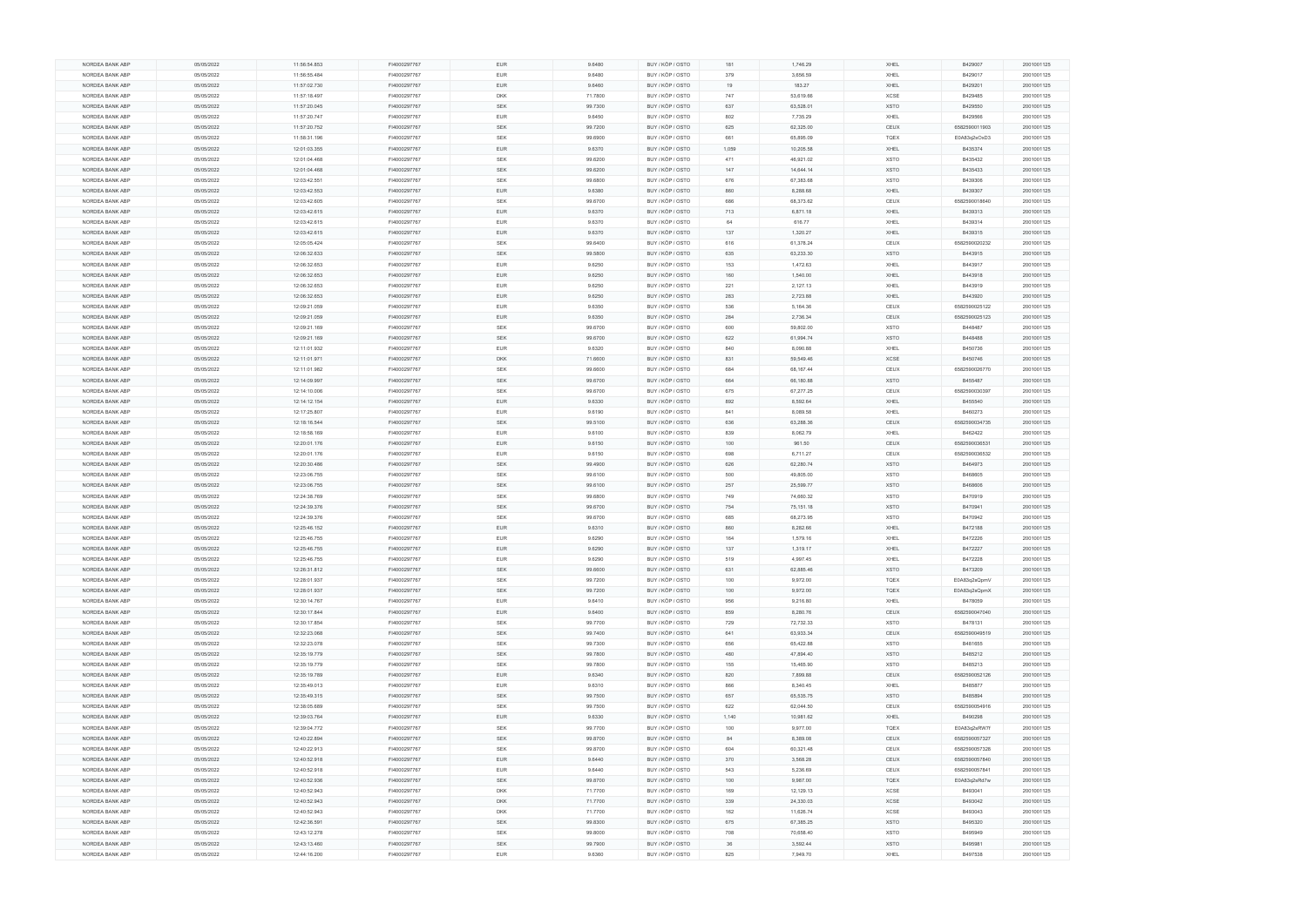| | | | | | | | | | | | |
|---|---|---|---|---|---|---|---|---|---|---|---|
| NORDEA BANK ABP | 05/05/2022 | 11:56:54.853 | FI4000297767 | EUR | 9.6480 | BUY / KÖP / OSTO | 181 | 1,746.29 | XHEL | B429007 | 20010011125 |
| NORDEA BANK ABP | 05/05/2022 | 11:56:55.484 | FI4000297767 | EUR | 9.6480 | BUY / KÖP / OSTO | 379 | 3,656.59 | XHEL | B429017 | 20010011125 |
| NORDEA BANK ABP | 05/05/2022 | 11:57:02.730 | FI4000297767 | EUR | 9.6460 | BUY / KÖP / OSTO | 19 | 183.27 | XHEL | B429201 | 20010011125 |
| NORDEA BANK ABP | 05/05/2022 | 11:57:18.497 | FI4000297767 | DKK | 71.7800 | BUY / KÖP / OSTO | 747 | 53,619.66 | XCSE | B429485 | 20010011125 |
| NORDEA BANK ABP | 05/05/2022 | 11:57:20.045 | FI4000297767 | SEK | 99.7300 | BUY / KÖP / OSTO | 637 | 63,528.01 | XSTO | B429550 | 20010011125 |
| NORDEA BANK ABP | 05/05/2022 | 11:57:20.747 | FI4000297767 | EUR | 9.6450 | BUY / KÖP / OSTO | 802 | 7,735.29 | XHEL | B429566 | 20010011125 |
| NORDEA BANK ABP | 05/05/2022 | 11:57:20.752 | FI4000297767 | SEK | 99.7200 | BUY / KÖP / OSTO | 625 | 62,325.00 | CEUX | 6582590011903 | 20010011125 |
| NORDEA BANK ABP | 05/05/2022 | 11:58:31.196 | FI4000297767 | SEK | 99.6900 | BUY / KÖP / OSTO | 661 | 65,895.09 | TQEX | E0A83g2eOxD3 | 20010011125 |
| NORDEA BANK ABP | 05/05/2022 | 12:01:03.355 | FI4000297767 | EUR | 9.6370 | BUY / KÖP / OSTO | 1,059 | 10,205.58 | XHEL | B435374 | 20010011125 |
| NORDEA BANK ABP | 05/05/2022 | 12:01:04.468 | FI4000297767 | SEK | 99.6200 | BUY / KÖP / OSTO | 471 | 46,921.02 | XSTO | B435432 | 20010011125 |
| NORDEA BANK ABP | 05/05/2022 | 12:01:04.468 | FI4000297767 | SEK | 99.6200 | BUY / KÖP / OSTO | 147 | 14,644.14 | XSTO | B435433 | 20010011125 |
| NORDEA BANK ABP | 05/05/2022 | 12:03:42.551 | FI4000297767 | SEK | 99.6800 | BUY / KÖP / OSTO | 676 | 67,383.68 | XSTO | B439306 | 20010011125 |
| NORDEA BANK ABP | 05/05/2022 | 12:03:42.553 | FI4000297767 | EUR | 9.6380 | BUY / KÖP / OSTO | 860 | 8,288.68 | XHEL | B439307 | 20010011125 |
| NORDEA BANK ABP | 05/05/2022 | 12:03:42.605 | FI4000297767 | SEK | 99.6700 | BUY / KÖP / OSTO | 686 | 68,373.62 | CEUX | 6582590018640 | 20010011125 |
| NORDEA BANK ABP | 05/05/2022 | 12:03:42.615 | FI4000297767 | EUR | 9.6370 | BUY / KÖP / OSTO | 713 | 6,871.18 | XHEL | B439313 | 20010011125 |
| NORDEA BANK ABP | 05/05/2022 | 12:03:42.615 | FI4000297767 | EUR | 9.6370 | BUY / KÖP / OSTO | 64 | 616.77 | XHEL | B439314 | 20010011125 |
| NORDEA BANK ABP | 05/05/2022 | 12:03:42.615 | FI4000297767 | EUR | 9.6370 | BUY / KÖP / OSTO | 137 | 1,320.27 | XHEL | B439315 | 20010011125 |
| NORDEA BANK ABP | 05/05/2022 | 12:05:05.424 | FI4000297767 | SEK | 99.6400 | BUY / KÖP / OSTO | 616 | 61,378.24 | CEUX | 6582590020232 | 20010011125 |
| NORDEA BANK ABP | 05/05/2022 | 12:06:32.633 | FI4000297767 | SEK | 99.5800 | BUY / KÖP / OSTO | 635 | 63,233.30 | XSTO | B443915 | 20010011125 |
| NORDEA BANK ABP | 05/05/2022 | 12:06:32.653 | FI4000297767 | EUR | 9.6250 | BUY / KÖP / OSTO | 153 | 1,472.63 | XHEL | B443917 | 20010011125 |
| NORDEA BANK ABP | 05/05/2022 | 12:06:32.653 | FI4000297767 | EUR | 9.6250 | BUY / KÖP / OSTO | 160 | 1,540.00 | XHEL | B443918 | 20010011125 |
| NORDEA BANK ABP | 05/05/2022 | 12:06:32.653 | FI4000297767 | EUR | 9.6250 | BUY / KÖP / OSTO | 221 | 2,127.13 | XHEL | B443919 | 20010011125 |
| NORDEA BANK ABP | 05/05/2022 | 12:06:32.653 | FI4000297767 | EUR | 9.6250 | BUY / KÖP / OSTO | 283 | 2,723.88 | XHEL | B443920 | 20010011125 |
| NORDEA BANK ABP | 05/05/2022 | 12:09:21.059 | FI4000297767 | EUR | 9.6350 | BUY / KÖP / OSTO | 536 | 5,164.36 | CEUX | 6582590025122 | 20010011125 |
| NORDEA BANK ABP | 05/05/2022 | 12:09:21.059 | FI4000297767 | EUR | 9.6350 | BUY / KÖP / OSTO | 284 | 2,736.34 | CEUX | 6582590025123 | 20010011125 |
| NORDEA BANK ABP | 05/05/2022 | 12:09:21.169 | FI4000297767 | SEK | 99.6700 | BUY / KÖP / OSTO | 600 | 59,802.00 | XSTO | B448487 | 20010011125 |
| NORDEA BANK ABP | 05/05/2022 | 12:09:21.169 | FI4000297767 | SEK | 99.6700 | BUY / KÖP / OSTO | 622 | 61,994.74 | XSTO | B448488 | 20010011125 |
| NORDEA BANK ABP | 05/05/2022 | 12:11:01.932 | FI4000297767 | EUR | 9.6320 | BUY / KÖP / OSTO | 840 | 8,090.88 | XHEL | B450736 | 20010011125 |
| NORDEA BANK ABP | 05/05/2022 | 12:11:01.971 | FI4000297767 | DKK | 71.6600 | BUY / KÖP / OSTO | 831 | 59,549.46 | XCSE | B450746 | 20010011125 |
| NORDEA BANK ABP | 05/05/2022 | 12:11:01.982 | FI4000297767 | SEK | 99.6600 | BUY / KÖP / OSTO | 684 | 68,167.44 | CEUX | 6582590026770 | 20010011125 |
| NORDEA BANK ABP | 05/05/2022 | 12:14:09.997 | FI4000297767 | SEK | 99.6700 | BUY / KÖP / OSTO | 664 | 66,180.88 | XSTO | B455487 | 20010011125 |
| NORDEA BANK ABP | 05/05/2022 | 12:14:10.006 | FI4000297767 | SEK | 99.6700 | BUY / KÖP / OSTO | 675 | 67,277.25 | CEUX | 6582590030397 | 20010011125 |
| NORDEA BANK ABP | 05/05/2022 | 12:14:12.154 | FI4000297767 | EUR | 9.6330 | BUY / KÖP / OSTO | 892 | 8,592.64 | XHEL | B455540 | 20010011125 |
| NORDEA BANK ABP | 05/05/2022 | 12:17:25.807 | FI4000297767 | EUR | 9.6190 | BUY / KÖP / OSTO | 841 | 8,089.58 | XHEL | B460273 | 20010011125 |
| NORDEA BANK ABP | 05/05/2022 | 12:18:16.544 | FI4000297767 | SEK | 99.5100 | BUY / KÖP / OSTO | 636 | 63,288.36 | CEUX | 6582590034735 | 20010011125 |
| NORDEA BANK ABP | 05/05/2022 | 12:18:58.169 | FI4000297767 | EUR | 9.6100 | BUY / KÖP / OSTO | 839 | 8,062.79 | XHEL | B462422 | 20010011125 |
| NORDEA BANK ABP | 05/05/2022 | 12:20:01.176 | FI4000297767 | EUR | 9.6150 | BUY / KÖP / OSTO | 100 | 961.50 | CEUX | 6582590036531 | 20010011125 |
| NORDEA BANK ABP | 05/05/2022 | 12:20:01.176 | FI4000297767 | EUR | 9.6150 | BUY / KÖP / OSTO | 698 | 6,711.27 | CEUX | 6582590036532 | 20010011125 |
| NORDEA BANK ABP | 05/05/2022 | 12:20:30.486 | FI4000297767 | SEK | 99.4900 | BUY / KÖP / OSTO | 626 | 62,280.74 | XSTO | B464973 | 20010011125 |
| NORDEA BANK ABP | 05/05/2022 | 12:23:06.755 | FI4000297767 | SEK | 99.6100 | BUY / KÖP / OSTO | 500 | 49,805.00 | XSTO | B468605 | 20010011125 |
| NORDEA BANK ABP | 05/05/2022 | 12:23:06.755 | FI4000297767 | SEK | 99.6100 | BUY / KÖP / OSTO | 257 | 25,599.77 | XSTO | B468606 | 20010011125 |
| NORDEA BANK ABP | 05/05/2022 | 12:24:38.769 | FI4000297767 | SEK | 99.6800 | BUY / KÖP / OSTO | 749 | 74,660.32 | XSTO | B470919 | 20010011125 |
| NORDEA BANK ABP | 05/05/2022 | 12:24:39.376 | FI4000297767 | SEK | 99.6700 | BUY / KÖP / OSTO | 754 | 75,151.18 | XSTO | B470941 | 20010011125 |
| NORDEA BANK ABP | 05/05/2022 | 12:24:39.376 | FI4000297767 | SEK | 99.6700 | BUY / KÖP / OSTO | 685 | 68,273.95 | XSTO | B470942 | 20010011125 |
| NORDEA BANK ABP | 05/05/2022 | 12:25:46.152 | FI4000297767 | EUR | 9.6310 | BUY / KÖP / OSTO | 860 | 8,282.66 | XHEL | B472188 | 20010011125 |
| NORDEA BANK ABP | 05/05/2022 | 12:25:46.755 | FI4000297767 | EUR | 9.6290 | BUY / KÖP / OSTO | 164 | 1,579.16 | XHEL | B472226 | 20010011125 |
| NORDEA BANK ABP | 05/05/2022 | 12:25:46.755 | FI4000297767 | EUR | 9.6290 | BUY / KÖP / OSTO | 137 | 1,319.17 | XHEL | B472227 | 20010011125 |
| NORDEA BANK ABP | 05/05/2022 | 12:25:46.755 | FI4000297767 | EUR | 9.6290 | BUY / KÖP / OSTO | 519 | 4,997.45 | XHEL | B472228 | 20010011125 |
| NORDEA BANK ABP | 05/05/2022 | 12:26:31.812 | FI4000297767 | SEK | 99.6600 | BUY / KÖP / OSTO | 631 | 62,885.46 | XSTO | B473209 | 20010011125 |
| NORDEA BANK ABP | 05/05/2022 | 12:28:01.937 | FI4000297767 | SEK | 99.7200 | BUY / KÖP / OSTO | 100 | 9,972.00 | TQEX | E0A83g2eQpmV | 20010011125 |
| NORDEA BANK ABP | 05/05/2022 | 12:28:01.937 | FI4000297767 | SEK | 99.7200 | BUY / KÖP / OSTO | 100 | 9,972.00 | TQEX | E0A83g2eQpmX | 20010011125 |
| NORDEA BANK ABP | 05/05/2022 | 12:30:14.767 | FI4000297767 | EUR | 9.6410 | BUY / KÖP / OSTO | 956 | 9,216.80 | XHEL | B478059 | 20010011125 |
| NORDEA BANK ABP | 05/05/2022 | 12:30:17.844 | FI4000297767 | EUR | 9.6400 | BUY / KÖP / OSTO | 859 | 8,280.76 | CEUX | 6582590047040 | 20010011125 |
| NORDEA BANK ABP | 05/05/2022 | 12:30:17.854 | FI4000297767 | SEK | 99.7700 | BUY / KÖP / OSTO | 729 | 72,732.33 | XSTO | B478131 | 20010011125 |
| NORDEA BANK ABP | 05/05/2022 | 12:32:23.068 | FI4000297767 | SEK | 99.7400 | BUY / KÖP / OSTO | 641 | 63,933.34 | CEUX | 6582590049519 | 20010011125 |
| NORDEA BANK ABP | 05/05/2022 | 12:32:23.078 | FI4000297767 | SEK | 99.7300 | BUY / KÖP / OSTO | 656 | 65,422.88 | XSTO | B481655 | 20010011125 |
| NORDEA BANK ABP | 05/05/2022 | 12:35:19.779 | FI4000297767 | SEK | 99.7800 | BUY / KÖP / OSTO | 480 | 47,894.40 | XSTO | B485212 | 20010011125 |
| NORDEA BANK ABP | 05/05/2022 | 12:35:19.779 | FI4000297767 | SEK | 99.7800 | BUY / KÖP / OSTO | 155 | 15,465.90 | XSTO | B485213 | 20010011125 |
| NORDEA BANK ABP | 05/05/2022 | 12:35:19.789 | FI4000297767 | EUR | 9.6340 | BUY / KÖP / OSTO | 820 | 7,899.88 | CEUX | 6582590052126 | 20010011125 |
| NORDEA BANK ABP | 05/05/2022 | 12:35:49.013 | FI4000297767 | EUR | 9.6310 | BUY / KÖP / OSTO | 866 | 8,340.45 | XHEL | B485877 | 20010011125 |
| NORDEA BANK ABP | 05/05/2022 | 12:35:49.315 | FI4000297767 | SEK | 99.7500 | BUY / KÖP / OSTO | 657 | 65,535.75 | XSTO | B485894 | 20010011125 |
| NORDEA BANK ABP | 05/05/2022 | 12:38:05.689 | FI4000297767 | SEK | 99.7500 | BUY / KÖP / OSTO | 622 | 62,044.50 | CEUX | 6582590054916 | 20010011125 |
| NORDEA BANK ABP | 05/05/2022 | 12:39:03.764 | FI4000297767 | EUR | 9.6330 | BUY / KÖP / OSTO | 1,140 | 10,981.62 | XHEL | B490298 | 20010011125 |
| NORDEA BANK ABP | 05/05/2022 | 12:39:04.772 | FI4000297767 | SEK | 99.7700 | BUY / KÖP / OSTO | 100 | 9,977.00 | TQEX | E0A83g2eRW7f | 20010011125 |
| NORDEA BANK ABP | 05/05/2022 | 12:40:22.894 | FI4000297767 | SEK | 99.8700 | BUY / KÖP / OSTO | 84 | 8,389.08 | CEUX | 6582590057327 | 20010011125 |
| NORDEA BANK ABP | 05/05/2022 | 12:40:22.913 | FI4000297767 | SEK | 99.8700 | BUY / KÖP / OSTO | 604 | 60,321.48 | CEUX | 6582590057328 | 20010011125 |
| NORDEA BANK ABP | 05/05/2022 | 12:40:52.918 | FI4000297767 | EUR | 9.6440 | BUY / KÖP / OSTO | 370 | 3,568.28 | CEUX | 6582590057840 | 20010011125 |
| NORDEA BANK ABP | 05/05/2022 | 12:40:52.918 | FI4000297767 | EUR | 9.6440 | BUY / KÖP / OSTO | 543 | 5,236.69 | CEUX | 6582590057841 | 20010011125 |
| NORDEA BANK ABP | 05/05/2022 | 12:40:52.936 | FI4000297767 | SEK | 99.8700 | BUY / KÖP / OSTO | 100 | 9,987.00 | TQEX | E0A83g2eRd7w | 20010011125 |
| NORDEA BANK ABP | 05/05/2022 | 12:40:52.943 | FI4000297767 | DKK | 71.7700 | BUY / KÖP / OSTO | 169 | 12,129.13 | XCSE | B493041 | 20010011125 |
| NORDEA BANK ABP | 05/05/2022 | 12:40:52.943 | FI4000297767 | DKK | 71.7700 | BUY / KÖP / OSTO | 339 | 24,330.03 | XCSE | B493042 | 20010011125 |
| NORDEA BANK ABP | 05/05/2022 | 12:40:52.943 | FI4000297767 | DKK | 71.7700 | BUY / KÖP / OSTO | 162 | 11,626.74 | XCSE | B493043 | 20010011125 |
| NORDEA BANK ABP | 05/05/2022 | 12:42:36.591 | FI4000297767 | SEK | 99.8300 | BUY / KÖP / OSTO | 675 | 67,385.25 | XSTO | B495320 | 20010011125 |
| NORDEA BANK ABP | 05/05/2022 | 12:43:12.278 | FI4000297767 | SEK | 99.8000 | BUY / KÖP / OSTO | 708 | 70,658.40 | XSTO | B495949 | 20010011125 |
| NORDEA BANK ABP | 05/05/2022 | 12:43:13.460 | FI4000297767 | SEK | 99.7900 | BUY / KÖP / OSTO | 36 | 3,592.44 | XSTO | B495981 | 20010011125 |
| NORDEA BANK ABP | 05/05/2022 | 12:44:16.200 | FI4000297767 | EUR | 9.6360 | BUY / KÖP / OSTO | 825 | 7,949.70 | XHEL | B497538 | 20010011125 |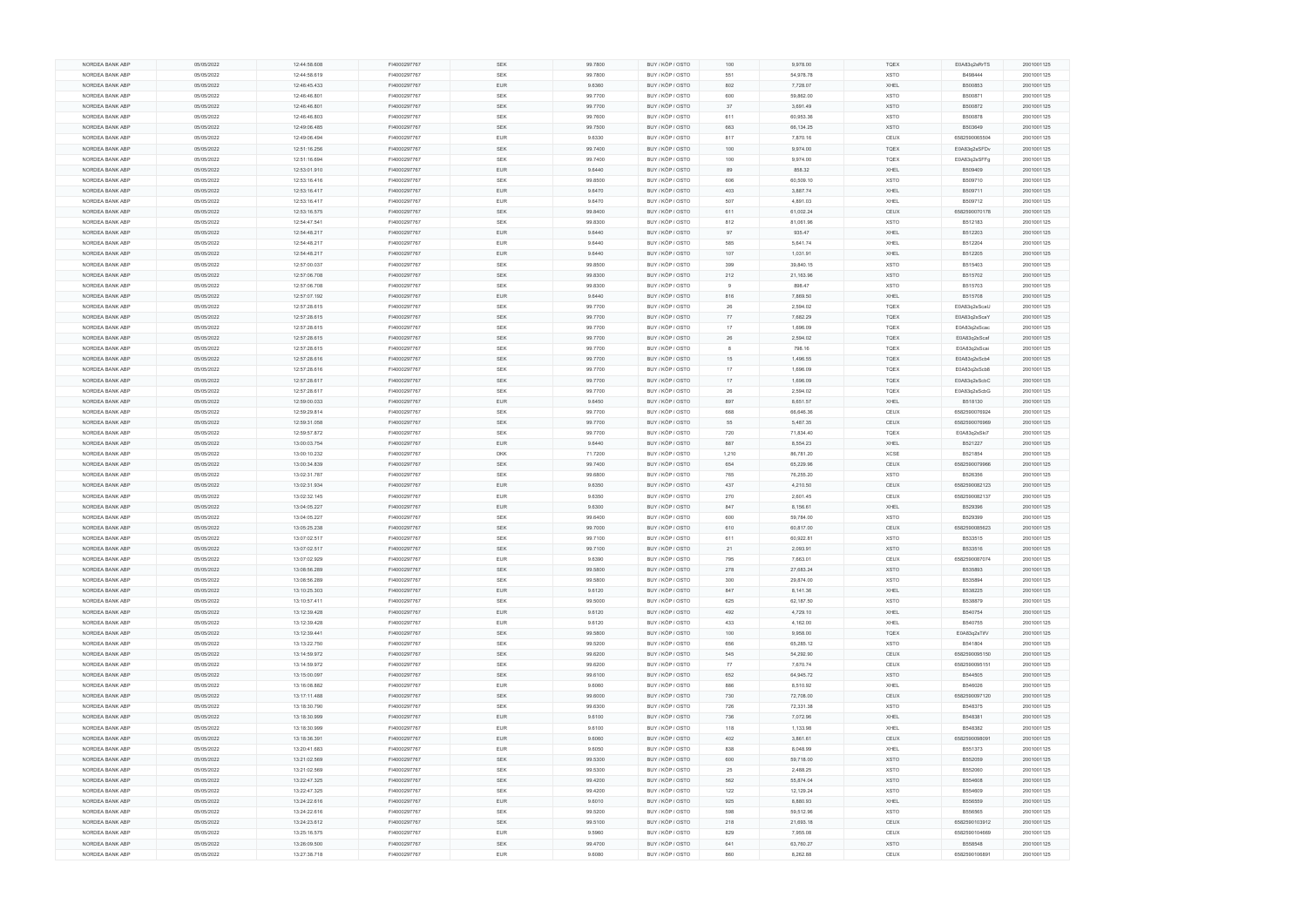| NORDEA BANK ABP | 05/05/2022 | 12:44:56.608 | FI4000297767 | SEK | 99.7800 | BUY / KÖP / OSTO | 100 | 9,978.00 | TQEX | E0A83q2sRrTS | 20010011125 |
|---|---|---|---|---|---|---|---|---|---|---|---|
| NORDEA BANK ABP | 05/05/2022 | 12:44:56.619 | FI4000297767 | SEK | 99.7800 | BUY / KÖP / OSTO | 551 | 54,978.78 | XSTO | B498444 | 20010011125 |
| NORDEA BANK ABP | 05/05/2022 | 12:46:45.433 | FI4000297767 | EUR | 9.6360 | BUY / KÖP / OSTO | 802 | 7,728.07 | XHEL | B500853 | 20010011125 |
| NORDEA BANK ABP | 05/05/2022 | 12:46:46.801 | FI4000297767 | SEK | 99.7700 | BUY / KÖP / OSTO | 600 | 59,862.00 | XSTO | B500871 | 20010011125 |
| NORDEA BANK ABP | 05/05/2022 | 12:46:46.801 | FI4000297767 | SEK | 99.7700 | BUY / KÖP / OSTO | 37 | 3,691.49 | XSTO | B500872 | 20010011125 |
| NORDEA BANK ABP | 05/05/2022 | 12:46:46.803 | FI4000297767 | SEK | 99.7600 | BUY / KÖP / OSTO | 611 | 60,953.36 | XSTO | B500878 | 20010011125 |
| NORDEA BANK ABP | 05/05/2022 | 12:49:06.485 | FI4000297767 | SEK | 99.7500 | BUY / KÖP / OSTO | 663 | 66,134.25 | XSTO | B503649 | 20010011125 |
| NORDEA BANK ABP | 05/05/2022 | 12:49:06.494 | FI4000297767 | EUR | 9.6330 | BUY / KÖP / OSTO | 817 | 7,870.16 | CEUX | 6582590065504 | 20010011125 |
| NORDEA BANK ABP | 05/05/2022 | 12:51:16.256 | FI4000297767 | SEK | 99.7400 | BUY / KÖP / OSTO | 100 | 9,974.00 | TQEX | E0A83q2sSFDv | 20010011125 |
| NORDEA BANK ABP | 05/05/2022 | 12:51:16.694 | FI4000297767 | SEK | 99.7400 | BUY / KÖP / OSTO | 100 | 9,974.00 | TQEX | E0A83q2sSFFg | 20010011125 |
| NORDEA BANK ABP | 05/05/2022 | 12:53:01.910 | FI4000297767 | EUR | 9.6440 | BUY / KÖP / OSTO | 89 | 858.32 | XHEL | B509409 | 20010011125 |
| NORDEA BANK ABP | 05/05/2022 | 12:53:16.416 | FI4000297767 | SEK | 99.8500 | BUY / KÖP / OSTO | 606 | 60,509.10 | XSTO | B509710 | 20010011125 |
| NORDEA BANK ABP | 05/05/2022 | 12:53:16.417 | FI4000297767 | EUR | 9.6470 | BUY / KÖP / OSTO | 403 | 3,887.74 | XHEL | B509711 | 20010011125 |
| NORDEA BANK ABP | 05/05/2022 | 12:53:16.417 | FI4000297767 | EUR | 9.6470 | BUY / KÖP / OSTO | 507 | 4,891.03 | XHEL | B509712 | 20010011125 |
| NORDEA BANK ABP | 05/05/2022 | 12:53:16.575 | FI4000297767 | SEK | 99.8400 | BUY / KÖP / OSTO | 611 | 61,002.24 | CEUX | 6582590070178 | 20010011125 |
| NORDEA BANK ABP | 05/05/2022 | 12:54:47.541 | FI4000297767 | SEK | 99.8300 | BUY / KÖP / OSTO | 812 | 81,061.96 | XSTO | B512183 | 20010011125 |
| NORDEA BANK ABP | 05/05/2022 | 12:54:48.217 | FI4000297767 | EUR | 9.6440 | BUY / KÖP / OSTO | 97 | 935.47 | XHEL | B512203 | 20010011125 |
| NORDEA BANK ABP | 05/05/2022 | 12:54:48.217 | FI4000297767 | EUR | 9.6440 | BUY / KÖP / OSTO | 585 | 5,641.74 | XHEL | B512204 | 20010011125 |
| NORDEA BANK ABP | 05/05/2022 | 12:54:48.217 | FI4000297767 | EUR | 9.6440 | BUY / KÖP / OSTO | 107 | 1,031.91 | XHEL | B512205 | 20010011125 |
| NORDEA BANK ABP | 05/05/2022 | 12:57:00.037 | FI4000297767 | SEK | 99.8500 | BUY / KÖP / OSTO | 399 | 39,840.15 | XSTO | B515403 | 20010011125 |
| NORDEA BANK ABP | 05/05/2022 | 12:57:06.708 | FI4000297767 | SEK | 99.8300 | BUY / KÖP / OSTO | 212 | 21,163.96 | XSTO | B515702 | 20010011125 |
| NORDEA BANK ABP | 05/05/2022 | 12:57:06.708 | FI4000297767 | SEK | 99.8300 | BUY / KÖP / OSTO | 9 | 898.47 | XSTO | B515703 | 20010011125 |
| NORDEA BANK ABP | 05/05/2022 | 12:57:07.192 | FI4000297767 | EUR | 9.6440 | BUY / KÖP / OSTO | 816 | 7,869.50 | XHEL | B515708 | 20010011125 |
| NORDEA BANK ABP | 05/05/2022 | 12:57:28.615 | FI4000297767 | SEK | 99.7700 | BUY / KÖP / OSTO | 26 | 2,594.02 | TQEX | E0A83q2sScaU | 20010011125 |
| NORDEA BANK ABP | 05/05/2022 | 12:57:28.615 | FI4000297767 | SEK | 99.7700 | BUY / KÖP / OSTO | 77 | 7,682.29 | TQEX | E0A83q2sScaY | 20010011125 |
| NORDEA BANK ABP | 05/05/2022 | 12:57:28.615 | FI4000297767 | SEK | 99.7700 | BUY / KÖP / OSTO | 17 | 1,696.09 | TQEX | E0A83q2sScac | 20010011125 |
| NORDEA BANK ABP | 05/05/2022 | 12:57:28.615 | FI4000297767 | SEK | 99.7700 | BUY / KÖP / OSTO | 26 | 2,594.02 | TQEX | E0A83q2sScaf | 20010011125 |
| NORDEA BANK ABP | 05/05/2022 | 12:57:28.615 | FI4000297767 | SEK | 99.7700 | BUY / KÖP / OSTO | 8 | 798.16 | TQEX | E0A83q2sScai | 20010011125 |
| NORDEA BANK ABP | 05/05/2022 | 12:57:28.616 | FI4000297767 | SEK | 99.7700 | BUY / KÖP / OSTO | 15 | 1,496.55 | TQEX | E0A83q2sScb4 | 20010011125 |
| NORDEA BANK ABP | 05/05/2022 | 12:57:28.616 | FI4000297767 | SEK | 99.7700 | BUY / KÖP / OSTO | 17 | 1,696.09 | TQEX | E0A83q2sScb8 | 20010011125 |
| NORDEA BANK ABP | 05/05/2022 | 12:57:28.617 | FI4000297767 | SEK | 99.7700 | BUY / KÖP / OSTO | 17 | 1,696.09 | TQEX | E0A83q2sScbC | 20010011125 |
| NORDEA BANK ABP | 05/05/2022 | 12:57:28.617 | FI4000297767 | SEK | 99.7700 | BUY / KÖP / OSTO | 26 | 2,594.02 | TQEX | E0A83q2sScbG | 20010011125 |
| NORDEA BANK ABP | 05/05/2022 | 12:59:00.033 | FI4000297767 | EUR | 9.6450 | BUY / KÖP / OSTO | 897 | 8,651.57 | XHEL | B518130 | 20010011125 |
| NORDEA BANK ABP | 05/05/2022 | 12:59:29.814 | FI4000297767 | SEK | 99.7700 | BUY / KÖP / OSTO | 668 | 66,646.36 | CEUX | 6582590076924 | 20010011125 |
| NORDEA BANK ABP | 05/05/2022 | 12:59:31.058 | FI4000297767 | SEK | 99.7700 | BUY / KÖP / OSTO | 55 | 5,487.35 | CEUX | 6582590076969 | 20010011125 |
| NORDEA BANK ABP | 05/05/2022 | 12:59:57.872 | FI4000297767 | SEK | 99.7700 | BUY / KÖP / OSTO | 720 | 71,834.40 | TQEX | E0A83q2sSkI7 | 20010011125 |
| NORDEA BANK ABP | 05/05/2022 | 13:00:03.754 | FI4000297767 | EUR | 9.6440 | BUY / KÖP / OSTO | 887 | 8,554.23 | XHEL | B521227 | 20010011125 |
| NORDEA BANK ABP | 05/05/2022 | 13:00:10.232 | FI4000297767 | DKK | 71.7200 | BUY / KÖP / OSTO | 1,210 | 86,781.20 | XCSE | B521854 | 20010011125 |
| NORDEA BANK ABP | 05/05/2022 | 13:00:34.839 | FI4000297767 | SEK | 99.7400 | BUY / KÖP / OSTO | 654 | 65,229.96 | CEUX | 6582590079968 | 20010011125 |
| NORDEA BANK ABP | 05/05/2022 | 13:02:31.787 | FI4000297767 | SEK | 99.6800 | BUY / KÖP / OSTO | 765 | 76,255.20 | XSTO | B526356 | 20010011125 |
| NORDEA BANK ABP | 05/05/2022 | 13:02:31.934 | FI4000297767 | EUR | 9.6350 | BUY / KÖP / OSTO | 437 | 4,210.50 | CEUX | 6582590082123 | 20010011125 |
| NORDEA BANK ABP | 05/05/2022 | 13:02:32.145 | FI4000297767 | EUR | 9.6350 | BUY / KÖP / OSTO | 270 | 2,601.45 | CEUX | 6582590082137 | 20010011125 |
| NORDEA BANK ABP | 05/05/2022 | 13:04:05.227 | FI4000297767 | EUR | 9.6300 | BUY / KÖP / OSTO | 847 | 8,156.61 | XHEL | B529396 | 20010011125 |
| NORDEA BANK ABP | 05/05/2022 | 13:04:05.227 | FI4000297767 | SEK | 99.6400 | BUY / KÖP / OSTO | 600 | 59,784.00 | XSTO | B529399 | 20010011125 |
| NORDEA BANK ABP | 05/05/2022 | 13:05:25.238 | FI4000297767 | SEK | 99.7000 | BUY / KÖP / OSTO | 610 | 60,817.00 | CEUX | 6582590085623 | 20010011125 |
| NORDEA BANK ABP | 05/05/2022 | 13:07:02.517 | FI4000297767 | SEK | 99.7100 | BUY / KÖP / OSTO | 611 | 60,922.81 | XSTO | B533515 | 20010011125 |
| NORDEA BANK ABP | 05/05/2022 | 13:07:02.517 | FI4000297767 | SEK | 99.7100 | BUY / KÖP / OSTO | 21 | 2,093.91 | XSTO | B533516 | 20010011125 |
| NORDEA BANK ABP | 05/05/2022 | 13:07:02.929 | FI4000297767 | EUR | 9.6390 | BUY / KÖP / OSTO | 795 | 7,663.01 | CEUX | 6582590087074 | 20010011125 |
| NORDEA BANK ABP | 05/05/2022 | 13:08:56.289 | FI4000297767 | SEK | 99.5800 | BUY / KÖP / OSTO | 278 | 27,683.24 | XSTO | B535893 | 20010011125 |
| NORDEA BANK ABP | 05/05/2022 | 13:08:56.289 | FI4000297767 | SEK | 99.5800 | BUY / KÖP / OSTO | 300 | 29,874.00 | XSTO | B535894 | 20010011125 |
| NORDEA BANK ABP | 05/05/2022 | 13:10:25.303 | FI4000297767 | EUR | 9.6120 | BUY / KÖP / OSTO | 847 | 8,141.36 | XHEL | B538225 | 20010011125 |
| NORDEA BANK ABP | 05/05/2022 | 13:10:57.411 | FI4000297767 | SEK | 99.5000 | BUY / KÖP / OSTO | 625 | 62,187.50 | XSTO | B538879 | 20010011125 |
| NORDEA BANK ABP | 05/05/2022 | 13:12:39.428 | FI4000297767 | EUR | 9.6120 | BUY / KÖP / OSTO | 492 | 4,729.10 | XHEL | B540754 | 20010011125 |
| NORDEA BANK ABP | 05/05/2022 | 13:12:39.428 | FI4000297767 | EUR | 9.6120 | BUY / KÖP / OSTO | 433 | 4,162.00 | XHEL | B540755 | 20010011125 |
| NORDEA BANK ABP | 05/05/2022 | 13:12:39.441 | FI4000297767 | SEK | 99.5800 | BUY / KÖP / OSTO | 100 | 9,958.00 | TQEX | E0A83q2sTlfV | 20010011125 |
| NORDEA BANK ABP | 05/05/2022 | 13:13:22.750 | FI4000297767 | SEK | 99.5200 | BUY / KÖP / OSTO | 656 | 65,285.12 | XSTO | B541804 | 20010011125 |
| NORDEA BANK ABP | 05/05/2022 | 13:14:59.972 | FI4000297767 | SEK | 99.6200 | BUY / KÖP / OSTO | 545 | 54,292.90 | CEUX | 6582590095150 | 20010011125 |
| NORDEA BANK ABP | 05/05/2022 | 13:14:59.972 | FI4000297767 | SEK | 99.6200 | BUY / KÖP / OSTO | 77 | 7,670.74 | CEUX | 6582590095151 | 20010011125 |
| NORDEA BANK ABP | 05/05/2022 | 13:15:00.097 | FI4000297767 | SEK | 99.6100 | BUY / KÖP / OSTO | 652 | 64,945.72 | XSTO | B544505 | 20010011125 |
| NORDEA BANK ABP | 05/05/2022 | 13:16:06.882 | FI4000297767 | EUR | 9.6060 | BUY / KÖP / OSTO | 886 | 8,510.92 | XHEL | B546026 | 20010011125 |
| NORDEA BANK ABP | 05/05/2022 | 13:17:11.488 | FI4000297767 | SEK | 99.6000 | BUY / KÖP / OSTO | 730 | 72,708.00 | CEUX | 6582590097120 | 20010011125 |
| NORDEA BANK ABP | 05/05/2022 | 13:18:30.790 | FI4000297767 | SEK | 99.6300 | BUY / KÖP / OSTO | 726 | 72,331.38 | XSTO | B548375 | 20010011125 |
| NORDEA BANK ABP | 05/05/2022 | 13:18:30.999 | FI4000297767 | EUR | 9.6100 | BUY / KÖP / OSTO | 736 | 7,072.96 | XHEL | B548381 | 20010011125 |
| NORDEA BANK ABP | 05/05/2022 | 13:18:30.999 | FI4000297767 | EUR | 9.6100 | BUY / KÖP / OSTO | 118 | 1,133.98 | XHEL | B548382 | 20010011125 |
| NORDEA BANK ABP | 05/05/2022 | 13:18:36.391 | FI4000297767 | EUR | 9.6060 | BUY / KÖP / OSTO | 402 | 3,861.61 | CEUX | 6582590098091 | 20010011125 |
| NORDEA BANK ABP | 05/05/2022 | 13:20:41.683 | FI4000297767 | EUR | 9.6050 | BUY / KÖP / OSTO | 838 | 8,048.99 | XHEL | B551373 | 20010011125 |
| NORDEA BANK ABP | 05/05/2022 | 13:21:02.569 | FI4000297767 | SEK | 99.5300 | BUY / KÖP / OSTO | 600 | 59,718.00 | XSTO | B552059 | 20010011125 |
| NORDEA BANK ABP | 05/05/2022 | 13:21:02.569 | FI4000297767 | SEK | 99.5300 | BUY / KÖP / OSTO | 25 | 2,488.25 | XSTO | B552060 | 20010011125 |
| NORDEA BANK ABP | 05/05/2022 | 13:22:47.325 | FI4000297767 | SEK | 99.4200 | BUY / KÖP / OSTO | 562 | 55,874.04 | XSTO | B554808 | 20010011125 |
| NORDEA BANK ABP | 05/05/2022 | 13:22:47.325 | FI4000297767 | SEK | 99.4200 | BUY / KÖP / OSTO | 122 | 12,129.24 | XSTO | B554809 | 20010011125 |
| NORDEA BANK ABP | 05/05/2022 | 13:24:22.616 | FI4000297767 | EUR | 9.6010 | BUY / KÖP / OSTO | 925 | 8,880.93 | XHEL | B556559 | 20010011125 |
| NORDEA BANK ABP | 05/05/2022 | 13:24:22.616 | FI4000297767 | SEK | 99.5200 | BUY / KÖP / OSTO | 598 | 59,512.96 | XSTO | B556565 | 20010011125 |
| NORDEA BANK ABP | 05/05/2022 | 13:24:23.612 | FI4000297767 | SEK | 99.5100 | BUY / KÖP / OSTO | 218 | 21,693.18 | CEUX | 6582590103912 | 20010011125 |
| NORDEA BANK ABP | 05/05/2022 | 13:25:16.575 | FI4000297767 | EUR | 9.5960 | BUY / KÖP / OSTO | 829 | 7,955.08 | CEUX | 6582590104669 | 20010011125 |
| NORDEA BANK ABP | 05/05/2022 | 13:26:09.500 | FI4000297767 | SEK | 99.4700 | BUY / KÖP / OSTO | 641 | 63,760.27 | XSTO | B558548 | 20010011125 |
| NORDEA BANK ABP | 05/05/2022 | 13:27:38.718 | FI4000297767 | EUR | 9.6080 | BUY / KÖP / OSTO | 860 | 8,262.88 | CEUX | 6582590106891 | 20010011125 |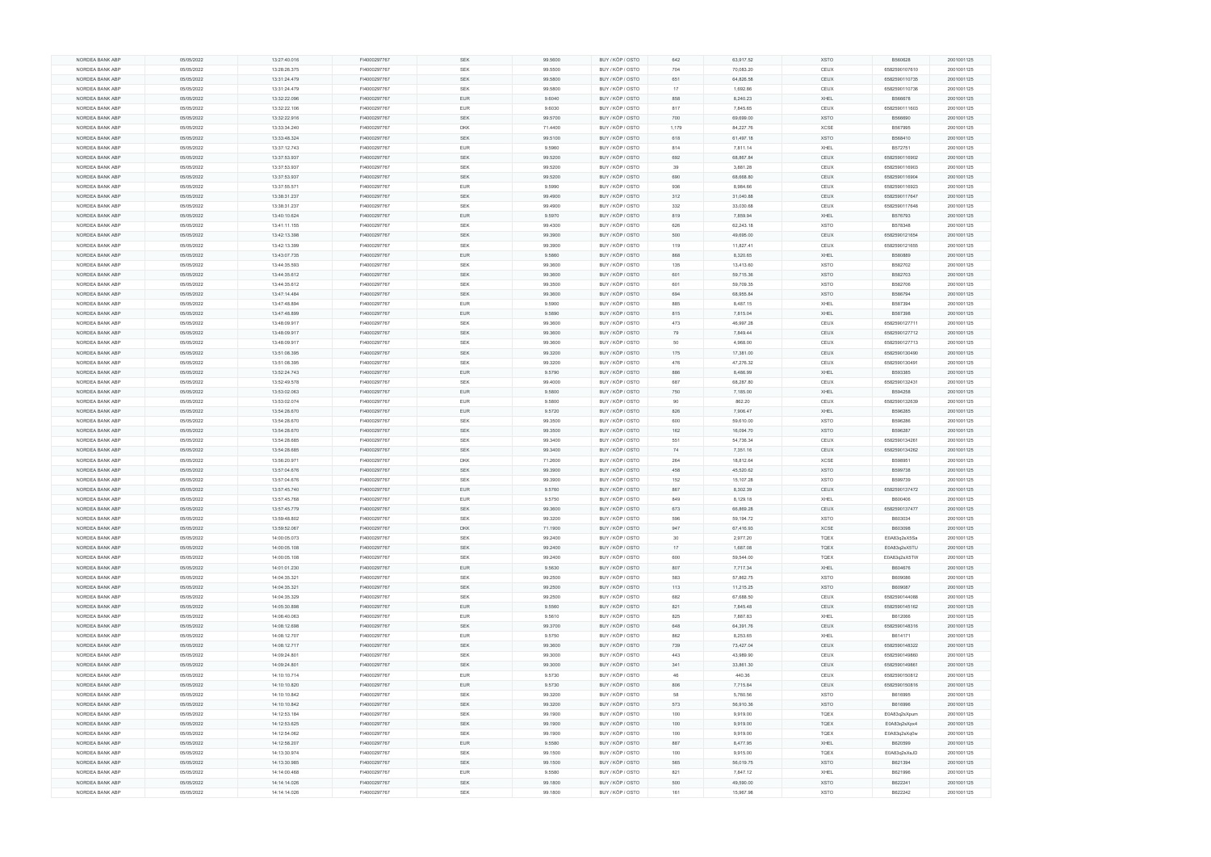| | | | | | | | | | | | |
|---|---|---|---|---|---|---|---|---|---|---|---|
| NORDEA BANK ABP | 05/05/2022 | 13:27:40.016 | FI4000297767 | SEK | 99.5600 | BUY / KÖP / OSTO | 642 | 63,917.52 | XSTO | B560628 | 20010011125 |
| NORDEA BANK ABP | 05/05/2022 | 13:28:26.375 | FI4000297767 | SEK | 99.5500 | BUY / KÖP / OSTO | 704 | 70,083.20 | CEUX | 6582590107610 | 20010011125 |
| NORDEA BANK ABP | 05/05/2022 | 13:31:24.479 | FI4000297767 | SEK | 99.5800 | BUY / KÖP / OSTO | 651 | 64,826.58 | CEUX | 6582590110735 | 20010011125 |
| NORDEA BANK ABP | 05/05/2022 | 13:31:24.479 | FI4000297767 | SEK | 99.5800 | BUY / KÖP / OSTO | 17 | 1,692.86 | CEUX | 6582590110736 | 20010011125 |
| NORDEA BANK ABP | 05/05/2022 | 13:32:22.096 | FI4000297767 | EUR | 9.6040 | BUY / KÖP / OSTO | 858 | 8,240.23 | XHEL | B566678 | 20010011125 |
| NORDEA BANK ABP | 05/05/2022 | 13:32:22.106 | FI4000297767 | EUR | 9.6030 | BUY / KÖP / OSTO | 817 | 7,845.65 | CEUX | 6582590111603 | 20010011125 |
| NORDEA BANK ABP | 05/05/2022 | 13:32:22.916 | FI4000297767 | SEK | 99.5700 | BUY / KÖP / OSTO | 700 | 69,699.00 | XSTO | B566690 | 20010011125 |
| NORDEA BANK ABP | 05/05/2022 | 13:33:34.240 | FI4000297767 | DKK | 71.4400 | BUY / KÖP / OSTO | 1,179 | 84,227.76 | XCSE | B567995 | 20010011125 |
| NORDEA BANK ABP | 05/05/2022 | 13:33:48.324 | FI4000297767 | SEK | 99.5100 | BUY / KÖP / OSTO | 618 | 61,497.18 | XSTO | B568410 | 20010011125 |
| NORDEA BANK ABP | 05/05/2022 | 13:37:12.743 | FI4000297767 | EUR | 9.5960 | BUY / KÖP / OSTO | 814 | 7,811.14 | XHEL | B572751 | 20010011125 |
| NORDEA BANK ABP | 05/05/2022 | 13:37:53.937 | FI4000297767 | SEK | 99.5200 | BUY / KÖP / OSTO | 692 | 68,867.84 | CEUX | 6582590116902 | 20010011125 |
| NORDEA BANK ABP | 05/05/2022 | 13:37:53.937 | FI4000297767 | SEK | 99.5200 | BUY / KÖP / OSTO | 39 | 3,881.28 | CEUX | 6582590116903 | 20010011125 |
| NORDEA BANK ABP | 05/05/2022 | 13:37:53.937 | FI4000297767 | SEK | 99.5200 | BUY / KÖP / OSTO | 690 | 68,668.80 | CEUX | 6582590116904 | 20010011125 |
| NORDEA BANK ABP | 05/05/2022 | 13:37:55.571 | FI4000297767 | EUR | 9.5990 | BUY / KÖP / OSTO | 936 | 8,984.66 | CEUX | 6582590116923 | 20010011125 |
| NORDEA BANK ABP | 05/05/2022 | 13:38:31.237 | FI4000297767 | SEK | 99.4900 | BUY / KÖP / OSTO | 312 | 31,040.88 | CEUX | 6582590117647 | 20010011125 |
| NORDEA BANK ABP | 05/05/2022 | 13:38:31.237 | FI4000297767 | SEK | 99.4900 | BUY / KÖP / OSTO | 332 | 33,030.68 | CEUX | 6582590117648 | 20010011125 |
| NORDEA BANK ABP | 05/05/2022 | 13:40:10.624 | FI4000297767 | EUR | 9.5970 | BUY / KÖP / OSTO | 819 | 7,859.94 | XHEL | B576793 | 20010011125 |
| NORDEA BANK ABP | 05/05/2022 | 13:41:11.155 | FI4000297767 | SEK | 99.4300 | BUY / KÖP / OSTO | 626 | 62,243.18 | XSTO | B578348 | 20010011125 |
| NORDEA BANK ABP | 05/05/2022 | 13:42:13.398 | FI4000297767 | SEK | 99.3900 | BUY / KÖP / OSTO | 500 | 49,695.00 | CEUX | 6582590121654 | 20010011125 |
| NORDEA BANK ABP | 05/05/2022 | 13:42:13.399 | FI4000297767 | SEK | 99.3900 | BUY / KÖP / OSTO | 119 | 11,827.41 | CEUX | 6582590121655 | 20010011125 |
| NORDEA BANK ABP | 05/05/2022 | 13:43:07.735 | FI4000297767 | EUR | 9.5860 | BUY / KÖP / OSTO | 868 | 8,320.65 | XHEL | B580889 | 20010011125 |
| NORDEA BANK ABP | 05/05/2022 | 13:44:35.593 | FI4000297767 | SEK | 99.3600 | BUY / KÖP / OSTO | 135 | 13,413.60 | XSTO | B582702 | 20010011125 |
| NORDEA BANK ABP | 05/05/2022 | 13:44:35.612 | FI4000297767 | SEK | 99.3600 | BUY / KÖP / OSTO | 601 | 59,715.36 | XSTO | B582703 | 20010011125 |
| NORDEA BANK ABP | 05/05/2022 | 13:44:35.612 | FI4000297767 | SEK | 99.3500 | BUY / KÖP / OSTO | 601 | 59,709.35 | XSTO | B582706 | 20010011125 |
| NORDEA BANK ABP | 05/05/2022 | 13:47:14.484 | FI4000297767 | SEK | 99.3600 | BUY / KÖP / OSTO | 694 | 68,955.84 | XSTO | B586794 | 20010011125 |
| NORDEA BANK ABP | 05/05/2022 | 13:47:48.894 | FI4000297767 | EUR | 9.5900 | BUY / KÖP / OSTO | 885 | 8,487.15 | XHEL | B587394 | 20010011125 |
| NORDEA BANK ABP | 05/05/2022 | 13:47:48.899 | FI4000297767 | EUR | 9.5890 | BUY / KÖP / OSTO | 815 | 7,815.04 | XHEL | B587398 | 20010011125 |
| NORDEA BANK ABP | 05/05/2022 | 13:48:09.917 | FI4000297767 | SEK | 99.3600 | BUY / KÖP / OSTO | 473 | 46,997.28 | CEUX | 6582590127711 | 20010011125 |
| NORDEA BANK ABP | 05/05/2022 | 13:48:09.917 | FI4000297767 | SEK | 99.3600 | BUY / KÖP / OSTO | 79 | 7,849.44 | CEUX | 6582590127712 | 20010011125 |
| NORDEA BANK ABP | 05/05/2022 | 13:48:09.917 | FI4000297767 | SEK | 99.3600 | BUY / KÖP / OSTO | 50 | 4,968.00 | CEUX | 6582590127713 | 20010011125 |
| NORDEA BANK ABP | 05/05/2022 | 13:51:06.395 | FI4000297767 | SEK | 99.3200 | BUY / KÖP / OSTO | 175 | 17,381.00 | CEUX | 6582590130490 | 20010011125 |
| NORDEA BANK ABP | 05/05/2022 | 13:51:06.395 | FI4000297767 | SEK | 99.3200 | BUY / KÖP / OSTO | 476 | 47,276.32 | CEUX | 6582590130491 | 20010011125 |
| NORDEA BANK ABP | 05/05/2022 | 13:52:24.743 | FI4000297767 | EUR | 9.5790 | BUY / KÖP / OSTO | 886 | 8,486.99 | XHEL | B593385 | 20010011125 |
| NORDEA BANK ABP | 05/05/2022 | 13:52:49.578 | FI4000297767 | SEK | 99.4000 | BUY / KÖP / OSTO | 687 | 68,287.80 | CEUX | 6582590132431 | 20010011125 |
| NORDEA BANK ABP | 05/05/2022 | 13:53:02.063 | FI4000297767 | EUR | 9.5800 | BUY / KÖP / OSTO | 750 | 7,185.00 | XHEL | B594258 | 20010011125 |
| NORDEA BANK ABP | 05/05/2022 | 13:53:02.074 | FI4000297767 | EUR | 9.5800 | BUY / KÖP / OSTO | 90 | 862.20 | CEUX | 6582590132639 | 20010011125 |
| NORDEA BANK ABP | 05/05/2022 | 13:54:28.670 | FI4000297767 | EUR | 9.5720 | BUY / KÖP / OSTO | 826 | 7,906.47 | XHEL | B596285 | 20010011125 |
| NORDEA BANK ABP | 05/05/2022 | 13:54:28.670 | FI4000297767 | SEK | 99.3500 | BUY / KÖP / OSTO | 600 | 59,610.00 | XSTO | B596286 | 20010011125 |
| NORDEA BANK ABP | 05/05/2022 | 13:54:28.670 | FI4000297767 | SEK | 99.3500 | BUY / KÖP / OSTO | 162 | 16,094.70 | XSTO | B596287 | 20010011125 |
| NORDEA BANK ABP | 05/05/2022 | 13:54:28.685 | FI4000297767 | SEK | 99.3400 | BUY / KÖP / OSTO | 551 | 54,736.34 | CEUX | 6582590134261 | 20010011125 |
| NORDEA BANK ABP | 05/05/2022 | 13:54:28.685 | FI4000297767 | SEK | 99.3400 | BUY / KÖP / OSTO | 74 | 7,351.16 | CEUX | 6582590134262 | 20010011125 |
| NORDEA BANK ABP | 05/05/2022 | 13:56:20.971 | FI4000297767 | DKK | 71.2600 | BUY / KÖP / OSTO | 264 | 18,812.64 | XCSE | B598951 | 20010011125 |
| NORDEA BANK ABP | 05/05/2022 | 13:57:04.676 | FI4000297767 | SEK | 99.3900 | BUY / KÖP / OSTO | 458 | 45,520.62 | XSTO | B599738 | 20010011125 |
| NORDEA BANK ABP | 05/05/2022 | 13:57:04.676 | FI4000297767 | SEK | 99.3900 | BUY / KÖP / OSTO | 152 | 15,107.28 | XSTO | B599739 | 20010011125 |
| NORDEA BANK ABP | 05/05/2022 | 13:57:45.740 | FI4000297767 | EUR | 9.5760 | BUY / KÖP / OSTO | 867 | 8,302.39 | CEUX | 6582590137472 | 20010011125 |
| NORDEA BANK ABP | 05/05/2022 | 13:57:45.768 | FI4000297767 | EUR | 9.5750 | BUY / KÖP / OSTO | 849 | 8,129.18 | XHEL | B600406 | 20010011125 |
| NORDEA BANK ABP | 05/05/2022 | 13:57:45.779 | FI4000297767 | SEK | 99.3600 | BUY / KÖP / OSTO | 673 | 66,869.28 | CEUX | 6582590137477 | 20010011125 |
| NORDEA BANK ABP | 05/05/2022 | 13:59:48.802 | FI4000297767 | SEK | 99.3200 | BUY / KÖP / OSTO | 596 | 59,194.72 | XSTO | B603034 | 20010011125 |
| NORDEA BANK ABP | 05/05/2022 | 13:59:52.067 | FI4000297767 | DKK | 71.1900 | BUY / KÖP / OSTO | 947 | 67,416.93 | XCSE | B603098 | 20010011125 |
| NORDEA BANK ABP | 05/05/2022 | 14:00:05.073 | FI4000297767 | SEK | 99.2400 | BUY / KÖP / OSTO | 30 | 2,977.20 | TQEX | E0A83q2aX5Sa | 20010011125 |
| NORDEA BANK ABP | 05/05/2022 | 14:00:05.108 | FI4000297767 | SEK | 99.2400 | BUY / KÖP / OSTO | 17 | 1,687.08 | TQEX | E0A83q2aX5TU | 20010011125 |
| NORDEA BANK ABP | 05/05/2022 | 14:00:05.108 | FI4000297767 | SEK | 99.2400 | BUY / KÖP / OSTO | 600 | 59,544.00 | TQEX | E0A83q2aX5TW | 20010011125 |
| NORDEA BANK ABP | 05/05/2022 | 14:01:01.230 | FI4000297767 | EUR | 9.5630 | BUY / KÖP / OSTO | 807 | 7,717.34 | XHEL | B604676 | 20010011125 |
| NORDEA BANK ABP | 05/05/2022 | 14:04:35.321 | FI4000297767 | SEK | 99.2500 | BUY / KÖP / OSTO | 583 | 57,862.75 | XSTO | B609086 | 20010011125 |
| NORDEA BANK ABP | 05/05/2022 | 14:04:35.321 | FI4000297767 | SEK | 99.2500 | BUY / KÖP / OSTO | 113 | 11,215.25 | XSTO | B609087 | 20010011125 |
| NORDEA BANK ABP | 05/05/2022 | 14:04:35.329 | FI4000297767 | SEK | 99.2500 | BUY / KÖP / OSTO | 682 | 67,688.50 | CEUX | 6582590144088 | 20010011125 |
| NORDEA BANK ABP | 05/05/2022 | 14:05:30.898 | FI4000297767 | EUR | 9.5560 | BUY / KÖP / OSTO | 821 | 7,845.48 | CEUX | 6582590145162 | 20010011125 |
| NORDEA BANK ABP | 05/05/2022 | 14:06:40.063 | FI4000297767 | EUR | 9.5610 | BUY / KÖP / OSTO | 825 | 7,887.83 | XHEL | B612066 | 20010011125 |
| NORDEA BANK ABP | 05/05/2022 | 14:08:12.698 | FI4000297767 | SEK | 99.3700 | BUY / KÖP / OSTO | 648 | 64,391.76 | CEUX | 6582590148316 | 20010011125 |
| NORDEA BANK ABP | 05/05/2022 | 14:08:12.707 | FI4000297767 | EUR | 9.5750 | BUY / KÖP / OSTO | 862 | 8,253.65 | XHEL | B614171 | 20010011125 |
| NORDEA BANK ABP | 05/05/2022 | 14:08:12.717 | FI4000297767 | SEK | 99.3600 | BUY / KÖP / OSTO | 739 | 73,427.04 | CEUX | 6582590148322 | 20010011125 |
| NORDEA BANK ABP | 05/05/2022 | 14:09:24.801 | FI4000297767 | SEK | 99.3000 | BUY / KÖP / OSTO | 443 | 43,989.90 | CEUX | 6582590149860 | 20010011125 |
| NORDEA BANK ABP | 05/05/2022 | 14:09:24.801 | FI4000297767 | SEK | 99.3000 | BUY / KÖP / OSTO | 341 | 33,861.30 | CEUX | 6582590149861 | 20010011125 |
| NORDEA BANK ABP | 05/05/2022 | 14:10:10.714 | FI4000297767 | EUR | 9.5730 | BUY / KÖP / OSTO | 46 | 440.36 | CEUX | 6582590150812 | 20010011125 |
| NORDEA BANK ABP | 05/05/2022 | 14:10:10.820 | FI4000297767 | EUR | 9.5730 | BUY / KÖP / OSTO | 806 | 7,715.84 | CEUX | 6582590150816 | 20010011125 |
| NORDEA BANK ABP | 05/05/2022 | 14:10:10.842 | FI4000297767 | SEK | 99.3200 | BUY / KÖP / OSTO | 58 | 5,760.56 | XSTO | B616995 | 20010011125 |
| NORDEA BANK ABP | 05/05/2022 | 14:10:10.842 | FI4000297767 | SEK | 99.3200 | BUY / KÖP / OSTO | 573 | 56,910.36 | XSTO | B616996 | 20010011125 |
| NORDEA BANK ABP | 05/05/2022 | 14:12:53.184 | FI4000297767 | SEK | 99.1900 | BUY / KÖP / OSTO | 100 | 9,919.00 | TQEX | E0A83q2aXpum | 20010011125 |
| NORDEA BANK ABP | 05/05/2022 | 14:12:53.825 | FI4000297767 | SEK | 99.1900 | BUY / KÖP / OSTO | 100 | 9,919.00 | TQEX | E0A83q2aXpx4 | 20010011125 |
| NORDEA BANK ABP | 05/05/2022 | 14:12:54.062 | FI4000297767 | SEK | 99.1900 | BUY / KÖP / OSTO | 100 | 9,919.00 | TQEX | E0A83q2aXq0w | 20010011125 |
| NORDEA BANK ABP | 05/05/2022 | 14:12:56.207 | FI4000297767 | EUR | 9.5580 | BUY / KÖP / OSTO | 887 | 8,477.95 | XHEL | B620599 | 20010011125 |
| NORDEA BANK ABP | 05/05/2022 | 14:13:30.974 | FI4000297767 | SEK | 99.1500 | BUY / KÖP / OSTO | 100 | 9,915.00 | TQEX | E0A83q2aXsJD | 20010011125 |
| NORDEA BANK ABP | 05/05/2022 | 14:13:30.985 | FI4000297767 | SEK | 99.1500 | BUY / KÖP / OSTO | 565 | 56,019.75 | XSTO | B621394 | 20010011125 |
| NORDEA BANK ABP | 05/05/2022 | 14:14:00.468 | FI4000297767 | EUR | 9.5580 | BUY / KÖP / OSTO | 821 | 7,847.12 | XHEL | B621996 | 20010011125 |
| NORDEA BANK ABP | 05/05/2022 | 14:14:14.026 | FI4000297767 | SEK | 99.1800 | BUY / KÖP / OSTO | 500 | 49,590.00 | XSTO | B622241 | 20010011125 |
| NORDEA BANK ABP | 05/05/2022 | 14:14:14.026 | FI4000297767 | SEK | 99.1800 | BUY / KÖP / OSTO | 161 | 15,967.98 | XSTO | B622242 | 20010011125 |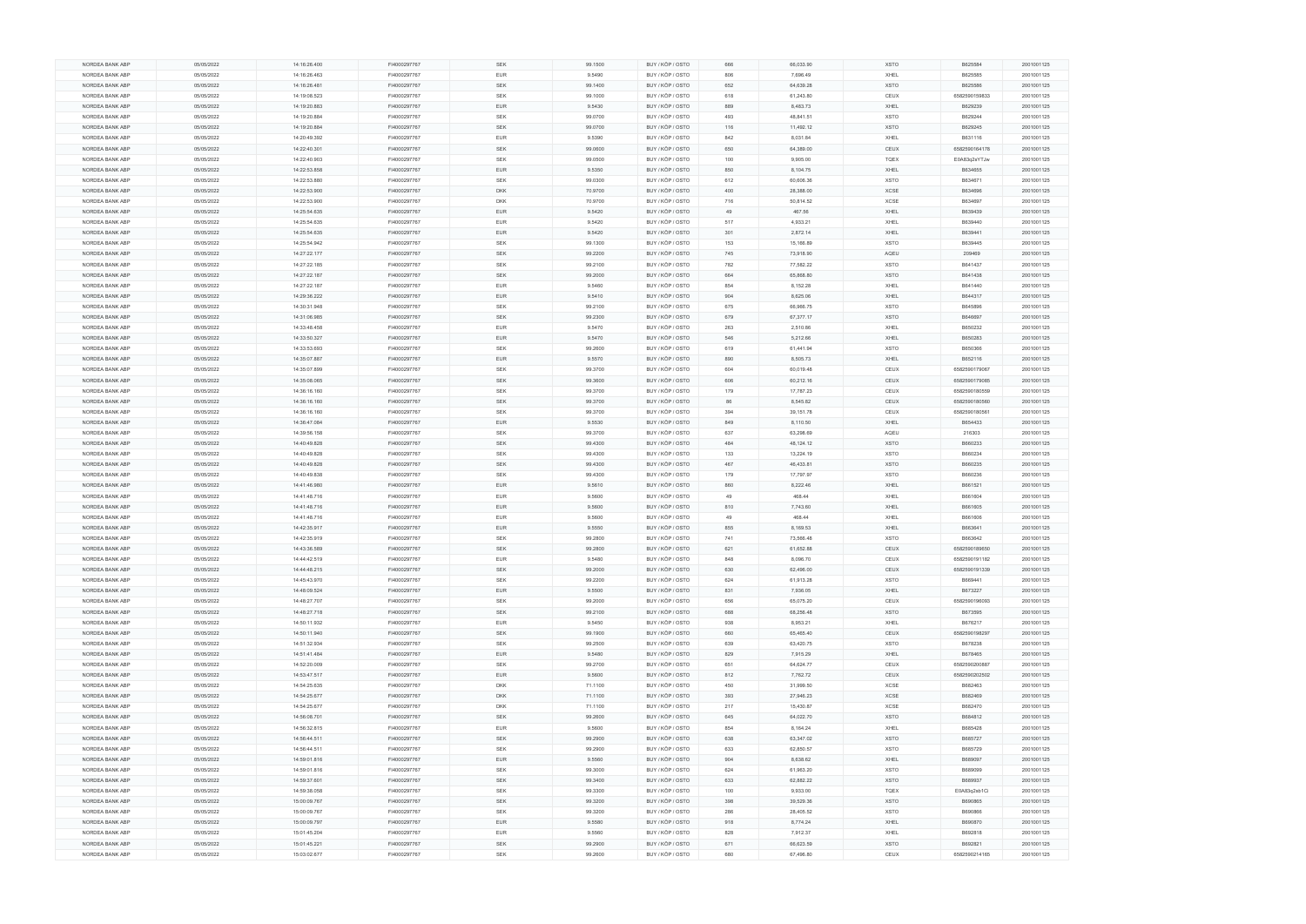| NORDEA BANK ABP | 05/05/2022 | 14:16:26.400 | FI4000297767 | SEK | 99.1500 | BUY / KÖP / OSTO | 666 | 66,033.90 | XSTO | B625584 | 20010011 25 |
|---|---|---|---|---|---|---|---|---|---|---|---|
| NORDEA BANK ABP | 05/05/2022 | 14:16:26.463 | FI4000297767 | EUR | 9.5490 | BUY / KÖP / OSTO | 806 | 7,696.49 | XHEL | B625585 | 20010011 25 |
| NORDEA BANK ABP | 05/05/2022 | 14:16:26.481 | FI4000297767 | SEK | 99.1400 | BUY / KÖP / OSTO | 652 | 64,639.28 | XSTO | B625586 | 20010011 25 |
| NORDEA BANK ABP | 05/05/2022 | 14:19:08.523 | FI4000297767 | SEK | 99.1000 | BUY / KÖP / OSTO | 618 | 61,243.80 | CEUX | 6582590159833 | 20010011 25 |
| NORDEA BANK ABP | 05/05/2022 | 14:19:20.883 | FI4000297767 | EUR | 9.5430 | BUY / KÖP / OSTO | 889 | 8,483.73 | XHEL | B629239 | 20010011 25 |
| NORDEA BANK ABP | 05/05/2022 | 14:19:20.884 | FI4000297767 | SEK | 99.0700 | BUY / KÖP / OSTO | 493 | 48,841.51 | XSTO | B629244 | 20010011 25 |
| NORDEA BANK ABP | 05/05/2022 | 14:19:20.884 | FI4000297767 | SEK | 99.0700 | BUY / KÖP / OSTO | 116 | 11,492.12 | XSTO | B629245 | 20010011 25 |
| NORDEA BANK ABP | 05/05/2022 | 14:20:49.392 | FI4000297767 | EUR | 9.5390 | BUY / KÖP / OSTO | 842 | 8,031.84 | XHEL | B631116 | 20010011 25 |
| NORDEA BANK ABP | 05/05/2022 | 14:22:40.301 | FI4000297767 | SEK | 99.0600 | BUY / KÖP / OSTO | 650 | 64,389.00 | CEUX | 6582590164178 | 20010011 25 |
| NORDEA BANK ABP | 05/05/2022 | 14:22:40.903 | FI4000297767 | SEK | 99.0500 | BUY / KÖP / OSTO | 100 | 9,905.00 | TQEX | E0A83q2eYTJw | 20010011 25 |
| NORDEA BANK ABP | 05/05/2022 | 14:22:53.858 | FI4000297767 | EUR | 9.5350 | BUY / KÖP / OSTO | 850 | 8,104.75 | XHEL | B634655 | 20010011 25 |
| NORDEA BANK ABP | 05/05/2022 | 14:22:53.860 | FI4000297767 | SEK | 99.0300 | BUY / KÖP / OSTO | 612 | 60,606.36 | XSTO | B634671 | 20010011 25 |
| NORDEA BANK ABP | 05/05/2022 | 14:22:53.900 | FI4000297767 | DKK | 70.9700 | BUY / KÖP / OSTO | 400 | 28,388.00 | XCSE | B634696 | 20010011 25 |
| NORDEA BANK ABP | 05/05/2022 | 14:22:53.900 | FI4000297767 | DKK | 70.9700 | BUY / KÖP / OSTO | 716 | 50,814.52 | XCSE | B634697 | 20010011 25 |
| NORDEA BANK ABP | 05/05/2022 | 14:25:54.635 | FI4000297767 | EUR | 9.5420 | BUY / KÖP / OSTO | 49 | 467.56 | XHEL | B639439 | 20010011 25 |
| NORDEA BANK ABP | 05/05/2022 | 14:25:54.635 | FI4000297767 | EUR | 9.5420 | BUY / KÖP / OSTO | 517 | 4,933.21 | XHEL | B639440 | 20010011 25 |
| NORDEA BANK ABP | 05/05/2022 | 14:25:54.635 | FI4000297767 | EUR | 9.5420 | BUY / KÖP / OSTO | 301 | 2,872.14 | XHEL | B639441 | 20010011 25 |
| NORDEA BANK ABP | 05/05/2022 | 14:25:54.942 | FI4000297767 | SEK | 99.1300 | BUY / KÖP / OSTO | 153 | 15,166.89 | XSTO | B639445 | 20010011 25 |
| NORDEA BANK ABP | 05/05/2022 | 14:27:22.177 | FI4000297767 | SEK | 99.2200 | BUY / KÖP / OSTO | 745 | 73,918.90 | AQEU | 209469 | 20010011 25 |
| NORDEA BANK ABP | 05/05/2022 | 14:27:22.185 | FI4000297767 | SEK | 99.2100 | BUY / KÖP / OSTO | 782 | 77,582.22 | XSTO | B641437 | 20010011 25 |
| NORDEA BANK ABP | 05/05/2022 | 14:27:22.187 | FI4000297767 | SEK | 99.2000 | BUY / KÖP / OSTO | 664 | 65,868.80 | XSTO | B641438 | 20010011 25 |
| NORDEA BANK ABP | 05/05/2022 | 14:27:22.187 | FI4000297767 | EUR | 9.5460 | BUY / KÖP / OSTO | 854 | 8,152.28 | XHEL | B641440 | 20010011 25 |
| NORDEA BANK ABP | 05/05/2022 | 14:29:36.222 | FI4000297767 | EUR | 9.5410 | BUY / KÖP / OSTO | 904 | 8,625.06 | XHEL | B644317 | 20010011 25 |
| NORDEA BANK ABP | 05/05/2022 | 14:30:31.948 | FI4000297767 | SEK | 99.2100 | BUY / KÖP / OSTO | 675 | 66,966.75 | XSTO | B645896 | 20010011 25 |
| NORDEA BANK ABP | 05/05/2022 | 14:31:06.985 | FI4000297767 | SEK | 99.2300 | BUY / KÖP / OSTO | 679 | 67,377.17 | XSTO | B646697 | 20010011 25 |
| NORDEA BANK ABP | 05/05/2022 | 14:33:48.458 | FI4000297767 | EUR | 9.5470 | BUY / KÖP / OSTO | 263 | 2,510.86 | XHEL | B650232 | 20010011 25 |
| NORDEA BANK ABP | 05/05/2022 | 14:33:50.327 | FI4000297767 | EUR | 9.5470 | BUY / KÖP / OSTO | 546 | 5,212.66 | XHEL | B650283 | 20010011 25 |
| NORDEA BANK ABP | 05/05/2022 | 14:33:53.693 | FI4000297767 | SEK | 99.2600 | BUY / KÖP / OSTO | 619 | 61,441.94 | XSTO | B650366 | 20010011 25 |
| NORDEA BANK ABP | 05/05/2022 | 14:35:07.887 | FI4000297767 | EUR | 9.5570 | BUY / KÖP / OSTO | 890 | 8,505.73 | XHEL | B652116 | 20010011 25 |
| NORDEA BANK ABP | 05/05/2022 | 14:35:07.899 | FI4000297767 | SEK | 99.3700 | BUY / KÖP / OSTO | 604 | 60,019.48 | CEUX | 6582590179067 | 20010011 25 |
| NORDEA BANK ABP | 05/05/2022 | 14:35:08.065 | FI4000297767 | SEK | 99.3600 | BUY / KÖP / OSTO | 606 | 60,212.16 | CEUX | 6582590179085 | 20010011 25 |
| NORDEA BANK ABP | 05/05/2022 | 14:36:16.160 | FI4000297767 | SEK | 99.3700 | BUY / KÖP / OSTO | 179 | 17,787.23 | CEUX | 6582590180559 | 20010011 25 |
| NORDEA BANK ABP | 05/05/2022 | 14:36:16.160 | FI4000297767 | SEK | 99.3700 | BUY / KÖP / OSTO | 86 | 8,545.82 | CEUX | 6582590180560 | 20010011 25 |
| NORDEA BANK ABP | 05/05/2022 | 14:36:16.160 | FI4000297767 | SEK | 99.3700 | BUY / KÖP / OSTO | 394 | 39,151.78 | CEUX | 6582590180561 | 20010011 25 |
| NORDEA BANK ABP | 05/05/2022 | 14:36:47.084 | FI4000297767 | EUR | 9.5530 | BUY / KÖP / OSTO | 849 | 8,110.50 | XHEL | B654433 | 20010011 25 |
| NORDEA BANK ABP | 05/05/2022 | 14:39:56.158 | FI4000297767 | SEK | 99.3700 | BUY / KÖP / OSTO | 637 | 63,298.69 | AQEU | 216303 | 20010011 25 |
| NORDEA BANK ABP | 05/05/2022 | 14:40:49.828 | FI4000297767 | SEK | 99.4300 | BUY / KÖP / OSTO | 484 | 48,124.12 | XSTO | B660233 | 20010011 25 |
| NORDEA BANK ABP | 05/05/2022 | 14:40:49.828 | FI4000297767 | SEK | 99.4300 | BUY / KÖP / OSTO | 133 | 13,224.19 | XSTO | B660234 | 20010011 25 |
| NORDEA BANK ABP | 05/05/2022 | 14:40:49.828 | FI4000297767 | SEK | 99.4300 | BUY / KÖP / OSTO | 467 | 46,433.81 | XSTO | B660235 | 20010011 25 |
| NORDEA BANK ABP | 05/05/2022 | 14:40:49.838 | FI4000297767 | SEK | 99.4300 | BUY / KÖP / OSTO | 179 | 17,797.97 | XSTO | B660236 | 20010011 25 |
| NORDEA BANK ABP | 05/05/2022 | 14:41:46.980 | FI4000297767 | EUR | 9.5610 | BUY / KÖP / OSTO | 860 | 8,222.46 | XHEL | B661521 | 20010011 25 |
| NORDEA BANK ABP | 05/05/2022 | 14:41:48.716 | FI4000297767 | EUR | 9.5600 | BUY / KÖP / OSTO | 49 | 468.44 | XHEL | B661604 | 20010011 25 |
| NORDEA BANK ABP | 05/05/2022 | 14:41:48.716 | FI4000297767 | EUR | 9.5600 | BUY / KÖP / OSTO | 810 | 7,743.60 | XHEL | B661605 | 20010011 25 |
| NORDEA BANK ABP | 05/05/2022 | 14:41:48.716 | FI4000297767 | EUR | 9.5600 | BUY / KÖP / OSTO | 49 | 468.44 | XHEL | B661606 | 20010011 25 |
| NORDEA BANK ABP | 05/05/2022 | 14:42:35.917 | FI4000297767 | EUR | 9.5550 | BUY / KÖP / OSTO | 855 | 8,169.53 | XHEL | B663641 | 20010011 25 |
| NORDEA BANK ABP | 05/05/2022 | 14:42:35.919 | FI4000297767 | SEK | 99.2800 | BUY / KÖP / OSTO | 741 | 73,566.48 | XSTO | B663642 | 20010011 25 |
| NORDEA BANK ABP | 05/05/2022 | 14:43:36.589 | FI4000297767 | SEK | 99.2800 | BUY / KÖP / OSTO | 621 | 61,652.88 | CEUX | 6582590189650 | 20010011 25 |
| NORDEA BANK ABP | 05/05/2022 | 14:44:42.519 | FI4000297767 | EUR | 9.5480 | BUY / KÖP / OSTO | 848 | 8,096.70 | CEUX | 6582590191182 | 20010011 25 |
| NORDEA BANK ABP | 05/05/2022 | 14:44:48.215 | FI4000297767 | SEK | 99.2000 | BUY / KÖP / OSTO | 630 | 62,496.00 | CEUX | 6582590191339 | 20010011 25 |
| NORDEA BANK ABP | 05/05/2022 | 14:45:43.970 | FI4000297767 | SEK | 99.2200 | BUY / KÖP / OSTO | 624 | 61,913.28 | XSTO | B669441 | 20010011 25 |
| NORDEA BANK ABP | 05/05/2022 | 14:48:09.524 | FI4000297767 | EUR | 9.5500 | BUY / KÖP / OSTO | 831 | 7,936.05 | XHEL | B673227 | 20010011 25 |
| NORDEA BANK ABP | 05/05/2022 | 14:48:27.707 | FI4000297767 | SEK | 99.2000 | BUY / KÖP / OSTO | 656 | 65,075.20 | CEUX | 6582590196093 | 20010011 25 |
| NORDEA BANK ABP | 05/05/2022 | 14:48:27.718 | FI4000297767 | SEK | 99.2100 | BUY / KÖP / OSTO | 688 | 68,256.48 | XSTO | B673595 | 20010011 25 |
| NORDEA BANK ABP | 05/05/2022 | 14:50:11.932 | FI4000297767 | EUR | 9.5450 | BUY / KÖP / OSTO | 938 | 8,953.21 | XHEL | B676217 | 20010011 25 |
| NORDEA BANK ABP | 05/05/2022 | 14:50:11.940 | FI4000297767 | SEK | 99.1900 | BUY / KÖP / OSTO | 660 | 65,465.40 | CEUX | 6582590198297 | 20010011 25 |
| NORDEA BANK ABP | 05/05/2022 | 14:51:32.934 | FI4000297767 | SEK | 99.2500 | BUY / KÖP / OSTO | 639 | 63,420.75 | XSTO | B678238 | 20010011 25 |
| NORDEA BANK ABP | 05/05/2022 | 14:51:41.484 | FI4000297767 | EUR | 9.5480 | BUY / KÖP / OSTO | 829 | 7,915.29 | XHEL | B678465 | 20010011 25 |
| NORDEA BANK ABP | 05/05/2022 | 14:52:20.009 | FI4000297767 | SEK | 99.2700 | BUY / KÖP / OSTO | 651 | 64,624.77 | CEUX | 6582590200887 | 20010011 25 |
| NORDEA BANK ABP | 05/05/2022 | 14:53:47.517 | FI4000297767 | EUR | 9.5600 | BUY / KÖP / OSTO | 812 | 7,762.72 | CEUX | 6582590202502 | 20010011 25 |
| NORDEA BANK ABP | 05/05/2022 | 14:54:25.635 | FI4000297767 | DKK | 71.1100 | BUY / KÖP / OSTO | 450 | 31,999.50 | XCSE | B682463 | 20010011 25 |
| NORDEA BANK ABP | 05/05/2022 | 14:54:25.677 | FI4000297767 | DKK | 71.1100 | BUY / KÖP / OSTO | 393 | 27,946.23 | XCSE | B682469 | 20010011 25 |
| NORDEA BANK ABP | 05/05/2022 | 14:54:25.677 | FI4000297767 | DKK | 71.1100 | BUY / KÖP / OSTO | 217 | 15,430.87 | XCSE | B682470 | 20010011 25 |
| NORDEA BANK ABP | 05/05/2022 | 14:56:06.701 | FI4000297767 | SEK | 99.2600 | BUY / KÖP / OSTO | 645 | 64,022.70 | XSTO | B684812 | 20010011 25 |
| NORDEA BANK ABP | 05/05/2022 | 14:56:32.815 | FI4000297767 | EUR | 9.5600 | BUY / KÖP / OSTO | 854 | 8,164.24 | XHEL | B685428 | 20010011 25 |
| NORDEA BANK ABP | 05/05/2022 | 14:56:44.511 | FI4000297767 | SEK | 99.2900 | BUY / KÖP / OSTO | 638 | 63,347.02 | XSTO | B685727 | 20010011 25 |
| NORDEA BANK ABP | 05/05/2022 | 14:56:44.511 | FI4000297767 | SEK | 99.2900 | BUY / KÖP / OSTO | 633 | 62,850.57 | XSTO | B685729 | 20010011 25 |
| NORDEA BANK ABP | 05/05/2022 | 14:59:01.816 | FI4000297767 | EUR | 9.5560 | BUY / KÖP / OSTO | 904 | 8,638.62 | XHEL | B689097 | 20010011 25 |
| NORDEA BANK ABP | 05/05/2022 | 14:59:01.816 | FI4000297767 | SEK | 99.3000 | BUY / KÖP / OSTO | 624 | 61,963.20 | XSTO | B689099 | 20010011 25 |
| NORDEA BANK ABP | 05/05/2022 | 14:59:37.601 | FI4000297767 | SEK | 99.3400 | BUY / KÖP / OSTO | 633 | 62,882.22 | XSTO | B689937 | 20010011 25 |
| NORDEA BANK ABP | 05/05/2022 | 14:59:38.058 | FI4000297767 | SEK | 99.3300 | BUY / KÖP / OSTO | 100 | 9,933.00 | TQEX | E0A83q2ab1G | 20010011 25 |
| NORDEA BANK ABP | 05/05/2022 | 15:00:09.767 | FI4000297767 | SEK | 99.3200 | BUY / KÖP / OSTO | 398 | 39,529.36 | XSTO | B690865 | 20010011 25 |
| NORDEA BANK ABP | 05/05/2022 | 15:00:09.767 | FI4000297767 | SEK | 99.3200 | BUY / KÖP / OSTO | 286 | 28,405.52 | XSTO | B690866 | 20010011 25 |
| NORDEA BANK ABP | 05/05/2022 | 15:00:09.797 | FI4000297767 | EUR | 9.5580 | BUY / KÖP / OSTO | 918 | 8,774.24 | XHEL | B690870 | 20010011 25 |
| NORDEA BANK ABP | 05/05/2022 | 15:01:45.204 | FI4000297767 | EUR | 9.5560 | BUY / KÖP / OSTO | 828 | 7,912.37 | XHEL | B692818 | 20010011 25 |
| NORDEA BANK ABP | 05/05/2022 | 15:01:45.221 | FI4000297767 | SEK | 99.2900 | BUY / KÖP / OSTO | 671 | 66,623.59 | XSTO | B692821 | 20010011 25 |
| NORDEA BANK ABP | 05/05/2022 | 15:03:02.677 | FI4000297767 | SEK | 99.2600 | BUY / KÖP / OSTO | 680 | 67,496.80 | CEUX | 6582590214165 | 20010011 25 |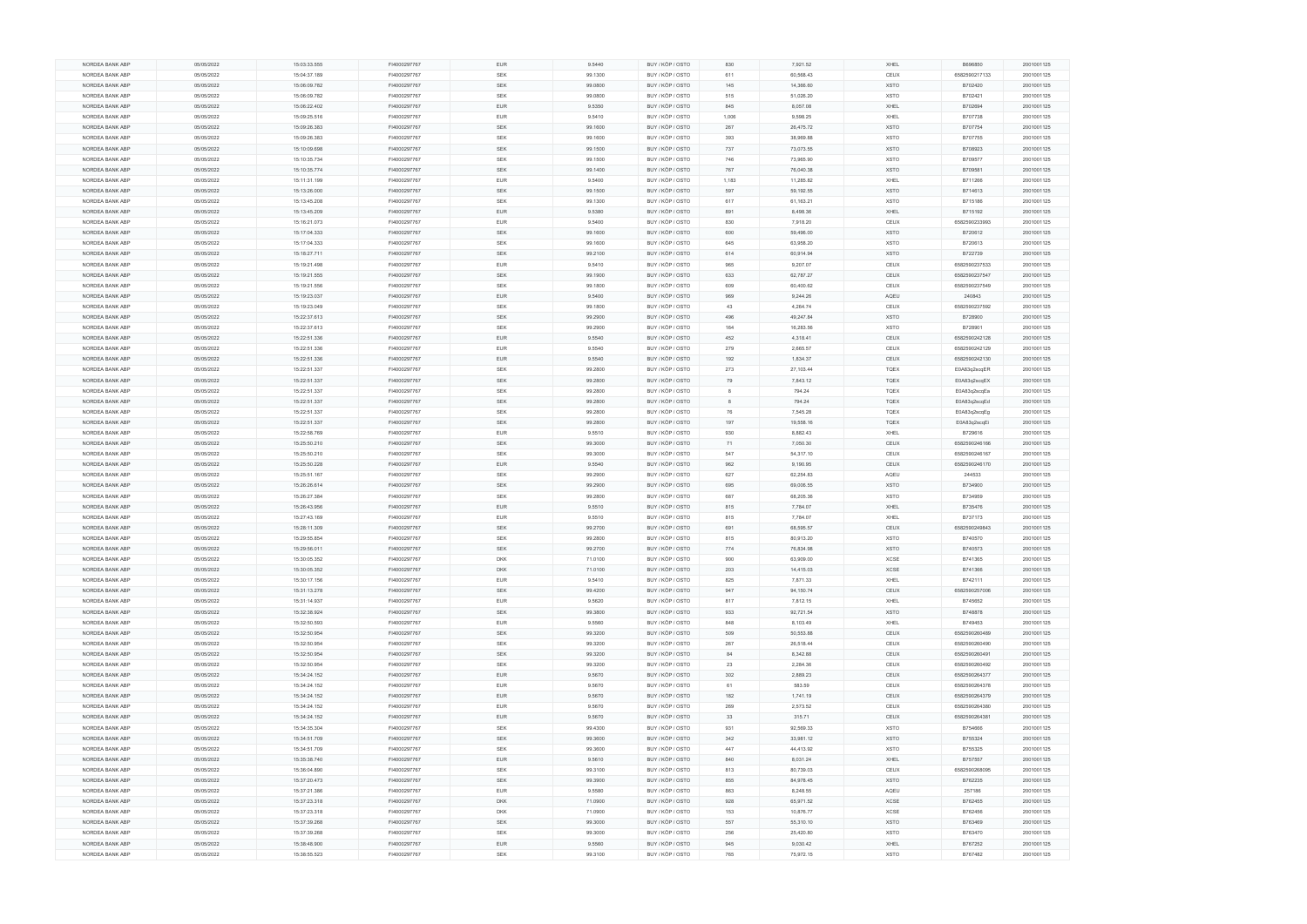| NORDEA BANK ABP | 05/05/2022 | 15:03:33.555 | FI4000297767 | EUR | 9.5440 | BUY / KÖP / OSTO | 830 | 7,921.52 | XHEL | B696850 | 20010011​25 |
|---|---|---|---|---|---|---|---|---|---|---|---|
| NORDEA BANK ABP | 05/05/2022 | 15:04:37.189 | FI4000297767 | SEK | 99.1300 | BUY / KÖP / OSTO | 611 | 60,568.43 | CEUX | 6582590217133 | 2001001125 |
| NORDEA BANK ABP | 05/05/2022 | 15:06:09.782 | FI4000297767 | SEK | 99.0800 | BUY / KÖP / OSTO | 145 | 14,366.60 | XSTO | B702420 | 2001001125 |
| NORDEA BANK ABP | 05/05/2022 | 15:06:09.782 | FI4000297767 | SEK | 99.0800 | BUY / KÖP / OSTO | 515 | 51,026.20 | XSTO | B702421 | 2001001125 |
| NORDEA BANK ABP | 05/05/2022 | 15:06:22.402 | FI4000297767 | EUR | 9.5350 | BUY / KÖP / OSTO | 845 | 8,057.08 | XHEL | B702694 | 2001001125 |
| NORDEA BANK ABP | 05/05/2022 | 15:09:25.516 | FI4000297767 | EUR | 9.5410 | BUY / KÖP / OSTO | 1,006 | 9,598.25 | XHEL | B707738 | 2001001125 |
| NORDEA BANK ABP | 05/05/2022 | 15:09:26.383 | FI4000297767 | SEK | 99.1600 | BUY / KÖP / OSTO | 267 | 26,475.72 | XSTO | B707754 | 2001001125 |
| NORDEA BANK ABP | 05/05/2022 | 15:09:26.383 | FI4000297767 | SEK | 99.1600 | BUY / KÖP / OSTO | 393 | 38,969.88 | XSTO | B707755 | 2001001125 |
| NORDEA BANK ABP | 05/05/2022 | 15:10:09.698 | FI4000297767 | SEK | 99.1500 | BUY / KÖP / OSTO | 737 | 73,073.55 | XSTO | B708923 | 2001001125 |
| NORDEA BANK ABP | 05/05/2022 | 15:10:35.734 | FI4000297767 | SEK | 99.1500 | BUY / KÖP / OSTO | 746 | 73,965.90 | XSTO | B709577 | 2001001125 |
| NORDEA BANK ABP | 05/05/2022 | 15:10:35.774 | FI4000297767 | SEK | 99.1400 | BUY / KÖP / OSTO | 767 | 76,040.38 | XSTO | B709581 | 2001001125 |
| NORDEA BANK ABP | 05/05/2022 | 15:11:31.199 | FI4000297767 | EUR | 9.5400 | BUY / KÖP / OSTO | 1,183 | 11,285.82 | XHEL | B711266 | 2001001125 |
| NORDEA BANK ABP | 05/05/2022 | 15:13:26.000 | FI4000297767 | SEK | 99.1500 | BUY / KÖP / OSTO | 597 | 59,192.55 | XSTO | B714613 | 2001001125 |
| NORDEA BANK ABP | 05/05/2022 | 15:13:45.208 | FI4000297767 | SEK | 99.1300 | BUY / KÖP / OSTO | 617 | 61,163.21 | XSTO | B715186 | 2001001125 |
| NORDEA BANK ABP | 05/05/2022 | 15:13:45.209 | FI4000297767 | EUR | 9.5380 | BUY / KÖP / OSTO | 891 | 8,498.36 | XHEL | B715192 | 2001001125 |
| NORDEA BANK ABP | 05/05/2022 | 15:16:21.073 | FI4000297767 | EUR | 9.5400 | BUY / KÖP / OSTO | 830 | 7,918.20 | CEUX | 6582590233993 | 2001001125 |
| NORDEA BANK ABP | 05/05/2022 | 15:17:04.333 | FI4000297767 | SEK | 99.1600 | BUY / KÖP / OSTO | 600 | 59,496.00 | XSTO | B720612 | 2001001125 |
| NORDEA BANK ABP | 05/05/2022 | 15:17:04.333 | FI4000297767 | SEK | 99.1600 | BUY / KÖP / OSTO | 645 | 63,958.20 | XSTO | B720613 | 2001001125 |
| NORDEA BANK ABP | 05/05/2022 | 15:18:27.711 | FI4000297767 | SEK | 99.2100 | BUY / KÖP / OSTO | 614 | 60,914.94 | XSTO | B722739 | 2001001125 |
| NORDEA BANK ABP | 05/05/2022 | 15:19:21.498 | FI4000297767 | EUR | 9.5410 | BUY / KÖP / OSTO | 965 | 9,207.07 | CEUX | 6582590237533 | 2001001125 |
| NORDEA BANK ABP | 05/05/2022 | 15:19:21.555 | FI4000297767 | SEK | 99.1900 | BUY / KÖP / OSTO | 633 | 62,787.27 | CEUX | 6582590237547 | 2001001125 |
| NORDEA BANK ABP | 05/05/2022 | 15:19:21.556 | FI4000297767 | SEK | 99.1800 | BUY / KÖP / OSTO | 609 | 60,400.62 | CEUX | 6582590237549 | 2001001125 |
| NORDEA BANK ABP | 05/05/2022 | 15:19:23.037 | FI4000297767 | EUR | 9.5400 | BUY / KÖP / OSTO | 969 | 9,244.26 | AQEU | 240843 | 2001001125 |
| NORDEA BANK ABP | 05/05/2022 | 15:19:23.049 | FI4000297767 | SEK | 99.1800 | BUY / KÖP / OSTO | 43 | 4,264.74 | CEUX | 6582590237592 | 2001001125 |
| NORDEA BANK ABP | 05/05/2022 | 15:22:37.613 | FI4000297767 | SEK | 99.2900 | BUY / KÖP / OSTO | 496 | 49,247.84 | XSTO | B728900 | 2001001125 |
| NORDEA BANK ABP | 05/05/2022 | 15:22:37.613 | FI4000297767 | SEK | 99.2900 | BUY / KÖP / OSTO | 164 | 16,283.56 | XSTO | B728901 | 2001001125 |
| NORDEA BANK ABP | 05/05/2022 | 15:22:51.336 | FI4000297767 | EUR | 9.5540 | BUY / KÖP / OSTO | 452 | 4,318.41 | CEUX | 6582590242128 | 2001001125 |
| NORDEA BANK ABP | 05/05/2022 | 15:22:51.336 | FI4000297767 | EUR | 9.5540 | BUY / KÖP / OSTO | 279 | 2,665.57 | CEUX | 6582590242129 | 2001001125 |
| NORDEA BANK ABP | 05/05/2022 | 15:22:51.336 | FI4000297767 | EUR | 9.5540 | BUY / KÖP / OSTO | 192 | 1,834.37 | CEUX | 6582590242130 | 2001001125 |
| NORDEA BANK ABP | 05/05/2022 | 15:22:51.337 | FI4000297767 | SEK | 99.2800 | BUY / KÖP / OSTO | 273 | 27,103.44 | TQEX | E0A83q2scqER | 2001001125 |
| NORDEA BANK ABP | 05/05/2022 | 15:22:51.337 | FI4000297767 | SEK | 99.2800 | BUY / KÖP / OSTO | 79 | 7,843.12 | TQEX | E0A83q2scqEX | 2001001125 |
| NORDEA BANK ABP | 05/05/2022 | 15:22:51.337 | FI4000297767 | SEK | 99.2800 | BUY / KÖP / OSTO | 8 | 794.24 | TQEX | E0A83q2scqEa | 2001001125 |
| NORDEA BANK ABP | 05/05/2022 | 15:22:51.337 | FI4000297767 | SEK | 99.2800 | BUY / KÖP / OSTO | 8 | 794.24 | TQEX | E0A83q2scqEd | 2001001125 |
| NORDEA BANK ABP | 05/05/2022 | 15:22:51.337 | FI4000297767 | SEK | 99.2800 | BUY / KÖP / OSTO | 76 | 7,545.28 | TQEX | E0A83q2scqEg | 2001001125 |
| NORDEA BANK ABP | 05/05/2022 | 15:22:51.337 | FI4000297767 | SEK | 99.2800 | BUY / KÖP / OSTO | 197 | 19,558.16 | TQEX | E0A83q2scqEi | 2001001125 |
| NORDEA BANK ABP | 05/05/2022 | 15:22:56.769 | FI4000297767 | EUR | 9.5510 | BUY / KÖP / OSTO | 930 | 8,882.43 | XHEL | B729618 | 2001001125 |
| NORDEA BANK ABP | 05/05/2022 | 15:25:50.210 | FI4000297767 | SEK | 99.3000 | BUY / KÖP / OSTO | 71 | 7,050.30 | CEUX | 6582590246166 | 2001001125 |
| NORDEA BANK ABP | 05/05/2022 | 15:25:50.210 | FI4000297767 | SEK | 99.3000 | BUY / KÖP / OSTO | 547 | 54,317.10 | CEUX | 6582590246167 | 2001001125 |
| NORDEA BANK ABP | 05/05/2022 | 15:25:50.228 | FI4000297767 | EUR | 9.5540 | BUY / KÖP / OSTO | 962 | 9,190.95 | CEUX | 6582590246170 | 2001001125 |
| NORDEA BANK ABP | 05/05/2022 | 15:25:51.167 | FI4000297767 | SEK | 99.2900 | BUY / KÖP / OSTO | 627 | 62,254.83 | AQEU | 244833 | 2001001125 |
| NORDEA BANK ABP | 05/05/2022 | 15:26:26.614 | FI4000297767 | SEK | 99.2900 | BUY / KÖP / OSTO | 695 | 69,006.55 | XSTO | B734900 | 2001001125 |
| NORDEA BANK ABP | 05/05/2022 | 15:26:27.364 | FI4000297767 | SEK | 99.2800 | BUY / KÖP / OSTO | 687 | 68,205.36 | XSTO | B734959 | 2001001125 |
| NORDEA BANK ABP | 05/05/2022 | 15:26:43.956 | FI4000297767 | EUR | 9.5510 | BUY / KÖP / OSTO | 815 | 7,784.07 | XHEL | B735476 | 2001001125 |
| NORDEA BANK ABP | 05/05/2022 | 15:27:43.169 | FI4000297767 | EUR | 9.5510 | BUY / KÖP / OSTO | 815 | 7,784.07 | XHEL | B737173 | 2001001125 |
| NORDEA BANK ABP | 05/05/2022 | 15:28:11.309 | FI4000297767 | SEK | 99.2700 | BUY / KÖP / OSTO | 691 | 68,595.57 | CEUX | 6582590249843 | 2001001125 |
| NORDEA BANK ABP | 05/05/2022 | 15:29:55.854 | FI4000297767 | SEK | 99.2800 | BUY / KÖP / OSTO | 815 | 80,913.20 | XSTO | B740570 | 2001001125 |
| NORDEA BANK ABP | 05/05/2022 | 15:29:56.011 | FI4000297767 | SEK | 99.2700 | BUY / KÖP / OSTO | 774 | 76,834.98 | XSTO | B740573 | 2001001125 |
| NORDEA BANK ABP | 05/05/2022 | 15:30:05.352 | FI4000297767 | DKK | 71.0100 | BUY / KÖP / OSTO | 900 | 63,909.00 | XCSE | B741365 | 2001001125 |
| NORDEA BANK ABP | 05/05/2022 | 15:30:05.352 | FI4000297767 | DKK | 71.0100 | BUY / KÖP / OSTO | 203 | 14,415.03 | XCSE | B741366 | 2001001125 |
| NORDEA BANK ABP | 05/05/2022 | 15:30:17.156 | FI4000297767 | EUR | 9.5410 | BUY / KÖP / OSTO | 825 | 7,871.33 | XHEL | B742111 | 2001001125 |
| NORDEA BANK ABP | 05/05/2022 | 15:31:13.278 | FI4000297767 | SEK | 99.4200 | BUY / KÖP / OSTO | 947 | 94,150.74 | CEUX | 6582590257006 | 2001001125 |
| NORDEA BANK ABP | 05/05/2022 | 15:31:14.937 | FI4000297767 | EUR | 9.5620 | BUY / KÖP / OSTO | 817 | 7,812.15 | XHEL | B745652 | 2001001125 |
| NORDEA BANK ABP | 05/05/2022 | 15:32:38.924 | FI4000297767 | SEK | 99.3800 | BUY / KÖP / OSTO | 933 | 92,721.54 | XSTO | B748878 | 2001001125 |
| NORDEA BANK ABP | 05/05/2022 | 15:32:50.593 | FI4000297767 | EUR | 9.5560 | BUY / KÖP / OSTO | 848 | 8,103.49 | XHEL | B749453 | 2001001125 |
| NORDEA BANK ABP | 05/05/2022 | 15:32:50.954 | FI4000297767 | SEK | 99.3200 | BUY / KÖP / OSTO | 509 | 50,553.88 | CEUX | 6582590260489 | 2001001125 |
| NORDEA BANK ABP | 05/05/2022 | 15:32:50.954 | FI4000297767 | SEK | 99.3200 | BUY / KÖP / OSTO | 267 | 26,518.44 | CEUX | 6582590260490 | 2001001125 |
| NORDEA BANK ABP | 05/05/2022 | 15:32:50.954 | FI4000297767 | SEK | 99.3200 | BUY / KÖP / OSTO | 84 | 8,342.88 | CEUX | 6582590260491 | 2001001125 |
| NORDEA BANK ABP | 05/05/2022 | 15:32:50.954 | FI4000297767 | SEK | 99.3200 | BUY / KÖP / OSTO | 23 | 2,284.36 | CEUX | 6582590260492 | 2001001125 |
| NORDEA BANK ABP | 05/05/2022 | 15:34:24.152 | FI4000297767 | EUR | 9.5670 | BUY / KÖP / OSTO | 302 | 2,889.23 | CEUX | 6582590264377 | 2001001125 |
| NORDEA BANK ABP | 05/05/2022 | 15:34:24.152 | FI4000297767 | EUR | 9.5670 | BUY / KÖP / OSTO | 61 | 583.59 | CEUX | 6582590264378 | 2001001125 |
| NORDEA BANK ABP | 05/05/2022 | 15:34:24.152 | FI4000297767 | EUR | 9.5670 | BUY / KÖP / OSTO | 182 | 1,741.19 | CEUX | 6582590264379 | 2001001125 |
| NORDEA BANK ABP | 05/05/2022 | 15:34:24.152 | FI4000297767 | EUR | 9.5670 | BUY / KÖP / OSTO | 269 | 2,573.52 | CEUX | 6582590264380 | 2001001125 |
| NORDEA BANK ABP | 05/05/2022 | 15:34:24.152 | FI4000297767 | EUR | 9.5670 | BUY / KÖP / OSTO | 33 | 315.71 | CEUX | 6582590264381 | 2001001125 |
| NORDEA BANK ABP | 05/05/2022 | 15:34:35.304 | FI4000297767 | SEK | 99.4300 | BUY / KÖP / OSTO | 931 | 92,569.33 | XSTO | B754666 | 2001001125 |
| NORDEA BANK ABP | 05/05/2022 | 15:34:51.709 | FI4000297767 | SEK | 99.3600 | BUY / KÖP / OSTO | 342 | 33,981.12 | XSTO | B755324 | 2001001125 |
| NORDEA BANK ABP | 05/05/2022 | 15:34:51.709 | FI4000297767 | SEK | 99.3600 | BUY / KÖP / OSTO | 447 | 44,413.92 | XSTO | B755325 | 2001001125 |
| NORDEA BANK ABP | 05/05/2022 | 15:35:38.740 | FI4000297767 | EUR | 9.5610 | BUY / KÖP / OSTO | 840 | 8,031.24 | XHEL | B757557 | 2001001125 |
| NORDEA BANK ABP | 05/05/2022 | 15:36:04.890 | FI4000297767 | SEK | 99.3100 | BUY / KÖP / OSTO | 813 | 80,739.03 | CEUX | 6582590268095 | 2001001125 |
| NORDEA BANK ABP | 05/05/2022 | 15:37:20.473 | FI4000297767 | SEK | 99.3900 | BUY / KÖP / OSTO | 855 | 84,978.45 | XSTO | B762235 | 2001001125 |
| NORDEA BANK ABP | 05/05/2022 | 15:37:21.386 | FI4000297767 | EUR | 9.5580 | BUY / KÖP / OSTO | 863 | 8,248.55 | AQEU | 257186 | 2001001125 |
| NORDEA BANK ABP | 05/05/2022 | 15:37:23.318 | FI4000297767 | DKK | 71.0900 | BUY / KÖP / OSTO | 928 | 65,971.52 | XCSE | B762455 | 2001001125 |
| NORDEA BANK ABP | 05/05/2022 | 15:37:23.318 | FI4000297767 | DKK | 71.0900 | BUY / KÖP / OSTO | 153 | 10,876.77 | XCSE | B762456 | 2001001125 |
| NORDEA BANK ABP | 05/05/2022 | 15:37:39.268 | FI4000297767 | SEK | 99.3000 | BUY / KÖP / OSTO | 557 | 55,310.10 | XSTO | B763469 | 2001001125 |
| NORDEA BANK ABP | 05/05/2022 | 15:37:39.268 | FI4000297767 | SEK | 99.3000 | BUY / KÖP / OSTO | 256 | 25,420.80 | XSTO | B763470 | 2001001125 |
| NORDEA BANK ABP | 05/05/2022 | 15:38:46.900 | FI4000297767 | EUR | 9.5560 | BUY / KÖP / OSTO | 945 | 9,030.42 | XHEL | B767252 | 2001001125 |
| NORDEA BANK ABP | 05/05/2022 | 15:38:55.523 | FI4000297767 | SEK | 99.3100 | BUY / KÖP / OSTO | 765 | 75,972.15 | XSTO | B767462 | 2001001125 |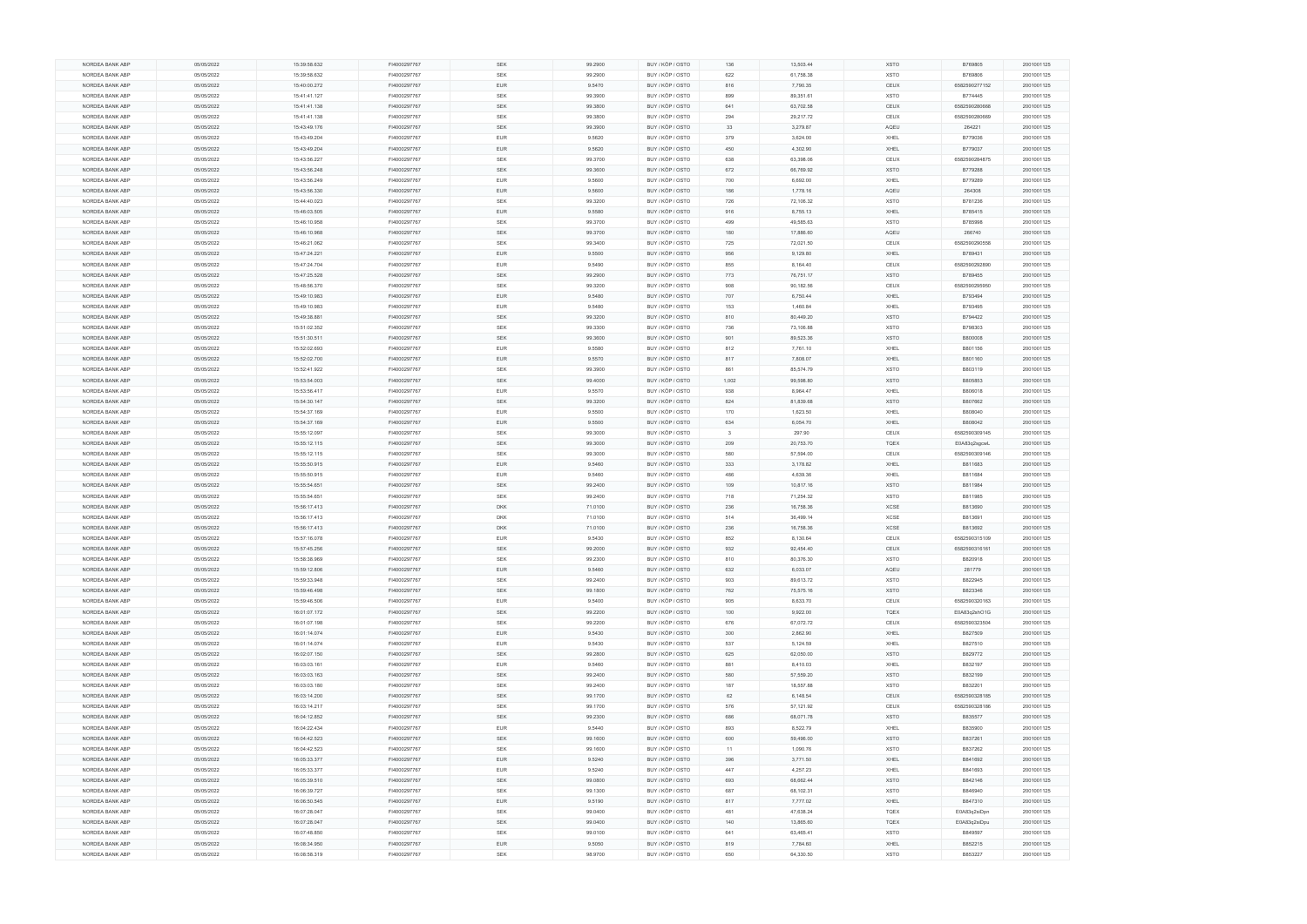| NORDEA BANK ABP | 05/05/2022 | 15:39:56.632 | FI4000297767 | SEK | 99.2900 | BUY / KÖP / OSTO | 136 | 13,503.44 | XSTO | B769805 | 20010011125 |
|---|---|---|---|---|---|---|---|---|---|---|---|
| NORDEA BANK ABP | 05/05/2022 | 15:39:56.632 | FI4000297767 | SEK | 99.2900 | BUY / KÖP / OSTO | 622 | 61,758.38 | XSTO | B769806 | 20010011125 |
| NORDEA BANK ABP | 05/05/2022 | 15:40:00.272 | FI4000297767 | EUR | 9.5470 | BUY / KÖP / OSTO | 816 | 7,790.35 | CEUX | 6582590271152 | 20010011125 |
| NORDEA BANK ABP | 05/05/2022 | 15:41:41.127 | FI4000297767 | SEK | 99.3900 | BUY / KÖP / OSTO | 899 | 89,351.61 | XSTO | B774445 | 20010011125 |
| NORDEA BANK ABP | 05/05/2022 | 15:41:41.138 | FI4000297767 | SEK | 99.3800 | BUY / KÖP / OSTO | 641 | 63,702.58 | CEUX | 6582590280668 | 20010011125 |
| NORDEA BANK ABP | 05/05/2022 | 15:41:41.138 | FI4000297767 | SEK | 99.3800 | BUY / KÖP / OSTO | 294 | 29,217.72 | CEUX | 6582590280669 | 20010011125 |
| NORDEA BANK ABP | 05/05/2022 | 15:43:49.176 | FI4000297767 | SEK | 99.3900 | BUY / KÖP / OSTO | 33 | 3,279.87 | AQEU | 264221 | 20010011125 |
| NORDEA BANK ABP | 05/05/2022 | 15:43:49.204 | FI4000297767 | EUR | 9.5620 | BUY / KÖP / OSTO | 379 | 3,624.00 | XHEL | B779036 | 20010011125 |
| NORDEA BANK ABP | 05/05/2022 | 15:43:49.204 | FI4000297767 | EUR | 9.5620 | BUY / KÖP / OSTO | 450 | 4,302.90 | XHEL | B779037 | 20010011125 |
| NORDEA BANK ABP | 05/05/2022 | 15:43:56.227 | FI4000297767 | SEK | 99.3700 | BUY / KÖP / OSTO | 638 | 63,398.06 | CEUX | 6582590284875 | 20010011125 |
| NORDEA BANK ABP | 05/05/2022 | 15:43:56.248 | FI4000297767 | SEK | 99.3600 | BUY / KÖP / OSTO | 672 | 66,769.92 | XSTO | B779288 | 20010011125 |
| NORDEA BANK ABP | 05/05/2022 | 15:43:56.249 | FI4000297767 | EUR | 9.5600 | BUY / KÖP / OSTO | 700 | 6,692.00 | XHEL | B779289 | 20010011125 |
| NORDEA BANK ABP | 05/05/2022 | 15:43:56.330 | FI4000297767 | EUR | 9.5600 | BUY / KÖP / OSTO | 186 | 1,778.16 | AQEU | 264308 | 20010011125 |
| NORDEA BANK ABP | 05/05/2022 | 15:44:40.023 | FI4000297767 | SEK | 99.3200 | BUY / KÖP / OSTO | 726 | 72,106.32 | XSTO | B781236 | 20010011125 |
| NORDEA BANK ABP | 05/05/2022 | 15:46:03.505 | FI4000297767 | EUR | 9.5580 | BUY / KÖP / OSTO | 916 | 8,755.13 | XHEL | B785415 | 20010011125 |
| NORDEA BANK ABP | 05/05/2022 | 15:46:10.968 | FI4000297767 | SEK | 99.3700 | BUY / KÖP / OSTO | 499 | 49,585.63 | XSTO | B785998 | 20010011125 |
| NORDEA BANK ABP | 05/05/2022 | 15:46:10.968 | FI4000297767 | SEK | 99.3700 | BUY / KÖP / OSTO | 180 | 17,886.60 | AQEU | 266740 | 20010011125 |
| NORDEA BANK ABP | 05/05/2022 | 15:46:21.062 | FI4000297767 | SEK | 99.3400 | BUY / KÖP / OSTO | 725 | 72,021.50 | CEUX | 6582590290558 | 20010011125 |
| NORDEA BANK ABP | 05/05/2022 | 15:47:24.221 | FI4000297767 | EUR | 9.5500 | BUY / KÖP / OSTO | 956 | 9,129.80 | XHEL | B789431 | 20010011125 |
| NORDEA BANK ABP | 05/05/2022 | 15:47:24.704 | FI4000297767 | EUR | 9.5490 | BUY / KÖP / OSTO | 855 | 8,164.40 | CEUX | 6582590292890 | 20010011125 |
| NORDEA BANK ABP | 05/05/2022 | 15:47:25.528 | FI4000297767 | SEK | 99.2900 | BUY / KÖP / OSTO | 773 | 76,751.17 | XSTO | B789455 | 20010011125 |
| NORDEA BANK ABP | 05/05/2022 | 15:48:56.370 | FI4000297767 | SEK | 99.3200 | BUY / KÖP / OSTO | 908 | 90,182.56 | CEUX | 6582590295950 | 20010011125 |
| NORDEA BANK ABP | 05/05/2022 | 15:49:10.983 | FI4000297767 | EUR | 9.5480 | BUY / KÖP / OSTO | 707 | 6,750.44 | XHEL | B793494 | 20010011125 |
| NORDEA BANK ABP | 05/05/2022 | 15:49:10.983 | FI4000297767 | EUR | 9.5480 | BUY / KÖP / OSTO | 153 | 1,460.84 | XHEL | B793495 | 20010011125 |
| NORDEA BANK ABP | 05/05/2022 | 15:49:38.881 | FI4000297767 | SEK | 99.3200 | BUY / KÖP / OSTO | 810 | 80,449.20 | XSTO | B794422 | 20010011125 |
| NORDEA BANK ABP | 05/05/2022 | 15:51:02.352 | FI4000297767 | SEK | 99.3300 | BUY / KÖP / OSTO | 736 | 73,106.88 | XSTO | B798303 | 20010011125 |
| NORDEA BANK ABP | 05/05/2022 | 15:51:30.511 | FI4000297767 | SEK | 99.3600 | BUY / KÖP / OSTO | 901 | 89,523.36 | XSTO | B800008 | 20010011125 |
| NORDEA BANK ABP | 05/05/2022 | 15:52:02.693 | FI4000297767 | EUR | 9.5580 | BUY / KÖP / OSTO | 812 | 7,761.10 | XHEL | B801156 | 20010011125 |
| NORDEA BANK ABP | 05/05/2022 | 15:52:02.700 | FI4000297767 | EUR | 9.5570 | BUY / KÖP / OSTO | 817 | 7,808.07 | XHEL | B801160 | 20010011125 |
| NORDEA BANK ABP | 05/05/2022 | 15:52:41.922 | FI4000297767 | SEK | 99.3900 | BUY / KÖP / OSTO | 861 | 85,574.79 | XSTO | B803119 | 20010011125 |
| NORDEA BANK ABP | 05/05/2022 | 15:53:54.003 | FI4000297767 | SEK | 99.4000 | BUY / KÖP / OSTO | 1,002 | 99,598.80 | XSTO | B805853 | 20010011125 |
| NORDEA BANK ABP | 05/05/2022 | 15:53:56.417 | FI4000297767 | EUR | 9.5570 | BUY / KÖP / OSTO | 938 | 8,964.47 | XHEL | B806018 | 20010011125 |
| NORDEA BANK ABP | 05/05/2022 | 15:54:30.147 | FI4000297767 | SEK | 99.3200 | BUY / KÖP / OSTO | 824 | 81,839.68 | XSTO | B807662 | 20010011125 |
| NORDEA BANK ABP | 05/05/2022 | 15:54:37.169 | FI4000297767 | EUR | 9.5500 | BUY / KÖP / OSTO | 170 | 1,623.50 | XHEL | B808040 | 20010011125 |
| NORDEA BANK ABP | 05/05/2022 | 15:54:37.169 | FI4000297767 | EUR | 9.5500 | BUY / KÖP / OSTO | 634 | 6,054.70 | XHEL | B808042 | 20010011125 |
| NORDEA BANK ABP | 05/05/2022 | 15:55:12.097 | FI4000297767 | SEK | 99.3000 | BUY / KÖP / OSTO | 3 | 297.90 | CEUX | 6582590309145 | 20010011125 |
| NORDEA BANK ABP | 05/05/2022 | 15:55:12.115 | FI4000297767 | SEK | 99.3000 | BUY / KÖP / OSTO | 209 | 20,753.70 | TQEX | E0A83q2sgcxL | 20010011125 |
| NORDEA BANK ABP | 05/05/2022 | 15:55:12.115 | FI4000297767 | SEK | 99.3000 | BUY / KÖP / OSTO | 580 | 57,594.00 | CEUX | 6582590309146 | 20010011125 |
| NORDEA BANK ABP | 05/05/2022 | 15:55:50.915 | FI4000297767 | EUR | 9.5460 | BUY / KÖP / OSTO | 333 | 3,178.82 | XHEL | B811683 | 20010011125 |
| NORDEA BANK ABP | 05/05/2022 | 15:55:50.915 | FI4000297767 | EUR | 9.5460 | BUY / KÖP / OSTO | 486 | 4,639.36 | XHEL | B811684 | 20010011125 |
| NORDEA BANK ABP | 05/05/2022 | 15:55:54.651 | FI4000297767 | SEK | 99.2400 | BUY / KÖP / OSTO | 109 | 10,817.16 | XSTO | B811984 | 20010011125 |
| NORDEA BANK ABP | 05/05/2022 | 15:55:54.651 | FI4000297767 | SEK | 99.2400 | BUY / KÖP / OSTO | 718 | 71,254.32 | XSTO | B811985 | 20010011125 |
| NORDEA BANK ABP | 05/05/2022 | 15:56:17.413 | FI4000297767 | DKK | 71.0100 | BUY / KÖP / OSTO | 236 | 16,758.36 | XCSE | B813690 | 20010011125 |
| NORDEA BANK ABP | 05/05/2022 | 15:56:17.413 | FI4000297767 | DKK | 71.0100 | BUY / KÖP / OSTO | 514 | 36,499.14 | XCSE | B813691 | 20010011125 |
| NORDEA BANK ABP | 05/05/2022 | 15:56:17.413 | FI4000297767 | DKK | 71.0100 | BUY / KÖP / OSTO | 236 | 16,758.36 | XCSE | B813692 | 20010011125 |
| NORDEA BANK ABP | 05/05/2022 | 15:57:18.078 | FI4000297767 | EUR | 9.5430 | BUY / KÖP / OSTO | 852 | 8,130.64 | CEUX | 6582590315109 | 20010011125 |
| NORDEA BANK ABP | 05/05/2022 | 15:57:45.256 | FI4000297767 | SEK | 99.2000 | BUY / KÖP / OSTO | 932 | 92,454.40 | CEUX | 6582590316161 | 20010011125 |
| NORDEA BANK ABP | 05/05/2022 | 15:58:38.989 | FI4000297767 | SEK | 99.2300 | BUY / KÖP / OSTO | 810 | 80,376.30 | XSTO | B820918 | 20010011125 |
| NORDEA BANK ABP | 05/05/2022 | 15:59:12.806 | FI4000297767 | EUR | 9.5460 | BUY / KÖP / OSTO | 632 | 6,033.07 | AQEU | 281779 | 20010011125 |
| NORDEA BANK ABP | 05/05/2022 | 15:59:33.948 | FI4000297767 | SEK | 99.2400 | BUY / KÖP / OSTO | 903 | 89,613.72 | XSTO | B822945 | 20010011125 |
| NORDEA BANK ABP | 05/05/2022 | 15:59:46.498 | FI4000297767 | SEK | 99.1800 | BUY / KÖP / OSTO | 762 | 75,575.16 | XSTO | B823346 | 20010011125 |
| NORDEA BANK ABP | 05/05/2022 | 15:59:46.506 | FI4000297767 | EUR | 9.5400 | BUY / KÖP / OSTO | 905 | 8,633.70 | CEUX | 6582590320163 | 20010011125 |
| NORDEA BANK ABP | 05/05/2022 | 16:01:07.172 | FI4000297767 | SEK | 99.2200 | BUY / KÖP / OSTO | 100 | 9,922.00 | TQEX | E0A83q2shO1G | 20010011125 |
| NORDEA BANK ABP | 05/05/2022 | 16:01:07.198 | FI4000297767 | SEK | 99.2200 | BUY / KÖP / OSTO | 676 | 67,072.72 | CEUX | 6582590323504 | 20010011125 |
| NORDEA BANK ABP | 05/05/2022 | 16:01:14.074 | FI4000297767 | EUR | 9.5430 | BUY / KÖP / OSTO | 300 | 2,862.90 | XHEL | B827509 | 20010011125 |
| NORDEA BANK ABP | 05/05/2022 | 16:01:14.074 | FI4000297767 | EUR | 9.5430 | BUY / KÖP / OSTO | 537 | 5,124.59 | XHEL | B827510 | 20010011125 |
| NORDEA BANK ABP | 05/05/2022 | 16:02:07.150 | FI4000297767 | SEK | 99.2800 | BUY / KÖP / OSTO | 625 | 62,050.00 | XSTO | B829772 | 20010011125 |
| NORDEA BANK ABP | 05/05/2022 | 16:03:03.161 | FI4000297767 | EUR | 9.5460 | BUY / KÖP / OSTO | 881 | 8,410.03 | XHEL | B832197 | 20010011125 |
| NORDEA BANK ABP | 05/05/2022 | 16:03:03.163 | FI4000297767 | SEK | 99.2400 | BUY / KÖP / OSTO | 580 | 57,559.20 | XSTO | B832199 | 20010011125 |
| NORDEA BANK ABP | 05/05/2022 | 16:03:03.180 | FI4000297767 | SEK | 99.2400 | BUY / KÖP / OSTO | 187 | 18,557.88 | XSTO | B832201 | 20010011125 |
| NORDEA BANK ABP | 05/05/2022 | 16:03:14.200 | FI4000297767 | SEK | 99.1700 | BUY / KÖP / OSTO | 62 | 6,148.54 | CEUX | 6582590328185 | 20010011125 |
| NORDEA BANK ABP | 05/05/2022 | 16:03:14.217 | FI4000297767 | SEK | 99.1700 | BUY / KÖP / OSTO | 576 | 57,121.92 | CEUX | 6582590328186 | 20010011125 |
| NORDEA BANK ABP | 05/05/2022 | 16:04:12.852 | FI4000297767 | SEK | 99.2300 | BUY / KÖP / OSTO | 686 | 68,071.78 | XSTO | B835577 | 20010011125 |
| NORDEA BANK ABP | 05/05/2022 | 16:04:22.434 | FI4000297767 | EUR | 9.5440 | BUY / KÖP / OSTO | 893 | 8,522.79 | XHEL | B835900 | 20010011125 |
| NORDEA BANK ABP | 05/05/2022 | 16:04:42.523 | FI4000297767 | SEK | 99.1600 | BUY / KÖP / OSTO | 600 | 59,496.00 | XSTO | B837261 | 20010011125 |
| NORDEA BANK ABP | 05/05/2022 | 16:04:42.523 | FI4000297767 | SEK | 99.1600 | BUY / KÖP / OSTO | 11 | 1,090.76 | XSTO | B837262 | 20010011125 |
| NORDEA BANK ABP | 05/05/2022 | 16:05:33.377 | FI4000297767 | EUR | 9.5240 | BUY / KÖP / OSTO | 396 | 3,771.50 | XHEL | B841692 | 20010011125 |
| NORDEA BANK ABP | 05/05/2022 | 16:05:33.377 | FI4000297767 | EUR | 9.5240 | BUY / KÖP / OSTO | 447 | 4,257.23 | XHEL | B841693 | 20010011125 |
| NORDEA BANK ABP | 05/05/2022 | 16:05:39.510 | FI4000297767 | SEK | 99.0800 | BUY / KÖP / OSTO | 693 | 68,662.44 | XSTO | B842146 | 20010011125 |
| NORDEA BANK ABP | 05/05/2022 | 16:06:39.727 | FI4000297767 | SEK | 99.1300 | BUY / KÖP / OSTO | 687 | 68,102.31 | XSTO | B846940 | 20010011125 |
| NORDEA BANK ABP | 05/05/2022 | 16:06:50.545 | FI4000297767 | EUR | 9.5190 | BUY / KÖP / OSTO | 817 | 7,777.02 | XHEL | B847310 | 20010011125 |
| NORDEA BANK ABP | 05/05/2022 | 16:07:28.047 | FI4000297767 | SEK | 99.0400 | BUY / KÖP / OSTO | 481 | 47,638.24 | TQEX | E0A83q2siDpn | 20010011125 |
| NORDEA BANK ABP | 05/05/2022 | 16:07:28.047 | FI4000297767 | SEK | 99.0400 | BUY / KÖP / OSTO | 140 | 13,865.60 | TQEX | E0A83q2siDpu | 20010011125 |
| NORDEA BANK ABP | 05/05/2022 | 16:07:48.850 | FI4000297767 | SEK | 99.0100 | BUY / KÖP / OSTO | 641 | 63,465.41 | XSTO | B849597 | 20010011125 |
| NORDEA BANK ABP | 05/05/2022 | 16:08:34.950 | FI4000297767 | EUR | 9.5050 | BUY / KÖP / OSTO | 819 | 7,784.60 | XHEL | B852215 | 20010011125 |
| NORDEA BANK ABP | 05/05/2022 | 16:08:56.319 | FI4000297767 | SEK | 98.9700 | BUY / KÖP / OSTO | 650 | 64,330.50 | XSTO | B853227 | 20010011125 |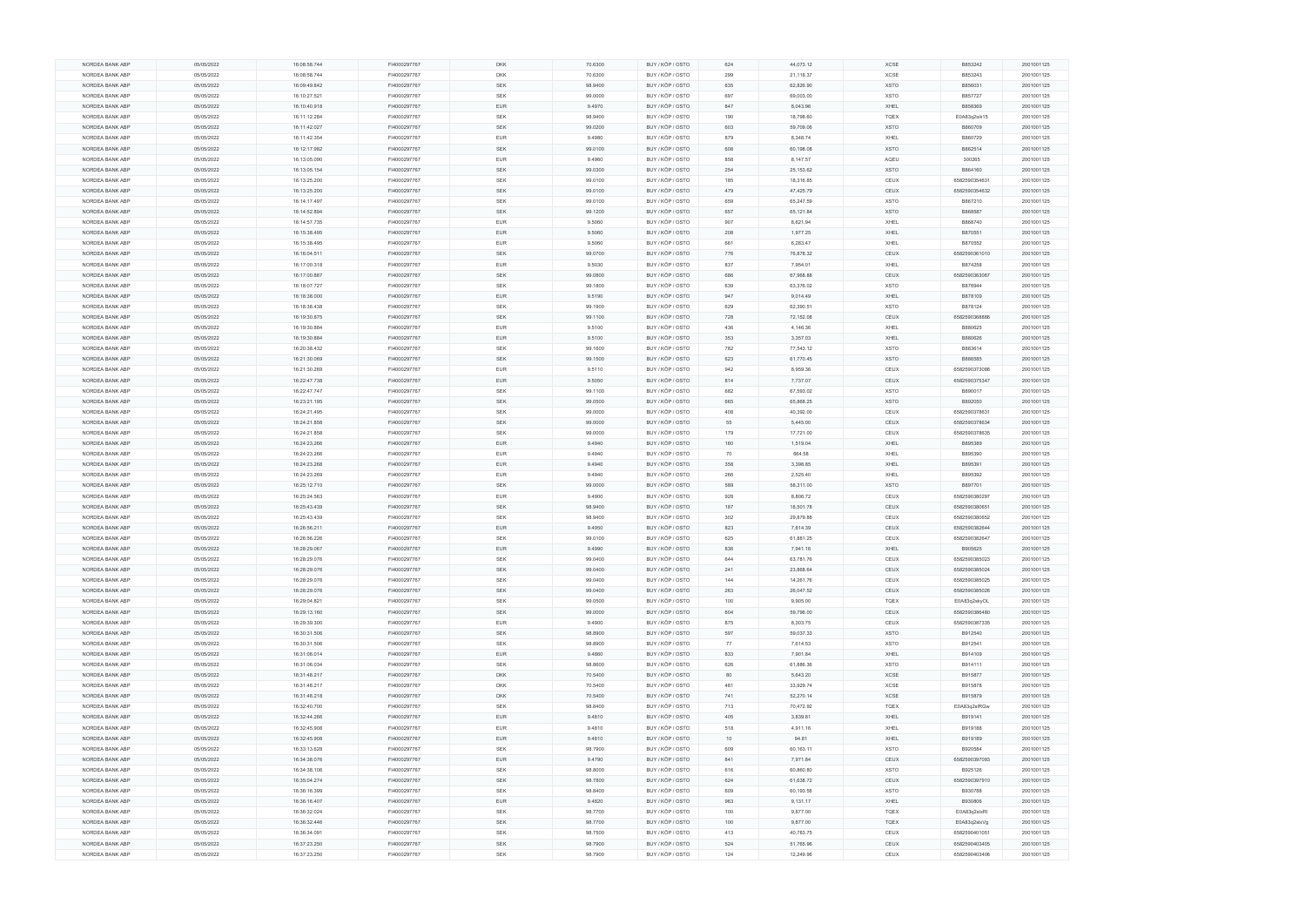| NORDEA BANK ABP | 05/05/2022 | 16:08:56.744 | FI4000297767 | DKK | 70.6300 | BUY / KÖP / OSTO | 624 | 44,073.12 | XCSE | B853242 | 20010011​25 |
|---|---|---|---|---|---|---|---|---|---|---|---|
| NORDEA BANK ABP | 05/05/2022 | 16:08:56.744 | FI4000297767 | DKK | 70.6300 | BUY / KÖP / OSTO | 299 | 21,118.37 | XCSE | B853243 | 2001001125 |
| NORDEA BANK ABP | 05/05/2022 | 16:09:49.842 | FI4000297767 | SEK | 98.9400 | BUY / KÖP / OSTO | 635 | 62,826.90 | XSTO | B856031 | 2001001125 |
| NORDEA BANK ABP | 05/05/2022 | 16:10:27.521 | FI4000297767 | SEK | 99.0000 | BUY / KÖP / OSTO | 697 | 69,003.00 | XSTO | B857727 | 2001001125 |
| NORDEA BANK ABP | 05/05/2022 | 16:10:40.918 | FI4000297767 | EUR | 9.4970 | BUY / KÖP / OSTO | 847 | 8,043.96 | XHEL | B858369 | 2001001125 |
| NORDEA BANK ABP | 05/05/2022 | 16:11:12.284 | FI4000297767 | SEK | 98.9400 | BUY / KÖP / OSTO | 190 | 18,798.60 | TQEX | E0A83q2eik15 | 2001001125 |
| NORDEA BANK ABP | 05/05/2022 | 16:11:42.027 | FI4000297767 | SEK | 99.0200 | BUY / KÖP / OSTO | 603 | 59,709.06 | XSTO | B860709 | 2001001125 |
| NORDEA BANK ABP | 05/05/2022 | 16:11:42.354 | FI4000297767 | EUR | 9.4980 | BUY / KÖP / OSTO | 879 | 8,348.74 | XHEL | B860729 | 2001001125 |
| NORDEA BANK ABP | 05/05/2022 | 16:12:17.982 | FI4000297767 | SEK | 99.0100 | BUY / KÖP / OSTO | 608 | 60,198.08 | XSTO | B862514 | 2001001125 |
| NORDEA BANK ABP | 05/05/2022 | 16:13:05.090 | FI4000297767 | EUR | 9.4960 | BUY / KÖP / OSTO | 858 | 8,147.57 | AQEU | 300265 | 2001001125 |
| NORDEA BANK ABP | 05/05/2022 | 16:13:05.154 | FI4000297767 | SEK | 99.0300 | BUY / KÖP / OSTO | 254 | 25,153.62 | XSTO | B864160 | 2001001125 |
| NORDEA BANK ABP | 05/05/2022 | 16:13:25.200 | FI4000297767 | SEK | 99.0100 | BUY / KÖP / OSTO | 185 | 18,316.85 | CEUX | 6582590354631 | 2001001125 |
| NORDEA BANK ABP | 05/05/2022 | 16:13:25.200 | FI4000297767 | SEK | 99.0100 | BUY / KÖP / OSTO | 479 | 47,425.79 | CEUX | 6582590354632 | 2001001125 |
| NORDEA BANK ABP | 05/05/2022 | 16:14:17.497 | FI4000297767 | SEK | 99.0100 | BUY / KÖP / OSTO | 659 | 65,247.59 | XSTO | B867210 | 2001001125 |
| NORDEA BANK ABP | 05/05/2022 | 16:14:52.894 | FI4000297767 | SEK | 99.1200 | BUY / KÖP / OSTO | 657 | 65,121.84 | XSTO | B868587 | 2001001125 |
| NORDEA BANK ABP | 05/05/2022 | 16:14:57.735 | FI4000297767 | EUR | 9.5060 | BUY / KÖP / OSTO | 907 | 8,621.94 | XHEL | B868740 | 2001001125 |
| NORDEA BANK ABP | 05/05/2022 | 16:15:38.495 | FI4000297767 | EUR | 9.5060 | BUY / KÖP / OSTO | 208 | 1,977.25 | XHEL | B870551 | 2001001125 |
| NORDEA BANK ABP | 05/05/2022 | 16:15:38.495 | FI4000297767 | EUR | 9.5060 | BUY / KÖP / OSTO | 661 | 6,283.47 | XHEL | B870552 | 2001001125 |
| NORDEA BANK ABP | 05/05/2022 | 16:16:04.511 | FI4000297767 | SEK | 99.0700 | BUY / KÖP / OSTO | 776 | 76,878.32 | CEUX | 6582590361010 | 2001001125 |
| NORDEA BANK ABP | 05/05/2022 | 16:17:00.318 | FI4000297767 | EUR | 9.5030 | BUY / KÖP / OSTO | 837 | 7,954.01 | XHEL | B874258 | 2001001125 |
| NORDEA BANK ABP | 05/05/2022 | 16:17:00.887 | FI4000297767 | SEK | 99.0800 | BUY / KÖP / OSTO | 686 | 67,968.88 | CEUX | 6582590363067 | 2001001125 |
| NORDEA BANK ABP | 05/05/2022 | 16:18:07.727 | FI4000297767 | SEK | 99.1800 | BUY / KÖP / OSTO | 639 | 63,376.02 | XSTO | B876944 | 2001001125 |
| NORDEA BANK ABP | 05/05/2022 | 16:18:38.000 | FI4000297767 | EUR | 9.5190 | BUY / KÖP / OSTO | 947 | 9,014.49 | XHEL | B878109 | 2001001125 |
| NORDEA BANK ABP | 05/05/2022 | 16:18:38.438 | FI4000297767 | SEK | 99.1900 | BUY / KÖP / OSTO | 629 | 62,390.51 | XSTO | B878124 | 2001001125 |
| NORDEA BANK ABP | 05/05/2022 | 16:19:30.875 | FI4000297767 | SEK | 99.1100 | BUY / KÖP / OSTO | 728 | 72,152.08 | CEUX | 6582590368866 | 2001001125 |
| NORDEA BANK ABP | 05/05/2022 | 16:19:30.884 | FI4000297767 | EUR | 9.5100 | BUY / KÖP / OSTO | 436 | 4,146.36 | XHEL | B880625 | 2001001125 |
| NORDEA BANK ABP | 05/05/2022 | 16:19:30.884 | FI4000297767 | EUR | 9.5100 | BUY / KÖP / OSTO | 353 | 3,357.03 | XHEL | B880626 | 2001001125 |
| NORDEA BANK ABP | 05/05/2022 | 16:20:38.432 | FI4000297767 | SEK | 99.1600 | BUY / KÖP / OSTO | 782 | 77,543.12 | XSTO | B883614 | 2001001125 |
| NORDEA BANK ABP | 05/05/2022 | 16:21:30.069 | FI4000297767 | SEK | 99.1500 | BUY / KÖP / OSTO | 623 | 61,770.45 | XSTO | B886585 | 2001001125 |
| NORDEA BANK ABP | 05/05/2022 | 16:21:30.269 | FI4000297767 | EUR | 9.5110 | BUY / KÖP / OSTO | 942 | 8,959.36 | CEUX | 6582590373066 | 2001001125 |
| NORDEA BANK ABP | 05/05/2022 | 16:22:47.738 | FI4000297767 | EUR | 9.5050 | BUY / KÖP / OSTO | 814 | 7,737.07 | CEUX | 6582590375347 | 2001001125 |
| NORDEA BANK ABP | 05/05/2022 | 16:22:47.747 | FI4000297767 | SEK | 99.1100 | BUY / KÖP / OSTO | 682 | 67,593.02 | XSTO | B890017 | 2001001125 |
| NORDEA BANK ABP | 05/05/2022 | 16:23:21.195 | FI4000297767 | SEK | 99.0000 | BUY / KÖP / OSTO | 665 | 65,835.00 | XSTO | B892050 | 2001001125 |
| NORDEA BANK ABP | 05/05/2022 | 16:24:21.495 | FI4000297767 | SEK | 99.0000 | BUY / KÖP / OSTO | 408 | 40,392.00 | CEUX | 6582590378631 | 2001001125 |
| NORDEA BANK ABP | 05/05/2022 | 16:24:21.858 | FI4000297767 | SEK | 99.0000 | BUY / KÖP / OSTO | 55 | 5,445.00 | CEUX | 6582590378634 | 2001001125 |
| NORDEA BANK ABP | 05/05/2022 | 16:24:21.858 | FI4000297767 | SEK | 99.0000 | BUY / KÖP / OSTO | 179 | 17,721.00 | CEUX | 6582590378635 | 2001001125 |
| NORDEA BANK ABP | 05/05/2022 | 16:24:23.266 | FI4000297767 | EUR | 9.4940 | BUY / KÖP / OSTO | 160 | 1,519.04 | XHEL | B895389 | 2001001125 |
| NORDEA BANK ABP | 05/05/2022 | 16:24:23.266 | FI4000297767 | EUR | 9.4940 | BUY / KÖP / OSTO | 70 | 664.58 | XHEL | B895390 | 2001001125 |
| NORDEA BANK ABP | 05/05/2022 | 16:24:23.268 | FI4000297767 | EUR | 9.4940 | BUY / KÖP / OSTO | 358 | 3,398.85 | XHEL | B895391 | 2001001125 |
| NORDEA BANK ABP | 05/05/2022 | 16:24:23.269 | FI4000297767 | EUR | 9.4940 | BUY / KÖP / OSTO | 266 | 2,525.40 | XHEL | B895392 | 2001001125 |
| NORDEA BANK ABP | 05/05/2022 | 16:25:12.710 | FI4000297767 | SEK | 99.0000 | BUY / KÖP / OSTO | 589 | 58,311.00 | XSTO | B897701 | 2001001125 |
| NORDEA BANK ABP | 05/05/2022 | 16:25:24.563 | FI4000297767 | EUR | 9.4900 | BUY / KÖP / OSTO | 928 | 8,806.72 | CEUX | 6582590380297 | 2001001125 |
| NORDEA BANK ABP | 05/05/2022 | 16:25:43.439 | FI4000297767 | SEK | 98.9400 | BUY / KÖP / OSTO | 187 | 18,501.78 | CEUX | 6582590380651 | 2001001125 |
| NORDEA BANK ABP | 05/05/2022 | 16:25:43.439 | FI4000297767 | SEK | 98.9400 | BUY / KÖP / OSTO | 302 | 29,879.88 | CEUX | 6582590380652 | 2001001125 |
| NORDEA BANK ABP | 05/05/2022 | 16:26:56.211 | FI4000297767 | EUR | 9.4950 | BUY / KÖP / OSTO | 823 | 7,814.39 | CEUX | 6582590382644 | 2001001125 |
| NORDEA BANK ABP | 05/05/2022 | 16:26:56.226 | FI4000297767 | SEK | 99.0100 | BUY / KÖP / OSTO | 625 | 61,881.25 | CEUX | 6582590382647 | 2001001125 |
| NORDEA BANK ABP | 05/05/2022 | 16:28:29.067 | FI4000297767 | EUR | 9.4990 | BUY / KÖP / OSTO | 836 | 7,941.16 | XHEL | B905625 | 2001001125 |
| NORDEA BANK ABP | 05/05/2022 | 16:28:29.076 | FI4000297767 | SEK | 99.0400 | BUY / KÖP / OSTO | 644 | 63,781.76 | CEUX | 6582590385023 | 2001001125 |
| NORDEA BANK ABP | 05/05/2022 | 16:28:29.076 | FI4000297767 | SEK | 99.0400 | BUY / KÖP / OSTO | 241 | 23,868.64 | CEUX | 6582590385024 | 2001001125 |
| NORDEA BANK ABP | 05/05/2022 | 16:28:29.076 | FI4000297767 | SEK | 99.0400 | BUY / KÖP / OSTO | 144 | 14,261.76 | CEUX | 6582590385025 | 2001001125 |
| NORDEA BANK ABP | 05/05/2022 | 16:28:29.076 | FI4000297767 | SEK | 99.0400 | BUY / KÖP / OSTO | 263 | 26,047.52 | CEUX | 6582590385026 | 2001001125 |
| NORDEA BANK ABP | 05/05/2022 | 16:29:04.821 | FI4000297767 | SEK | 99.0500 | BUY / KÖP / OSTO | 100 | 9,905.00 | TQEX | E0A83q2skyOL | 2001001125 |
| NORDEA BANK ABP | 05/05/2022 | 16:29:13.160 | FI4000297767 | SEK | 99.0000 | BUY / KÖP / OSTO | 604 | 59,796.00 | CEUX | 6582590386480 | 2001001125 |
| NORDEA BANK ABP | 05/05/2022 | 16:29:39.300 | FI4000297767 | EUR | 9.4900 | BUY / KÖP / OSTO | 875 | 8,303.75 | CEUX | 6582590387335 | 2001001125 |
| NORDEA BANK ABP | 05/05/2022 | 16:30:31.506 | FI4000297767 | SEK | 98.8900 | BUY / KÖP / OSTO | 597 | 59,037.33 | XSTO | B912540 | 2001001125 |
| NORDEA BANK ABP | 05/05/2022 | 16:30:31.506 | FI4000297767 | SEK | 98.8900 | BUY / KÖP / OSTO | 77 | 7,614.53 | XSTO | B912541 | 2001001125 |
| NORDEA BANK ABP | 05/05/2022 | 16:31:06.014 | FI4000297767 | EUR | 9.4860 | BUY / KÖP / OSTO | 833 | 7,901.84 | XHEL | B914109 | 2001001125 |
| NORDEA BANK ABP | 05/05/2022 | 16:31:06.034 | FI4000297767 | SEK | 98.8600 | BUY / KÖP / OSTO | 626 | 61,886.36 | XSTO | B914111 | 2001001125 |
| NORDEA BANK ABP | 05/05/2022 | 16:31:48.217 | FI4000297767 | DKK | 70.5400 | BUY / KÖP / OSTO | 80 | 5,643.20 | XCSE | B915877 | 2001001125 |
| NORDEA BANK ABP | 05/05/2022 | 16:31:48.217 | FI4000297767 | DKK | 70.5400 | BUY / KÖP / OSTO | 481 | 33,929.74 | XCSE | B915878 | 2001001125 |
| NORDEA BANK ABP | 05/05/2022 | 16:31:48.218 | FI4000297767 | DKK | 70.5400 | BUY / KÖP / OSTO | 741 | 52,270.14 | XCSE | B915879 | 2001001125 |
| NORDEA BANK ABP | 05/05/2022 | 16:32:40.700 | FI4000297767 | SEK | 98.8400 | BUY / KÖP / OSTO | 713 | 70,472.92 | TQEX | E0A83q2wlRGw | 2001001125 |
| NORDEA BANK ABP | 05/05/2022 | 16:32:44.266 | FI4000297767 | EUR | 9.4810 | BUY / KÖP / OSTO | 405 | 3,839.81 | XHEL | B919141 | 2001001125 |
| NORDEA BANK ABP | 05/05/2022 | 16:32:45.908 | FI4000297767 | EUR | 9.4810 | BUY / KÖP / OSTO | 518 | 4,911.16 | XHEL | B919188 | 2001001125 |
| NORDEA BANK ABP | 05/05/2022 | 16:32:45.908 | FI4000297767 | EUR | 9.4810 | BUY / KÖP / OSTO | 10 | 94.81 | XHEL | B919189 | 2001001125 |
| NORDEA BANK ABP | 05/05/2022 | 16:33:13.628 | FI4000297767 | SEK | 98.7900 | BUY / KÖP / OSTO | 609 | 60,163.11 | XSTO | B920584 | 2001001125 |
| NORDEA BANK ABP | 05/05/2022 | 16:34:38.076 | FI4000297767 | EUR | 9.4790 | BUY / KÖP / OSTO | 841 | 7,971.84 | CEUX | 6582590397093 | 2001001125 |
| NORDEA BANK ABP | 05/05/2022 | 16:34:38.106 | FI4000297767 | SEK | 98.8000 | BUY / KÖP / OSTO | 616 | 60,860.80 | XSTO | B925126 | 2001001125 |
| NORDEA BANK ABP | 05/05/2022 | 16:35:04.274 | FI4000297767 | SEK | 98.7800 | BUY / KÖP / OSTO | 624 | 61,638.72 | CEUX | 6582590397910 | 2001001125 |
| NORDEA BANK ABP | 05/05/2022 | 16:36:16.399 | FI4000297767 | SEK | 98.8400 | BUY / KÖP / OSTO | 609 | 60,193.56 | XSTO | B930788 | 2001001125 |
| NORDEA BANK ABP | 05/05/2022 | 16:36:16.407 | FI4000297767 | EUR | 9.4820 | BUY / KÖP / OSTO | 963 | 9,131.17 | XHEL | B930806 | 2001001125 |
| NORDEA BANK ABP | 05/05/2022 | 16:36:32.024 | FI4000297767 | SEK | 98.7700 | BUY / KÖP / OSTO | 100 | 9,877.00 | TQEX | E0A83q2sbxRl | 2001001125 |
| NORDEA BANK ABP | 05/05/2022 | 16:36:32.446 | FI4000297767 | SEK | 98.7700 | BUY / KÖP / OSTO | 100 | 9,877.00 | TQEX | E0A83q2sbxVg | 2001001125 |
| NORDEA BANK ABP | 05/05/2022 | 16:36:34.091 | FI4000297767 | SEK | 98.7500 | BUY / KÖP / OSTO | 413 | 40,783.75 | CEUX | 6582590401051 | 2001001125 |
| NORDEA BANK ABP | 05/05/2022 | 16:37:23.250 | FI4000297767 | SEK | 98.7900 | BUY / KÖP / OSTO | 524 | 51,765.96 | CEUX | 6582590403405 | 2001001125 |
| NORDEA BANK ABP | 05/05/2022 | 16:37:23.250 | FI4000297767 | SEK | 98.7900 | BUY / KÖP / OSTO | 124 | 12,249.96 | CEUX | 6582590403406 | 2001001125 |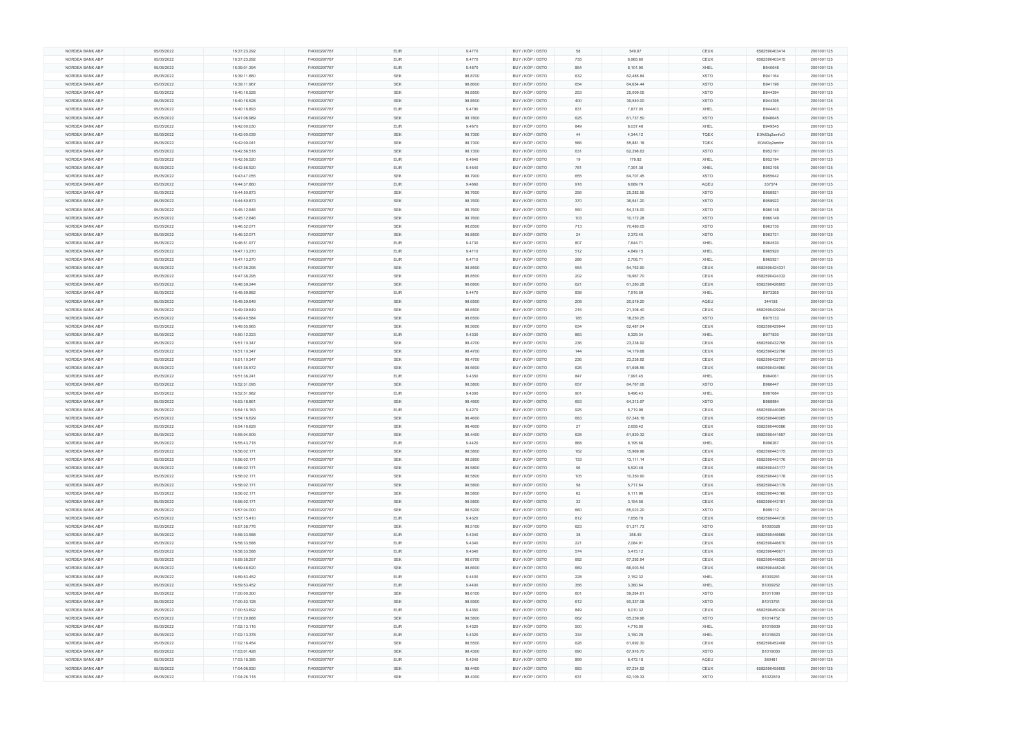| | | | | | | | | | | | |
|---|---|---|---|---|---|---|---|---|---|---|---|
| NORDEA BANK ABP | 05/05/2022 | 16:37:23.292 | FI4000297767 | EUR | 9.4770 | BUY / KÖP / OSTO | 58 | 549.67 | CEUX | 6582590403414 | 20010011125 |
| NORDEA BANK ABP | 05/05/2022 | 16:37:23.292 | FI4000297767 | EUR | 9.4770 | BUY / KÖP / OSTO | 735 | 6,965.60 | CEUX | 6582590403415 | 20010011125 |
| NORDEA BANK ABP | 05/05/2022 | 16:39:01.394 | FI4000297767 | EUR | 9.4870 | BUY / KÖP / OSTO | 854 | 8,101.90 | XHEL | B940648 | 20010011125 |
| NORDEA BANK ABP | 05/05/2022 | 16:39:11.860 | FI4000297767 | SEK | 98.8700 | BUY / KÖP / OSTO | 632 | 62,485.84 | XSTO | B941164 | 20010011125 |
| NORDEA BANK ABP | 05/05/2022 | 16:39:11.967 | FI4000297767 | SEK | 98.8600 | BUY / KÖP / OSTO | 654 | 64,654.44 | XSTO | B941196 | 20010011125 |
| NORDEA BANK ABP | 05/05/2022 | 16:40:16.528 | FI4000297767 | SEK | 98.8500 | BUY / KÖP / OSTO | 253 | 25,009.05 | XSTO | B944394 | 20010011125 |
| NORDEA BANK ABP | 05/05/2022 | 16:40:16.528 | FI4000297767 | SEK | 98.8500 | BUY / KÖP / OSTO | 400 | 39,540.00 | XSTO | B944395 | 20010011125 |
| NORDEA BANK ABP | 05/05/2022 | 16:40:16.893 | FI4000297767 | EUR | 9.4790 | BUY / KÖP / OSTO | 831 | 7,877.05 | XHEL | B944403 | 20010011125 |
| NORDEA BANK ABP | 05/05/2022 | 16:41:06.989 | FI4000297767 | SEK | 98.7800 | BUY / KÖP / OSTO | 625 | 61,737.50 | XSTO | B946645 | 20010011125 |
| NORDEA BANK ABP | 05/05/2022 | 16:42:00.030 | FI4000297767 | EUR | 9.4870 | BUY / KÖP / OSTO | 849 | 8,037.48 | XHEL | B949545 | 20010011125 |
| NORDEA BANK ABP | 05/05/2022 | 16:42:00.039 | FI4000297767 | SEK | 98.7300 | BUY / KÖP / OSTO | 44 | 4,344.12 | TQEX | E0A83g2smfzCl | 20010011125 |
| NORDEA BANK ABP | 05/05/2022 | 16:42:00.041 | FI4000297767 | SEK | 98.7300 | BUY / KÖP / OSTO | 566 | 55,881.18 | TQEX | E0A83g2smfzr | 20010011125 |
| NORDEA BANK ABP | 05/05/2022 | 16:42:56.518 | FI4000297767 | SEK | 98.7300 | BUY / KÖP / OSTO | 631 | 62,298.63 | XSTO | B952191 | 20010011125 |
| NORDEA BANK ABP | 05/05/2022 | 16:42:56.520 | FI4000297767 | EUR | 9.4640 | BUY / KÖP / OSTO | 19 | 179.82 | XHEL | B952194 | 20010011125 |
| NORDEA BANK ABP | 05/05/2022 | 16:42:56.520 | FI4000297767 | EUR | 9.4640 | BUY / KÖP / OSTO | 781 | 7,391.38 | XHEL | B952195 | 20010011125 |
| NORDEA BANK ABP | 05/05/2022 | 16:43:47.055 | FI4000297767 | SEK | 98.7900 | BUY / KÖP / OSTO | 655 | 64,707.45 | XSTO | B955642 | 20010011125 |
| NORDEA BANK ABP | 05/05/2022 | 16:44:37.880 | FI4000297767 | EUR | 9.4660 | BUY / KÖP / OSTO | 918 | 8,689.79 | AQEU | 337574 | 20010011125 |
| NORDEA BANK ABP | 05/05/2022 | 16:44:50.873 | FI4000297767 | SEK | 98.7600 | BUY / KÖP / OSTO | 256 | 25,282.56 | XSTO | B958921 | 20010011125 |
| NORDEA BANK ABP | 05/05/2022 | 16:44:50.873 | FI4000297767 | SEK | 98.7600 | BUY / KÖP / OSTO | 370 | 36,541.20 | XSTO | B958922 | 20010011125 |
| NORDEA BANK ABP | 05/05/2022 | 16:45:12.646 | FI4000297767 | SEK | 98.7600 | BUY / KÖP / OSTO | 550 | 54,318.00 | XSTO | B960148 | 20010011125 |
| NORDEA BANK ABP | 05/05/2022 | 16:45:12.646 | FI4000297767 | SEK | 98.7600 | BUY / KÖP / OSTO | 103 | 10,172.28 | XSTO | B960149 | 20010011125 |
| NORDEA BANK ABP | 05/05/2022 | 16:46:32.071 | FI4000297767 | SEK | 98.8500 | BUY / KÖP / OSTO | 713 | 70,480.05 | XSTO | B963730 | 20010011125 |
| NORDEA BANK ABP | 05/05/2022 | 16:46:32.071 | FI4000297767 | SEK | 98.8500 | BUY / KÖP / OSTO | 24 | 2,372.40 | XSTO | B963731 | 20010011125 |
| NORDEA BANK ABP | 05/05/2022 | 16:46:51.977 | FI4000297767 | EUR | 9.4730 | BUY / KÖP / OSTO | 807 | 7,644.71 | XHEL | B964530 | 20010011125 |
| NORDEA BANK ABP | 05/05/2022 | 16:47:13.270 | FI4000297767 | EUR | 9.4710 | BUY / KÖP / OSTO | 512 | 4,849.15 | XHEL | B965920 | 20010011125 |
| NORDEA BANK ABP | 05/05/2022 | 16:47:13.270 | FI4000297767 | EUR | 9.4710 | BUY / KÖP / OSTO | 286 | 2,708.71 | XHEL | B965921 | 20010011125 |
| NORDEA BANK ABP | 05/05/2022 | 16:47:38.295 | FI4000297767 | SEK | 98.8500 | BUY / KÖP / OSTO | 554 | 54,762.90 | CEUX | 6582590424331 | 20010011125 |
| NORDEA BANK ABP | 05/05/2022 | 16:47:38.295 | FI4000297767 | SEK | 98.8500 | BUY / KÖP / OSTO | 202 | 19,967.70 | CEUX | 6582590424332 | 20010011125 |
| NORDEA BANK ABP | 05/05/2022 | 16:48:39.244 | FI4000297767 | SEK | 98.6800 | BUY / KÖP / OSTO | 621 | 61,280.28 | CEUX | 6582590426805 | 20010011125 |
| NORDEA BANK ABP | 05/05/2022 | 16:48:59.882 | FI4000297767 | EUR | 9.4470 | BUY / KÖP / OSTO | 838 | 7,916.59 | XHEL | B973265 | 20010011125 |
| NORDEA BANK ABP | 05/05/2022 | 16:49:39.649 | FI4000297767 | SEK | 98.6500 | BUY / KÖP / OSTO | 208 | 20,519.20 | AQEU | 344158 | 20010011125 |
| NORDEA BANK ABP | 05/05/2022 | 16:49:39.649 | FI4000297767 | SEK | 98.6500 | BUY / KÖP / OSTO | 216 | 21,308.40 | CEUX | 6582590429244 | 20010011125 |
| NORDEA BANK ABP | 05/05/2022 | 16:49:40.584 | FI4000297767 | SEK | 98.6500 | BUY / KÖP / OSTO | 185 | 18,250.25 | XSTO | B975733 | 20010011125 |
| NORDEA BANK ABP | 05/05/2022 | 16:49:55.965 | FI4000297767 | SEK | 98.5600 | BUY / KÖP / OSTO | 634 | 62,487.04 | CEUX | 6582590429944 | 20010011125 |
| NORDEA BANK ABP | 05/05/2022 | 16:50:12.223 | FI4000297767 | EUR | 9.4330 | BUY / KÖP / OSTO | 883 | 8,329.34 | XHEL | B977830 | 20010011125 |
| NORDEA BANK ABP | 05/05/2022 | 16:51:10.347 | FI4000297767 | SEK | 98.4700 | BUY / KÖP / OSTO | 236 | 23,238.92 | CEUX | 6582590432795 | 20010011125 |
| NORDEA BANK ABP | 05/05/2022 | 16:51:10.347 | FI4000297767 | SEK | 98.4700 | BUY / KÖP / OSTO | 144 | 14,179.68 | CEUX | 6582590432796 | 20010011125 |
| NORDEA BANK ABP | 05/05/2022 | 16:51:10.347 | FI4000297767 | SEK | 98.4700 | BUY / KÖP / OSTO | 236 | 23,238.92 | CEUX | 6582590432797 | 20010011125 |
| NORDEA BANK ABP | 05/05/2022 | 16:51:35.572 | FI4000297767 | SEK | 98.5600 | BUY / KÖP / OSTO | 626 | 61,698.56 | CEUX | 6582590434960 | 20010011125 |
| NORDEA BANK ABP | 05/05/2022 | 16:51:36.241 | FI4000297767 | EUR | 9.4350 | BUY / KÖP / OSTO | 847 | 7,991.45 | XHEL | B984061 | 20010011125 |
| NORDEA BANK ABP | 05/05/2022 | 16:52:31.095 | FI4000297767 | SEK | 98.5800 | BUY / KÖP / OSTO | 657 | 64,767.06 | XSTO | B986447 | 20010011125 |
| NORDEA BANK ABP | 05/05/2022 | 16:52:51.982 | FI4000297767 | EUR | 9.4300 | BUY / KÖP / OSTO | 901 | 8,496.43 | XHEL | B987684 | 20010011125 |
| NORDEA BANK ABP | 05/05/2022 | 16:53:18.861 | FI4000297767 | SEK | 98.4900 | BUY / KÖP / OSTO | 653 | 64,313.97 | XSTO | B988984 | 20010011125 |
| NORDEA BANK ABP | 05/05/2022 | 16:54:16.163 | FI4000297767 | EUR | 9.4270 | BUY / KÖP / OSTO | 925 | 8,719.98 | CEUX | 6582590440065 | 20010011125 |
| NORDEA BANK ABP | 05/05/2022 | 16:54:16.629 | FI4000297767 | SEK | 98.4600 | BUY / KÖP / OSTO | 683 | 67,248.18 | CEUX | 6582590440085 | 20010011125 |
| NORDEA BANK ABP | 05/05/2022 | 16:54:16.629 | FI4000297767 | SEK | 98.4600 | BUY / KÖP / OSTO | 27 | 2,658.42 | CEUX | 6582590440086 | 20010011125 |
| NORDEA BANK ABP | 05/05/2022 | 16:55:04.509 | FI4000297767 | SEK | 98.4400 | BUY / KÖP / OSTO | 628 | 61,820.32 | CEUX | 6582590441597 | 20010011125 |
| NORDEA BANK ABP | 05/05/2022 | 16:55:43.718 | FI4000297767 | EUR | 9.4420 | BUY / KÖP / OSTO | 868 | 8,195.66 | XHEL | B996267 | 20010011125 |
| NORDEA BANK ABP | 05/05/2022 | 16:56:02.171 | FI4000297767 | SEK | 98.5800 | BUY / KÖP / OSTO | 162 | 15,969.96 | CEUX | 6582590443175 | 20010011125 |
| NORDEA BANK ABP | 05/05/2022 | 16:56:02.171 | FI4000297767 | SEK | 98.5800 | BUY / KÖP / OSTO | 133 | 13,111.14 | CEUX | 6582590443176 | 20010011125 |
| NORDEA BANK ABP | 05/05/2022 | 16:56:02.171 | FI4000297767 | SEK | 98.5800 | BUY / KÖP / OSTO | 56 | 5,520.48 | CEUX | 6582590443177 | 20010011125 |
| NORDEA BANK ABP | 05/05/2022 | 16:56:02.171 | FI4000297767 | SEK | 98.5800 | BUY / KÖP / OSTO | 105 | 10,350.90 | CEUX | 6582590443178 | 20010011125 |
| NORDEA BANK ABP | 05/05/2022 | 16:56:02.171 | FI4000297767 | SEK | 98.5800 | BUY / KÖP / OSTO | 58 | 5,717.64 | CEUX | 6582590443179 | 20010011125 |
| NORDEA BANK ABP | 05/05/2022 | 16:56:02.171 | FI4000297767 | SEK | 98.5800 | BUY / KÖP / OSTO | 62 | 6,111.96 | CEUX | 6582590443180 | 20010011125 |
| NORDEA BANK ABP | 05/05/2022 | 16:56:02.171 | FI4000297767 | SEK | 98.5800 | BUY / KÖP / OSTO | 32 | 3,154.56 | CEUX | 6582590443181 | 20010011125 |
| NORDEA BANK ABP | 05/05/2022 | 16:57:04.000 | FI4000297767 | SEK | 98.5200 | BUY / KÖP / OSTO | 660 | 65,023.20 | XSTO | B999112 | 20010011125 |
| NORDEA BANK ABP | 05/05/2022 | 16:57:15.410 | FI4000297767 | EUR | 9.4320 | BUY / KÖP / OSTO | 812 | 7,658.78 | CEUX | 6582590444730 | 20010011125 |
| NORDEA BANK ABP | 05/05/2022 | 16:57:38.776 | FI4000297767 | SEK | 98.5100 | BUY / KÖP / OSTO | 623 | 61,371.73 | XSTO | B1000528 | 20010011125 |
| NORDEA BANK ABP | 05/05/2022 | 16:58:33.588 | FI4000297767 | EUR | 9.4340 | BUY / KÖP / OSTO | 38 | 358.49 | CEUX | 6582590446669 | 20010011125 |
| NORDEA BANK ABP | 05/05/2022 | 16:58:33.588 | FI4000297767 | EUR | 9.4340 | BUY / KÖP / OSTO | 221 | 2,084.91 | CEUX | 6582590446670 | 20010011125 |
| NORDEA BANK ABP | 05/05/2022 | 16:58:33.588 | FI4000297767 | EUR | 9.4340 | BUY / KÖP / OSTO | 574 | 5,415.12 | CEUX | 6582590446671 | 20010011125 |
| NORDEA BANK ABP | 05/05/2022 | 16:59:38.257 | FI4000297767 | SEK | 98.6700 | BUY / KÖP / OSTO | 682 | 67,292.94 | CEUX | 6582590448025 | 20010011125 |
| NORDEA BANK ABP | 05/05/2022 | 16:59:48.620 | FI4000297767 | SEK | 98.6600 | BUY / KÖP / OSTO | 669 | 66,003.54 | CEUX | 6582590448240 | 20010011125 |
| NORDEA BANK ABP | 05/05/2022 | 16:59:53.452 | FI4000297767 | EUR | 9.4400 | BUY / KÖP / OSTO | 228 | 2,152.32 | XHEL | B1009251 | 20010011125 |
| NORDEA BANK ABP | 05/05/2022 | 16:59:53.452 | FI4000297767 | EUR | 9.4400 | BUY / KÖP / OSTO | 356 | 3,360.64 | XHEL | B1009252 | 20010011125 |
| NORDEA BANK ABP | 05/05/2022 | 17:00:00.300 | FI4000297767 | SEK | 98.6100 | BUY / KÖP / OSTO | 601 | 59,264.61 | XSTO | B1011090 | 20010011125 |
| NORDEA BANK ABP | 05/05/2022 | 17:00:53.128 | FI4000297767 | SEK | 98.5900 | BUY / KÖP / OSTO | 612 | 60,337.08 | XSTO | B1013751 | 20010011125 |
| NORDEA BANK ABP | 05/05/2022 | 17:00:53.692 | FI4000297767 | EUR | 9.4350 | BUY / KÖP / OSTO | 849 | 8,010.32 | CEUX | 6582590450430 | 20010011125 |
| NORDEA BANK ABP | 05/05/2022 | 17:01:20.888 | FI4000297767 | SEK | 98.5800 | BUY / KÖP / OSTO | 662 | 65,259.96 | XSTO | B1014752 | 20010011125 |
| NORDEA BANK ABP | 05/05/2022 | 17:02:13.116 | FI4000297767 | EUR | 9.4320 | BUY / KÖP / OSTO | 500 | 4,716.00 | XHEL | B1016609 | 20010011125 |
| NORDEA BANK ABP | 05/05/2022 | 17:02:13.378 | FI4000297767 | EUR | 9.4320 | BUY / KÖP / OSTO | 334 | 3,150.29 | XHEL | B1016623 | 20010011125 |
| NORDEA BANK ABP | 05/05/2022 | 17:02:16.454 | FI4000297767 | SEK | 98.5500 | BUY / KÖP / OSTO | 626 | 61,692.30 | CEUX | 6582590452408 | 20010011125 |
| NORDEA BANK ABP | 05/05/2022 | 17:03:01.428 | FI4000297767 | SEK | 98.4300 | BUY / KÖP / OSTO | 690 | 67,916.70 | XSTO | B1019050 | 20010011125 |
| NORDEA BANK ABP | 05/05/2022 | 17:03:18.385 | FI4000297767 | EUR | 9.4240 | BUY / KÖP / OSTO | 899 | 8,472.18 | AQEU | 360481 | 20010011125 |
| NORDEA BANK ABP | 05/05/2022 | 17:04:06.930 | FI4000297767 | SEK | 98.4400 | BUY / KÖP / OSTO | 683 | 67,234.52 | CEUX | 6582590455605 | 20010011125 |
| NORDEA BANK ABP | 05/05/2022 | 17:04:26.118 | FI4000297767 | SEK | 98.4300 | BUY / KÖP / OSTO | 631 | 62,109.33 | XSTO | B1022619 | 20010011125 |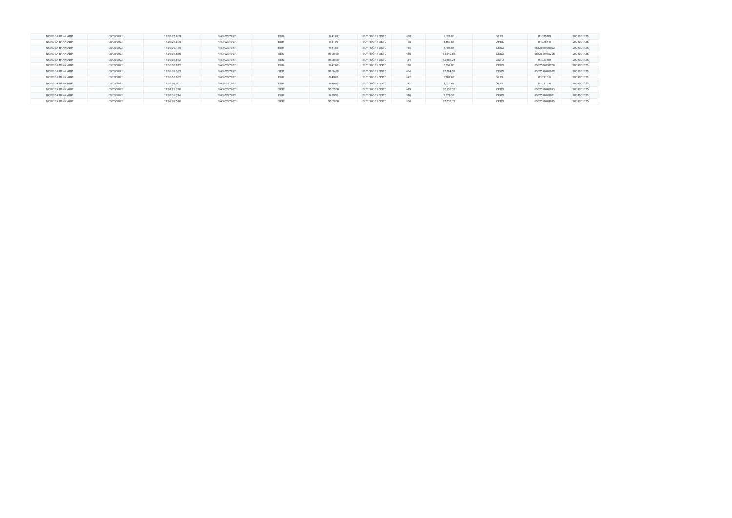| | | | | | | | | | | | |
|---|---|---|---|---|---|---|---|---|---|---|---|
| NORDEA BANK ABP | 05/05/2022 | 17:05:28.809 | FI4000297767 | EUR | 9.4170 | BUY / KÖP / OSTO | 650 | 6,121.05 | XHEL | B1025709 | 2001001125 |
| NORDEA BANK ABP | 05/05/2022 | 17:05:28.809 | FI4000297767 | EUR | 9.4170 | BUY / KÖP / OSTO | 165 | 1,553.81 | XHEL | B1025710 | 2001001125 |
| NORDEA BANK ABP | 05/05/2022 | 17:06:02.169 | FI4000297767 | EUR | 9.4180 | BUY / KÖP / OSTO | 445 | 4,191.01 | CEUX | 6582590459023 | 2001001125 |
| NORDEA BANK ABP | 05/05/2022 | 17:06:06.856 | FI4000297767 | SEK | 98.3600 | BUY / KÖP / OSTO | 646 | 63,540.56 | CEUX | 6582590459226 | 2001001125 |
| NORDEA BANK ABP | 05/05/2022 | 17:06:06.862 | FI4000297767 | SEK | 98.3600 | BUY / KÖP / OSTO | 634 | 62,360.24 | XSTO | B1027689 | 2001001125 |
| NORDEA BANK ABP | 05/05/2022 | 17:06:06.872 | FI4000297767 | EUR | 9.4170 | BUY / KÖP / OSTO | 378 | 3,559.63 | CEUX | 6582590459230 | 2001001125 |
| NORDEA BANK ABP | 05/05/2022 | 17:06:38.322 | FI4000297767 | SEK | 98.3400 | BUY / KÖP / OSTO | 684 | 67,264.56 | CEUX | 6582590460072 | 2001001125 |
| NORDEA BANK ABP | 05/05/2022 | 17:06:58.992 | FI4000297767 | EUR | 9.4090 | BUY / KÖP / OSTO | 647 | 6,087.62 | XHEL | B1031010 | 2001001125 |
| NORDEA BANK ABP | 05/05/2022 | 17:06:59.001 | FI4000297767 | EUR | 9.4090 | BUY / KÖP / OSTO | 141 | 1,326.67 | XHEL | B1031014 | 2001001125 |
| NORDEA BANK ABP | 05/05/2022 | 17:07:29.276 | FI4000297767 | SEK | 98.2800 | BUY / KÖP / OSTO | 619 | 60,835.32 | CEUX | 6582590461873 | 2001001125 |
| NORDEA BANK ABP | 05/05/2022 | 17:08:39.744 | FI4000297767 | EUR | 9.3980 | BUY / KÖP / OSTO | 918 | 8,627.36 | CEUX | 6582590463961 | 2001001125 |
| NORDEA BANK ABP | 05/05/2022 | 17:09:02.516 | FI4000297767 | SEK | 98.2400 | BUY / KÖP / OSTO | 888 | 87,237.12 | CEUX | 6582590464875 | 2001001125 |